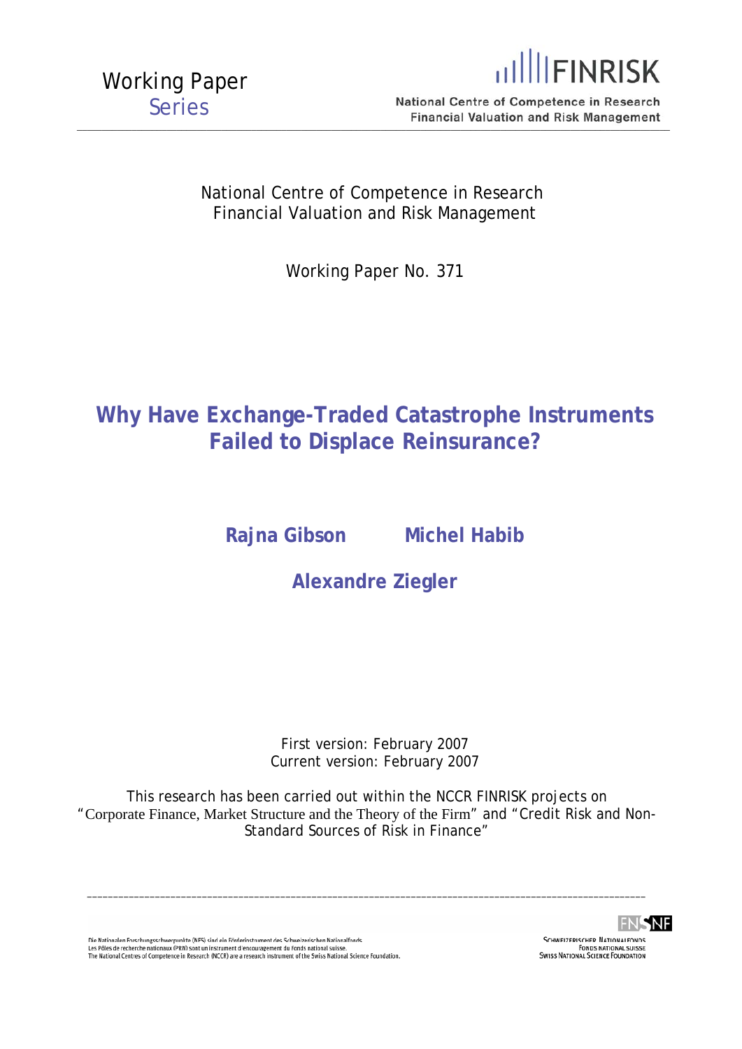Working Paper Series

FINRISK

National Centre of Competence in Research
Financial Valuation and Risk Management

National Centre of Competence in Research
Financial Valuation and Risk Management

Working Paper No. 371

# Why Have Exchange-Traded Catastrophe Instruments Failed to Displace Reinsurance?

**Rajna Gibson** **Michel Habib**

**Alexandre Ziegler**

First version: February 2007
Current version: February 2007

This research has been carried out within the NCCR FINRISK projects on "Corporate Finance, Market Structure and the Theory of the Firm" and "Credit Risk and Non-Standard Sources of Risk in Finance"

Die Nationalen Forschungsschwerpunkte (NFS) sind ein Förderinstrument des Schweizerischen Nationalfonds.
Les Pôles de recherche nationaux (PRN) sont un instrument d'encouragement du Fonds national suisse.
The National Centres of Competence in Research (NCCR) are a research instrument of the Swiss National Science Foundation.

Schweizerischer Nationalfonds
Fonds national suisse
Swiss National Science Foundation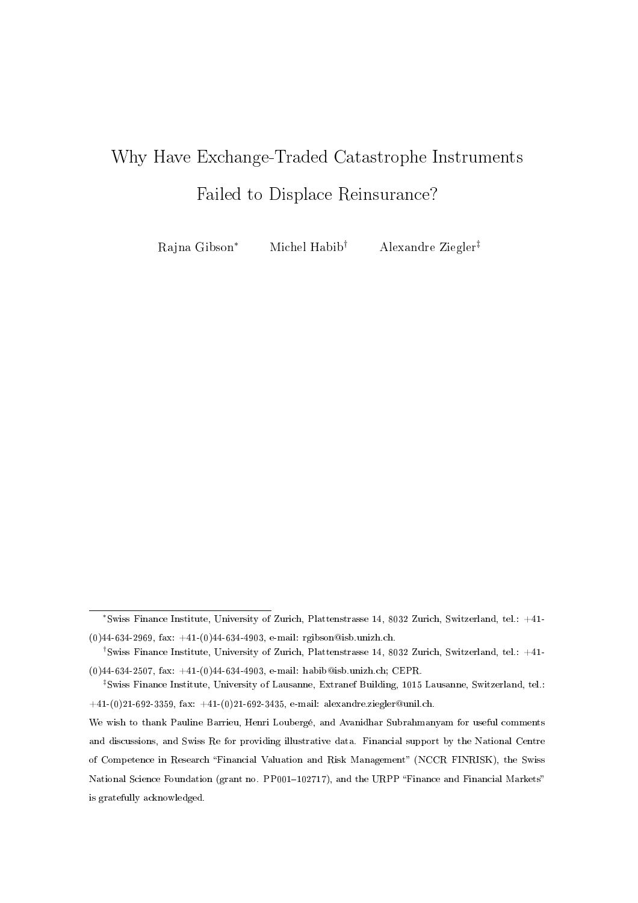# Why Have Exchange-Traded Catastrophe Instruments Failed to Displace Reinsurance?

Rajna Gibson[*] Michel Habib[†] Alexandre Ziegler[‡]

---

[*] Swiss Finance Institute, University of Zurich, Plattenstrasse 14, 8032 Zurich, Switzerland, tel.: +41-(0)44-634-2969, fax: +41-(0)44-634-4903, e-mail: rgibson@isb.unizh.ch.

[†] Swiss Finance Institute, University of Zurich, Plattenstrasse 14, 8032 Zurich, Switzerland, tel.: +41-(0)44-634-2507, fax: +41-(0)44-634-4903, e-mail: habib@isb.unizh.ch; CEPR.

[‡] Swiss Finance Institute, University of Lausanne, Extranef Building, 1015 Lausanne, Switzerland, tel.: +41-(0)21-692-3359, fax: +41-(0)21-692-3435, e-mail: alexandre.ziegler@unil.ch.

We wish to thank Pauline Barrieu, Henri Loubergé, and Avanidhar Subrahmanyam for useful comments and discussions, and Swiss Re for providing illustrative data. Financial support by the National Centre of Competence in Research "Financial Valuation and Risk Management" (NCCR FINRISK), the Swiss National Science Foundation (grant no. PP001–102717), and the URPP "Finance and Financial Markets" is gratefully acknowledged.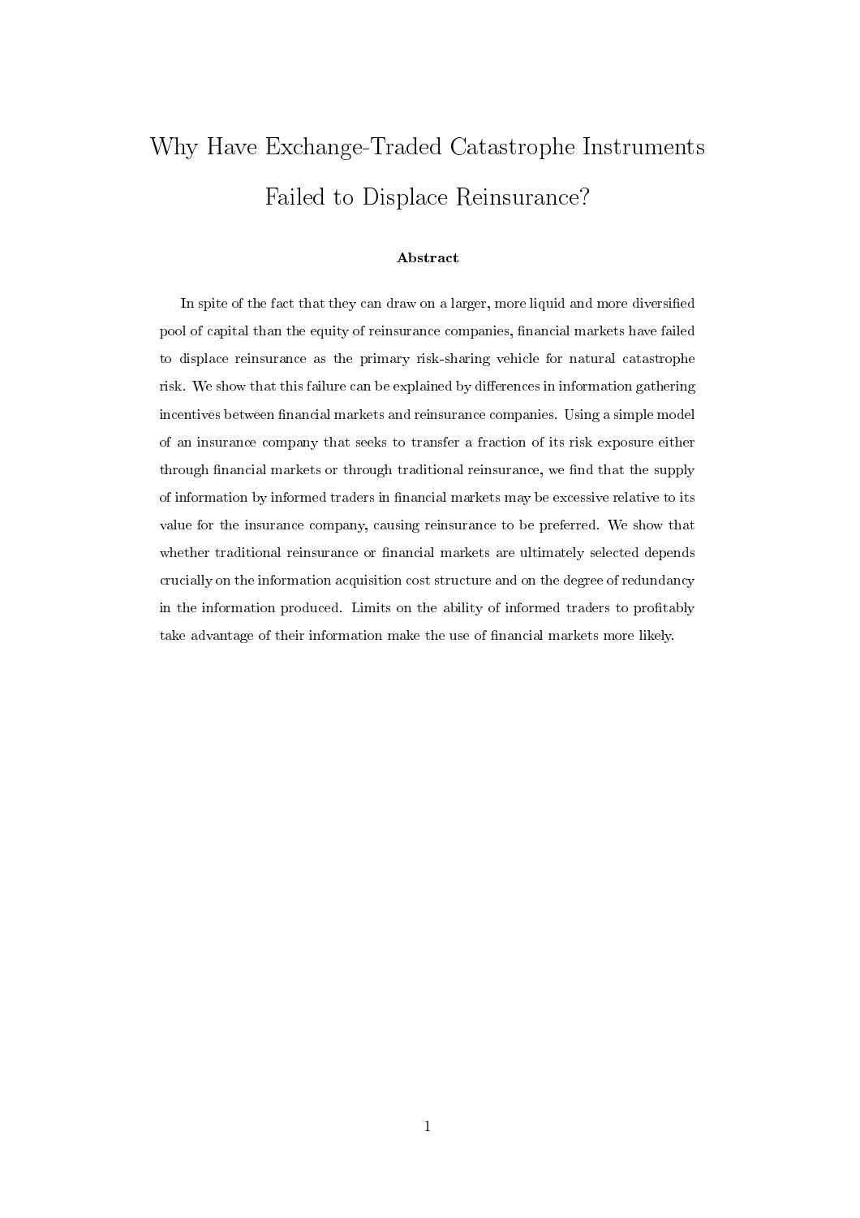# Why Have Exchange-Traded Catastrophe Instruments Failed to Displace Reinsurance?

**Abstract**

In spite of the fact that they can draw on a larger, more liquid and more diversified pool of capital than the equity of reinsurance companies, financial markets have failed to displace reinsurance as the primary risk-sharing vehicle for natural catastrophe risk. We show that this failure can be explained by differences in information gathering incentives between financial markets and reinsurance companies. Using a simple model of an insurance company that seeks to transfer a fraction of its risk exposure either through financial markets or through traditional reinsurance, we find that the supply of information by informed traders in financial markets may be excessive relative to its value for the insurance company, causing reinsurance to be preferred. We show that whether traditional reinsurance or financial markets are ultimately selected depends crucially on the information acquisition cost structure and on the degree of redundancy in the information produced. Limits on the ability of informed traders to profitably take advantage of their information make the use of financial markets more likely.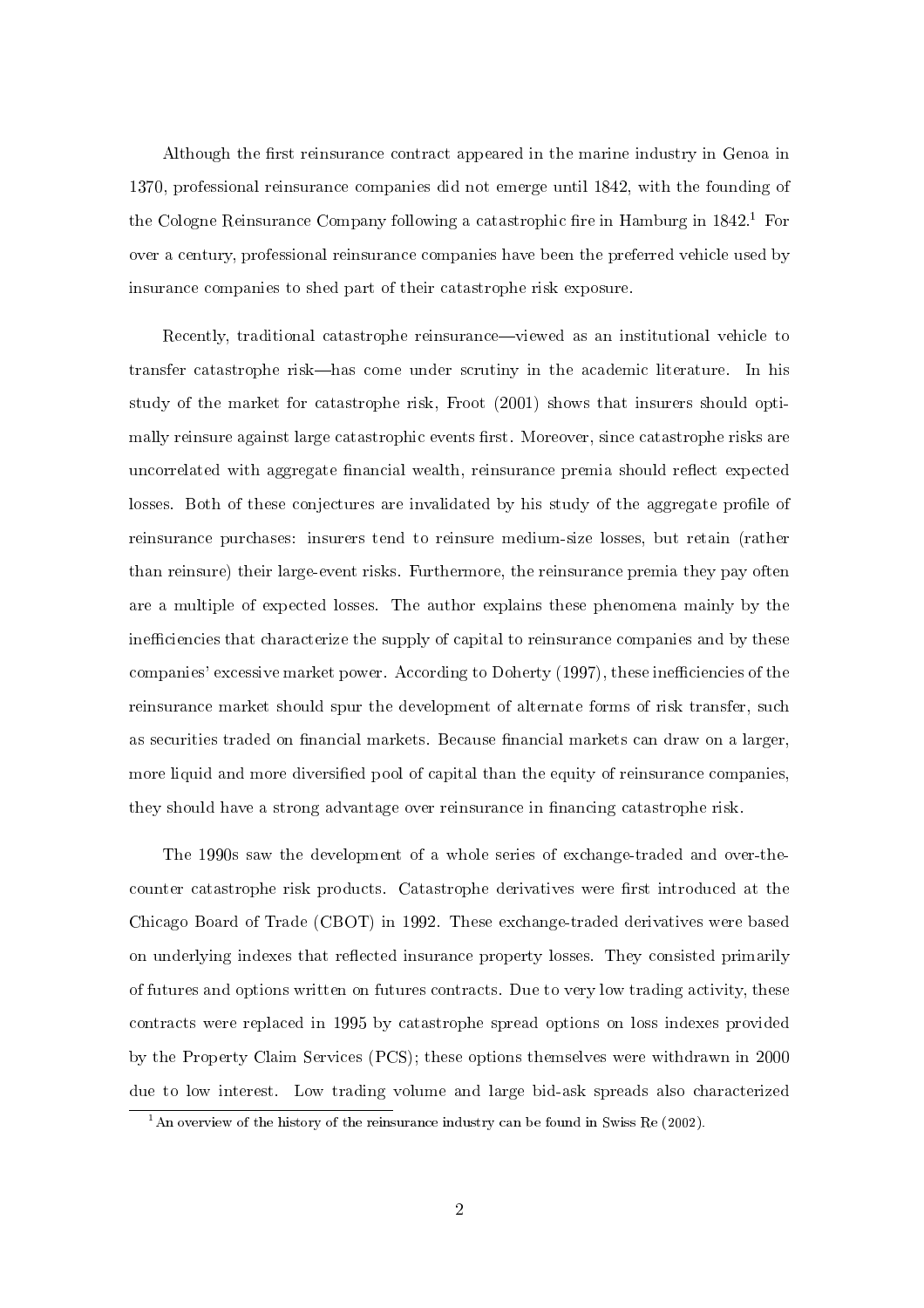Although the first reinsurance contract appeared in the marine industry in Genoa in 1370, professional reinsurance companies did not emerge until 1842, with the founding of the Cologne Reinsurance Company following a catastrophic fire in Hamburg in 1842.[1] For over a century, professional reinsurance companies have been the preferred vehicle used by insurance companies to shed part of their catastrophe risk exposure.

Recently, traditional catastrophe reinsurance—viewed as an institutional vehicle to transfer catastrophe risk—has come under scrutiny in the academic literature. In his study of the market for catastrophe risk, Froot (2001) shows that insurers should optimally reinsure against large catastrophic events first. Moreover, since catastrophe risks are uncorrelated with aggregate financial wealth, reinsurance premia should reflect expected losses. Both of these conjectures are invalidated by his study of the aggregate profile of reinsurance purchases: insurers tend to reinsure medium-size losses, but retain (rather than reinsure) their large-event risks. Furthermore, the reinsurance premia they pay often are a multiple of expected losses. The author explains these phenomena mainly by the inefficiencies that characterize the supply of capital to reinsurance companies and by these companies' excessive market power. According to Doherty (1997), these inefficiencies of the reinsurance market should spur the development of alternate forms of risk transfer, such as securities traded on financial markets. Because financial markets can draw on a larger, more liquid and more diversified pool of capital than the equity of reinsurance companies, they should have a strong advantage over reinsurance in financing catastrophe risk.

The 1990s saw the development of a whole series of exchange-traded and over-the-counter catastrophe risk products. Catastrophe derivatives were first introduced at the Chicago Board of Trade (CBOT) in 1992. These exchange-traded derivatives were based on underlying indexes that reflected insurance property losses. They consisted primarily of futures and options written on futures contracts. Due to very low trading activity, these contracts were replaced in 1995 by catastrophe spread options on loss indexes provided by the Property Claim Services (PCS); these options themselves were withdrawn in 2000 due to low interest. Low trading volume and large bid-ask spreads also characterized

[1] An overview of the history of the reinsurance industry can be found in Swiss Re (2002).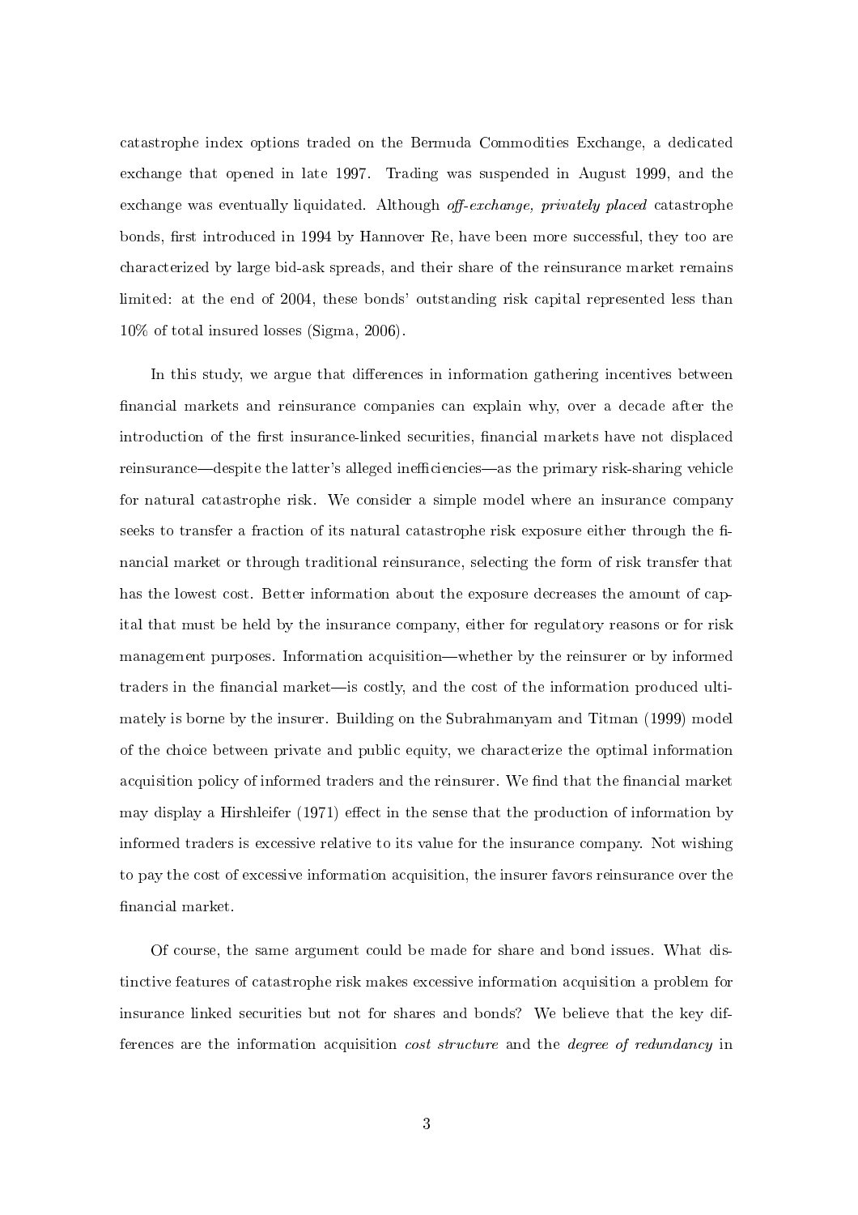catastrophe index options traded on the Bermuda Commodities Exchange, a dedicated exchange that opened in late 1997. Trading was suspended in August 1999, and the exchange was eventually liquidated. Although *off-exchange, privately placed* catastrophe bonds, first introduced in 1994 by Hannover Re, have been more successful, they too are characterized by large bid-ask spreads, and their share of the reinsurance market remains limited: at the end of 2004, these bonds' outstanding risk capital represented less than 10% of total insured losses (Sigma, 2006).

In this study, we argue that differences in information gathering incentives between financial markets and reinsurance companies can explain why, over a decade after the introduction of the first insurance-linked securities, financial markets have not displaced reinsurance—despite the latter's alleged inefficiencies—as the primary risk-sharing vehicle for natural catastrophe risk. We consider a simple model where an insurance company seeks to transfer a fraction of its natural catastrophe risk exposure either through the financial market or through traditional reinsurance, selecting the form of risk transfer that has the lowest cost. Better information about the exposure decreases the amount of capital that must be held by the insurance company, either for regulatory reasons or for risk management purposes. Information acquisition—whether by the reinsurer or by informed traders in the financial market—is costly, and the cost of the information produced ultimately is borne by the insurer. Building on the Subrahmanyam and Titman (1999) model of the choice between private and public equity, we characterize the optimal information acquisition policy of informed traders and the reinsurer. We find that the financial market may display a Hirshleifer (1971) effect in the sense that the production of information by informed traders is excessive relative to its value for the insurance company. Not wishing to pay the cost of excessive information acquisition, the insurer favors reinsurance over the financial market.

Of course, the same argument could be made for share and bond issues. What distinctive features of catastrophe risk makes excessive information acquisition a problem for insurance linked securities but not for shares and bonds? We believe that the key differences are the information acquisition *cost structure* and the *degree of redundancy* in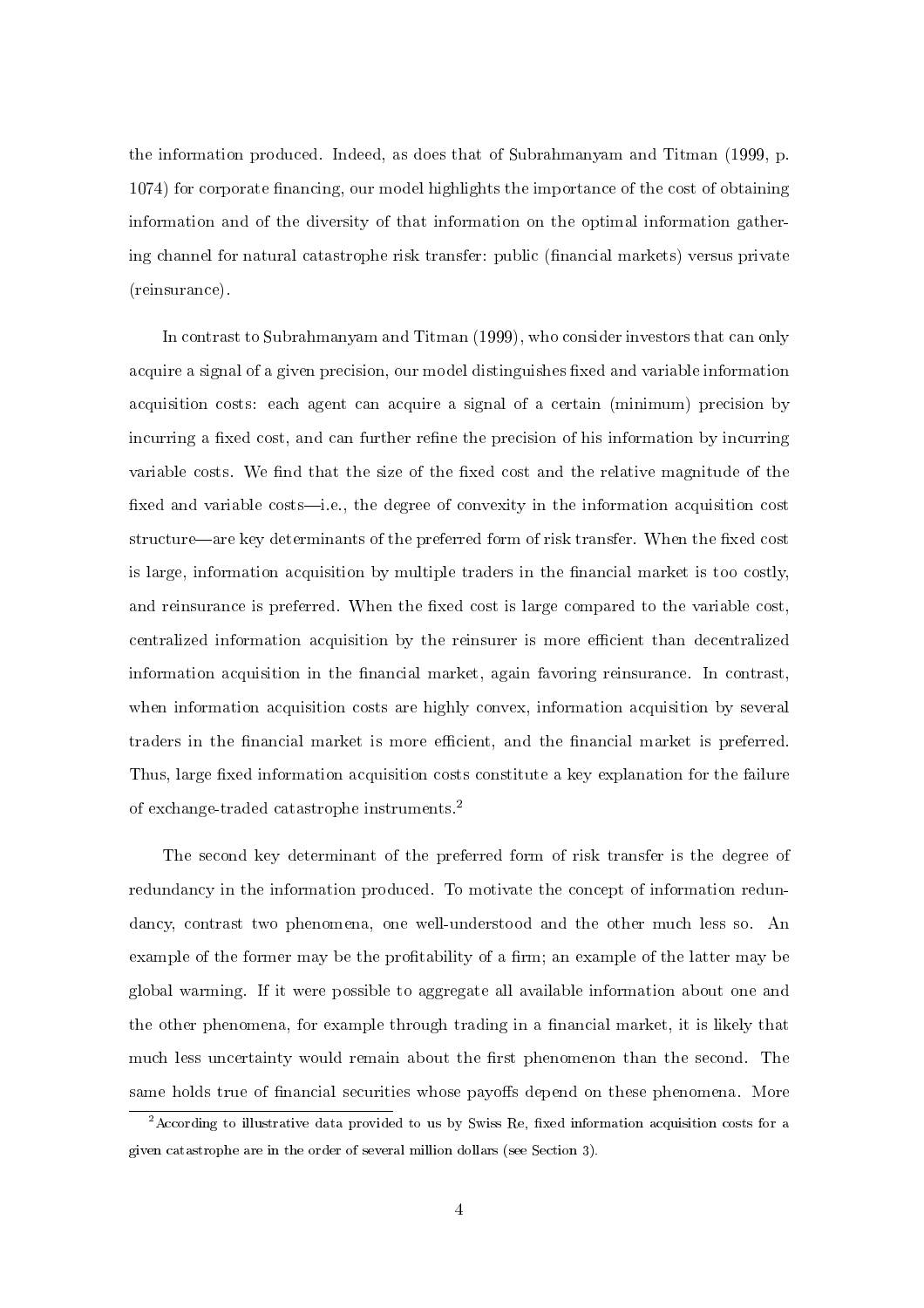the information produced. Indeed, as does that of Subrahmanyam and Titman (1999, p. 1074) for corporate financing, our model highlights the importance of the cost of obtaining information and of the diversity of that information on the optimal information gathering channel for natural catastrophe risk transfer: public (financial markets) versus private (reinsurance).

In contrast to Subrahmanyam and Titman (1999), who consider investors that can only acquire a signal of a given precision, our model distinguishes fixed and variable information acquisition costs: each agent can acquire a signal of a certain (minimum) precision by incurring a fixed cost, and can further refine the precision of his information by incurring variable costs. We find that the size of the fixed cost and the relative magnitude of the fixed and variable costs—i.e., the degree of convexity in the information acquisition cost structure—are key determinants of the preferred form of risk transfer. When the fixed cost is large, information acquisition by multiple traders in the financial market is too costly, and reinsurance is preferred. When the fixed cost is large compared to the variable cost, centralized information acquisition by the reinsurer is more efficient than decentralized information acquisition in the financial market, again favoring reinsurance. In contrast, when information acquisition costs are highly convex, information acquisition by several traders in the financial market is more efficient, and the financial market is preferred. Thus, large fixed information acquisition costs constitute a key explanation for the failure of exchange-traded catastrophe instruments.[2]

The second key determinant of the preferred form of risk transfer is the degree of redundancy in the information produced. To motivate the concept of information redundancy, contrast two phenomena, one well-understood and the other much less so. An example of the former may be the profitability of a firm; an example of the latter may be global warming. If it were possible to aggregate all available information about one and the other phenomena, for example through trading in a financial market, it is likely that much less uncertainty would remain about the first phenomenon than the second. The same holds true of financial securities whose payoffs depend on these phenomena. More

[2] According to illustrative data provided to us by Swiss Re, fixed information acquisition costs for a given catastrophe are in the order of several million dollars (see Section 3).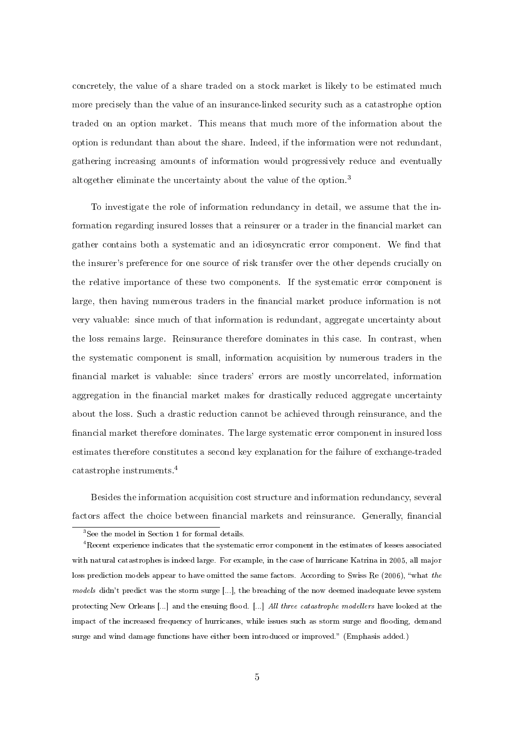concretely, the value of a share traded on a stock market is likely to be estimated much more precisely than the value of an insurance-linked security such as a catastrophe option traded on an option market. This means that much more of the information about the option is redundant than about the share. Indeed, if the information were not redundant, gathering increasing amounts of information would progressively reduce and eventually altogether eliminate the uncertainty about the value of the option.[3]

To investigate the role of information redundancy in detail, we assume that the information regarding insured losses that a reinsurer or a trader in the financial market can gather contains both a systematic and an idiosyncratic error component. We find that the insurer's preference for one source of risk transfer over the other depends crucially on the relative importance of these two components. If the systematic error component is large, then having numerous traders in the financial market produce information is not very valuable: since much of that information is redundant, aggregate uncertainty about the loss remains large. Reinsurance therefore dominates in this case. In contrast, when the systematic component is small, information acquisition by numerous traders in the financial market is valuable: since traders' errors are mostly uncorrelated, information aggregation in the financial market makes for drastically reduced aggregate uncertainty about the loss. Such a drastic reduction cannot be achieved through reinsurance, and the financial market therefore dominates. The large systematic error component in insured loss estimates therefore constitutes a second key explanation for the failure of exchange-traded catastrophe instruments.[4]

Besides the information acquisition cost structure and information redundancy, several factors affect the choice between financial markets and reinsurance. Generally, financial

[3] See the model in Section 1 for formal details.

[4] Recent experience indicates that the systematic error component in the estimates of losses associated with natural catastrophes is indeed large. For example, in the case of hurricane Katrina in 2005, all major loss prediction models appear to have omitted the same factors. According to Swiss Re (2006), "what *the models* didn't predict was the storm surge [...], the breaching of the now deemed inadequate levee system protecting New Orleans [...] and the ensuing flood. [...] *All three catastrophe modellers* have looked at the impact of the increased frequency of hurricanes, while issues such as storm surge and flooding, demand surge and wind damage functions have either been introduced or improved." (Emphasis added.)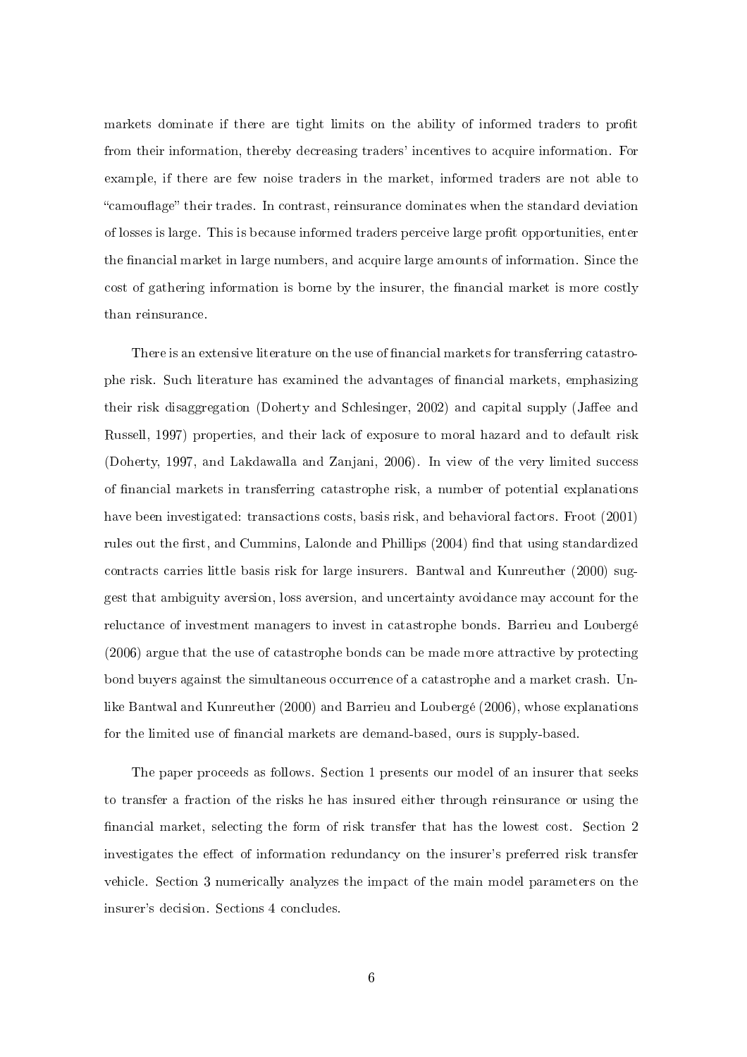markets dominate if there are tight limits on the ability of informed traders to profit from their information, thereby decreasing traders' incentives to acquire information. For example, if there are few noise traders in the market, informed traders are not able to "camouflage" their trades. In contrast, reinsurance dominates when the standard deviation of losses is large. This is because informed traders perceive large profit opportunities, enter the financial market in large numbers, and acquire large amounts of information. Since the cost of gathering information is borne by the insurer, the financial market is more costly than reinsurance.

There is an extensive literature on the use of financial markets for transferring catastrophe risk. Such literature has examined the advantages of financial markets, emphasizing their risk disaggregation (Doherty and Schlesinger, 2002) and capital supply (Jaffee and Russell, 1997) properties, and their lack of exposure to moral hazard and to default risk (Doherty, 1997, and Lakdawalla and Zanjani, 2006). In view of the very limited success of financial markets in transferring catastrophe risk, a number of potential explanations have been investigated: transactions costs, basis risk, and behavioral factors. Froot (2001) rules out the first, and Cummins, Lalonde and Phillips (2004) find that using standardized contracts carries little basis risk for large insurers. Bantwal and Kunreuther (2000) suggest that ambiguity aversion, loss aversion, and uncertainty avoidance may account for the reluctance of investment managers to invest in catastrophe bonds. Barrieu and Loubergé (2006) argue that the use of catastrophe bonds can be made more attractive by protecting bond buyers against the simultaneous occurrence of a catastrophe and a market crash. Unlike Bantwal and Kunreuther (2000) and Barrieu and Loubergé (2006), whose explanations for the limited use of financial markets are demand-based, ours is supply-based.

The paper proceeds as follows. Section 1 presents our model of an insurer that seeks to transfer a fraction of the risks he has insured either through reinsurance or using the financial market, selecting the form of risk transfer that has the lowest cost. Section 2 investigates the effect of information redundancy on the insurer's preferred risk transfer vehicle. Section 3 numerically analyzes the impact of the main model parameters on the insurer's decision. Sections 4 concludes.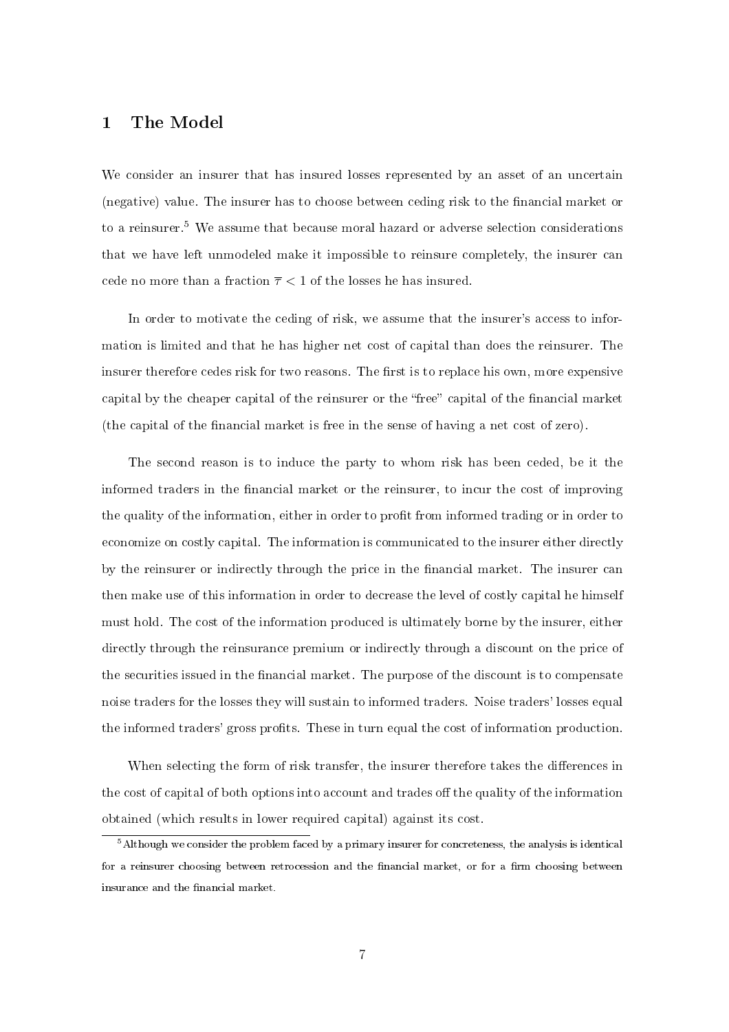# 1 The Model

We consider an insurer that has insured losses represented by an asset of an uncertain (negative) value. The insurer has to choose between ceding risk to the financial market or to a reinsurer.[5] We assume that because moral hazard or adverse selection considerations that we have left unmodeled make it impossible to reinsure completely, the insurer can cede no more than a fraction $\overline{\tau} < 1$ of the losses he has insured.

In order to motivate the ceding of risk, we assume that the insurer's access to information is limited and that he has higher net cost of capital than does the reinsurer. The insurer therefore cedes risk for two reasons. The first is to replace his own, more expensive capital by the cheaper capital of the reinsurer or the "free" capital of the financial market (the capital of the financial market is free in the sense of having a net cost of zero).

The second reason is to induce the party to whom risk has been ceded, be it the informed traders in the financial market or the reinsurer, to incur the cost of improving the quality of the information, either in order to profit from informed trading or in order to economize on costly capital. The information is communicated to the insurer either directly by the reinsurer or indirectly through the price in the financial market. The insurer can then make use of this information in order to decrease the level of costly capital he himself must hold. The cost of the information produced is ultimately borne by the insurer, either directly through the reinsurance premium or indirectly through a discount on the price of the securities issued in the financial market. The purpose of the discount is to compensate noise traders for the losses they will sustain to informed traders. Noise traders' losses equal the informed traders' gross profits. These in turn equal the cost of information production.

When selecting the form of risk transfer, the insurer therefore takes the differences in the cost of capital of both options into account and trades off the quality of the information obtained (which results in lower required capital) against its cost.

[5] Although we consider the problem faced by a primary insurer for concreteness, the analysis is identical for a reinsurer choosing between retrocession and the financial market, or for a firm choosing between insurance and the financial market.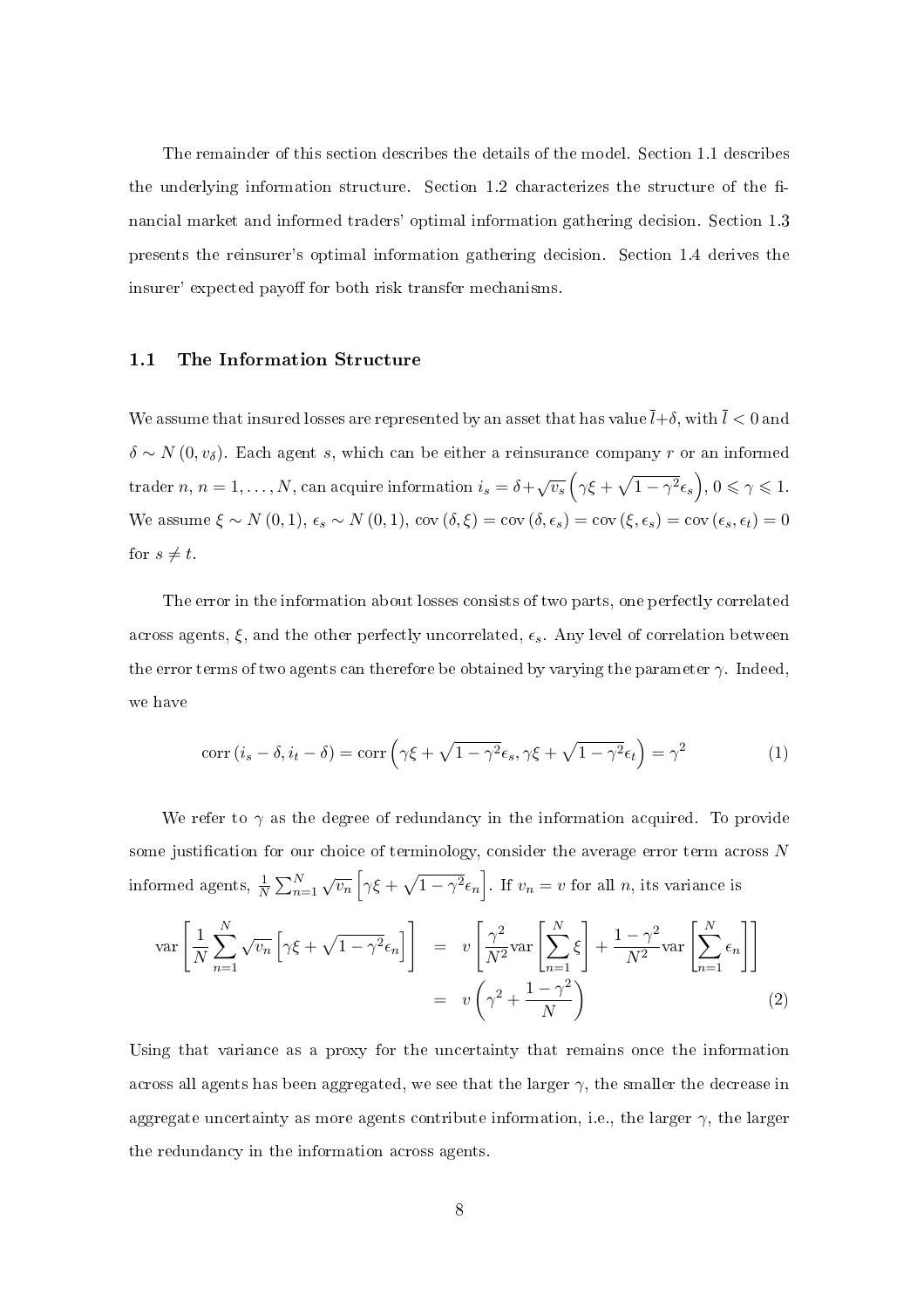The remainder of this section describes the details of the model. Section 1.1 describes the underlying information structure. Section 1.2 characterizes the structure of the financial market and informed traders' optimal information gathering decision. Section 1.3 presents the reinsurer's optimal information gathering decision. Section 1.4 derives the insurer' expected payoff for both risk transfer mechanisms.

### 1.1 The Information Structure

We assume that insured losses are represented by an asset that has value $\bar{l}+\delta$, with $\bar{l}<0$ and $\delta \sim N(0, v_\delta)$. Each agent $s$, which can be either a reinsurance company $r$ or an informed trader $n$, $n = 1, \ldots, N$, can acquire information $i_s = \delta + \sqrt{v_s}\left(\gamma\xi + \sqrt{1-\gamma^2}\epsilon_s\right)$, $0 \leqslant \gamma \leqslant 1$. We assume $\xi \sim N(0,1)$, $\epsilon_s \sim N(0,1)$, $\operatorname{cov}(\delta,\xi) = \operatorname{cov}(\delta,\epsilon_s) = \operatorname{cov}(\xi,\epsilon_s) = \operatorname{cov}(\epsilon_s,\epsilon_t) = 0$ for $s \neq t$.

The error in the information about losses consists of two parts, one perfectly correlated across agents, $\xi$, and the other perfectly uncorrelated, $\epsilon_s$. Any level of correlation between the error terms of two agents can therefore be obtained by varying the parameter $\gamma$. Indeed, we have

$$\operatorname{corr}(i_s - \delta, i_t - \delta) = \operatorname{corr}\left(\gamma\xi + \sqrt{1-\gamma^2}\epsilon_s, \gamma\xi + \sqrt{1-\gamma^2}\epsilon_t\right) = \gamma^2 \tag{1}$$

We refer to $\gamma$ as the degree of redundancy in the information acquired. To provide some justification for our choice of terminology, consider the average error term across $N$ informed agents, $\frac{1}{N}\sum_{n=1}^{N}\sqrt{v_n}\left[\gamma\xi + \sqrt{1-\gamma^2}\epsilon_n\right]$. If $v_n = v$ for all $n$, its variance is

$$\begin{aligned}
\operatorname{var}\left[\frac{1}{N}\sum_{n=1}^{N}\sqrt{v_n}\left[\gamma\xi + \sqrt{1-\gamma^2}\epsilon_n\right]\right] &= v\left[\frac{\gamma^2}{N^2}\operatorname{var}\left[\sum_{n=1}^{N}\xi\right] + \frac{1-\gamma^2}{N^2}\operatorname{var}\left[\sum_{n=1}^{N}\epsilon_n\right]\right] \\
&= v\left(\gamma^2 + \frac{1-\gamma^2}{N}\right)
\end{aligned} \tag{2}$$

Using that variance as a proxy for the uncertainty that remains once the information across all agents has been aggregated, we see that the larger $\gamma$, the smaller the decrease in aggregate uncertainty as more agents contribute information, i.e., the larger $\gamma$, the larger the redundancy in the information across agents.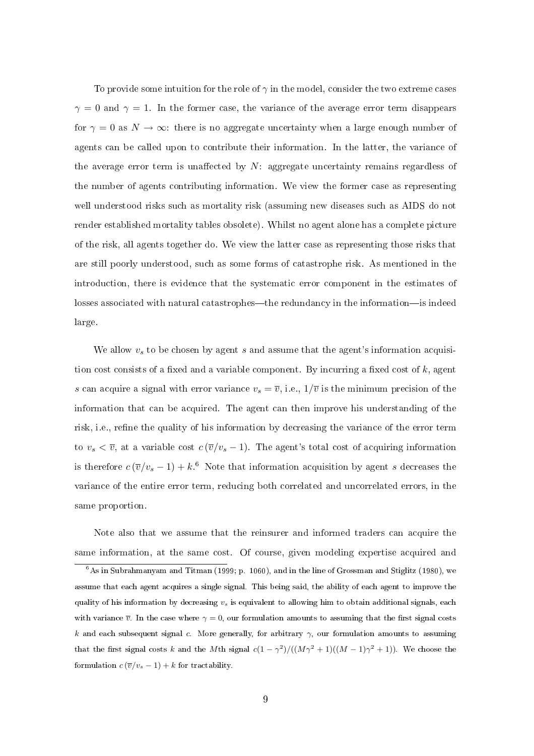To provide some intuition for the role of $\gamma$ in the model, consider the two extreme cases $\gamma = 0$ and $\gamma = 1$. In the former case, the variance of the average error term disappears for $\gamma = 0$ as $N \to \infty$: there is no aggregate uncertainty when a large enough number of agents can be called upon to contribute their information. In the latter, the variance of the average error term is unaffected by $N$: aggregate uncertainty remains regardless of the number of agents contributing information. We view the former case as representing well understood risks such as mortality risk (assuming new diseases such as AIDS do not render established mortality tables obsolete). Whilst no agent alone has a complete picture of the risk, all agents together do. We view the latter case as representing those risks that are still poorly understood, such as some forms of catastrophe risk. As mentioned in the introduction, there is evidence that the systematic error component in the estimates of losses associated with natural catastrophes—the redundancy in the information—is indeed large.

We allow $v_s$ to be chosen by agent $s$ and assume that the agent's information acquisition cost consists of a fixed and a variable component. By incurring a fixed cost of $k$, agent $s$ can acquire a signal with error variance $v_s = \overline{v}$, i.e., $1/\overline{v}$ is the minimum precision of the information that can be acquired. The agent can then improve his understanding of the risk, i.e., refine the quality of his information by decreasing the variance of the error term to $v_s < \overline{v}$, at a variable cost $c\left(\overline{v}/v_s - 1\right)$. The agent's total cost of acquiring information is therefore $c\left(\overline{v}/v_s - 1\right) + k$.[6] Note that information acquisition by agent $s$ decreases the variance of the entire error term, reducing both correlated and uncorrelated errors, in the same proportion.

Note also that we assume that the reinsurer and informed traders can acquire the same information, at the same cost. Of course, given modeling expertise acquired and

[6] As in Subrahmanyam and Titman (1999; p. 1060), and in the line of Grossman and Stiglitz (1980), we assume that each agent acquires a single signal. This being said, the ability of each agent to improve the quality of his information by decreasing $v_s$ is equivalent to allowing him to obtain additional signals, each with variance $\overline{v}$. In the case where $\gamma = 0$, our formulation amounts to assuming that the first signal costs $k$ and each subsequent signal $c$. More generally, for arbitrary $\gamma$, our formulation amounts to assuming that the first signal costs $k$ and the $M$th signal $c(1-\gamma^2)/((M\gamma^2+1)((M-1)\gamma^2+1))$. We choose the formulation $c\left(\overline{v}/v_s - 1\right) + k$ for tractability.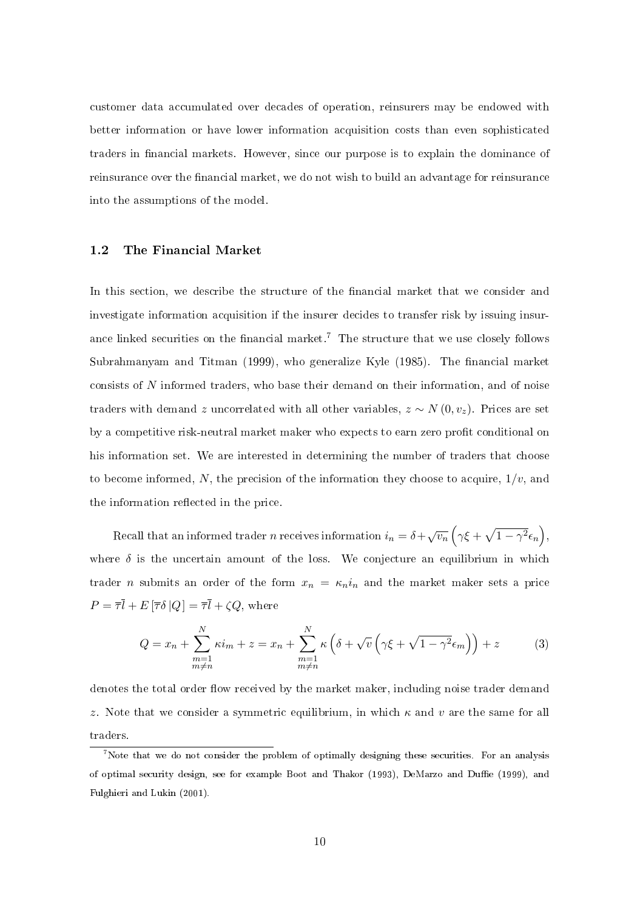customer data accumulated over decades of operation, reinsurers may be endowed with better information or have lower information acquisition costs than even sophisticated traders in financial markets. However, since our purpose is to explain the dominance of reinsurance over the financial market, we do not wish to build an advantage for reinsurance into the assumptions of the model.

### 1.2 The Financial Market

In this section, we describe the structure of the financial market that we consider and investigate information acquisition if the insurer decides to transfer risk by issuing insurance linked securities on the financial market.[7] The structure that we use closely follows Subrahmanyam and Titman (1999), who generalize Kyle (1985). The financial market consists of $N$ informed traders, who base their demand on their information, and of noise traders with demand $z$ uncorrelated with all other variables, $z \sim N(0, v_z)$. Prices are set by a competitive risk-neutral market maker who expects to earn zero profit conditional on his information set. We are interested in determining the number of traders that choose to become informed, $N$, the precision of the information they choose to acquire, $1/v$, and the information reflected in the price.

Recall that an informed trader $n$ receives information $i_n = \delta + \sqrt{v_n}\left(\gamma\xi + \sqrt{1-\gamma^2}\epsilon_n\right)$, where $\delta$ is the uncertain amount of the loss. We conjecture an equilibrium in which trader $n$ submits an order of the form $x_n = \kappa_n i_n$ and the market maker sets a price $P = \overline{\tau}\overline{l} + E\left[\overline{\tau}\delta \,|Q\right] = \overline{\tau}\overline{l} + \zeta Q$, where

$$Q = x_n + \sum_{\substack{m=1 \\ m \neq n}}^{N} \kappa i_m + z = x_n + \sum_{\substack{m=1 \\ m \neq n}}^{N} \kappa \left(\delta + \sqrt{v}\left(\gamma\xi + \sqrt{1-\gamma^2}\epsilon_m\right)\right) + z \tag{3}$$

denotes the total order flow received by the market maker, including noise trader demand $z$. Note that we consider a symmetric equilibrium, in which $\kappa$ and $v$ are the same for all traders.

[7] Note that we do not consider the problem of optimally designing these securities. For an analysis of optimal security design, see for example Boot and Thakor (1993), DeMarzo and Duffie (1999), and Fulghieri and Lukin (2001).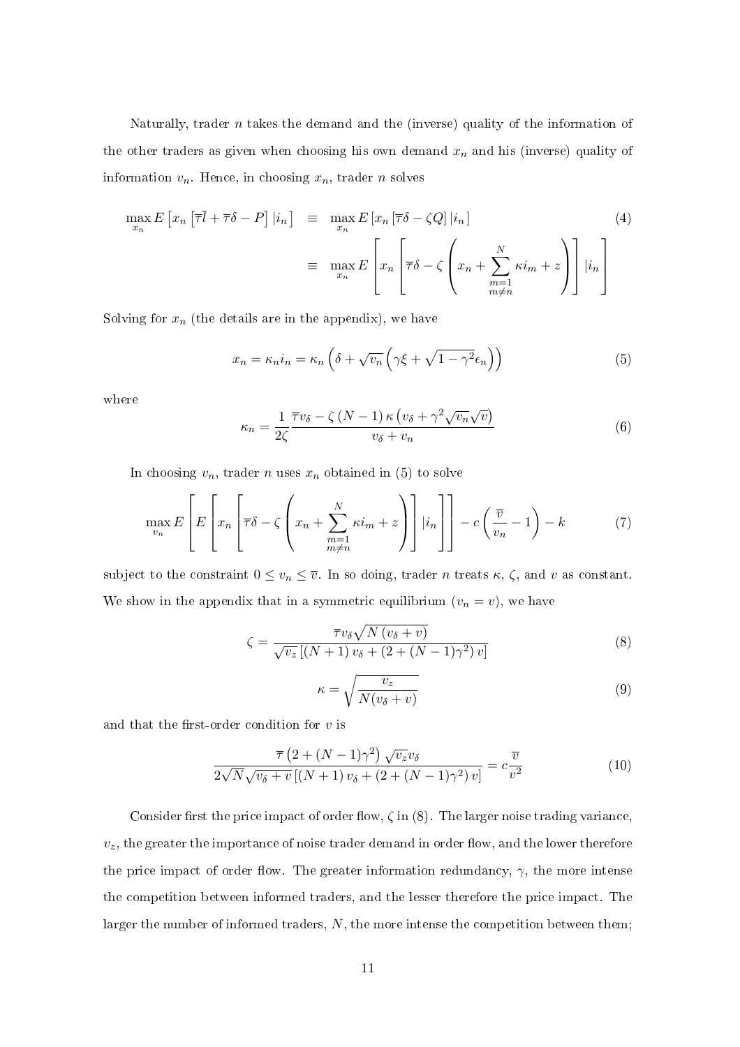Naturally, trader $n$ takes the demand and the (inverse) quality of the information of the other traders as given when choosing his own demand $x_n$ and his (inverse) quality of information $v_n$. Hence, in choosing $x_n$, trader $n$ solves

$$\max_{x_n} E\left[x_n\left[\overline{\tau}\overline{l}+\overline{\tau}\delta-P\right]|i_n\right] \equiv \max_{x_n} E\left[x_n\left[\overline{\tau}\delta-\zeta Q\right]|i_n\right] \equiv \max_{x_n} E\left[x_n\left[\overline{\tau}\delta-\zeta\left(x_n+\sum_{\substack{m=1\\m\neq n}}^{N}\kappa i_m+z\right)\right]|i_n\right] \tag{4}$$

Solving for $x_n$ (the details are in the appendix), we have

$$x_n=\kappa_n i_n=\kappa_n\left(\delta+\sqrt{v_n}\left(\gamma\xi+\sqrt{1-\gamma^2}\epsilon_n\right)\right) \tag{5}$$

where

$$\kappa_n=\frac{1}{2\zeta}\frac{\overline{\tau}v_\delta-\zeta\left(N-1\right)\kappa\left(v_\delta+\gamma^2\sqrt{v_n}\sqrt{v}\right)}{v_\delta+v_n} \tag{6}$$

In choosing $v_n$, trader $n$ uses $x_n$ obtained in (5) to solve

$$\max_{v_n} E\left[E\left[x_n\left[\overline{\tau}\delta-\zeta\left(x_n+\sum_{\substack{m=1\\m\neq n}}^{N}\kappa i_m+z\right)\right]|i_n\right]\right]-c\left(\frac{\overline{v}}{v_n}-1\right)-k \tag{7}$$

subject to the constraint $0\leq v_n\leq\overline{v}$. In so doing, trader $n$ treats $\kappa$, $\zeta$, and $v$ as constant. We show in the appendix that in a symmetric equilibrium ($v_n=v$), we have

$$\zeta=\frac{\overline{\tau}v_\delta\sqrt{N\left(v_\delta+v\right)}}{\sqrt{v_z}\left[\left(N+1\right)v_\delta+\left(2+\left(N-1\right)\gamma^2\right)v\right]} \tag{8}$$

$$\kappa=\sqrt{\frac{v_z}{N(v_\delta+v)}} \tag{9}$$

and that the first-order condition for $v$ is

$$\frac{\overline{\tau}\left(2+(N-1)\gamma^2\right)\sqrt{v_z}v_\delta}{2\sqrt{N}\sqrt{v_\delta+v}\left[\left(N+1\right)v_\delta+\left(2+(N-1)\gamma^2\right)v\right]}=c\frac{\overline{v}}{v^2} \tag{10}$$

Consider first the price impact of order flow, $\zeta$ in (8). The larger noise trading variance, $v_z$, the greater the importance of noise trader demand in order flow, and the lower therefore the price impact of order flow. The greater information redundancy, $\gamma$, the more intense the competition between informed traders, and the lesser therefore the price impact. The larger the number of informed traders, $N$, the more intense the competition between them;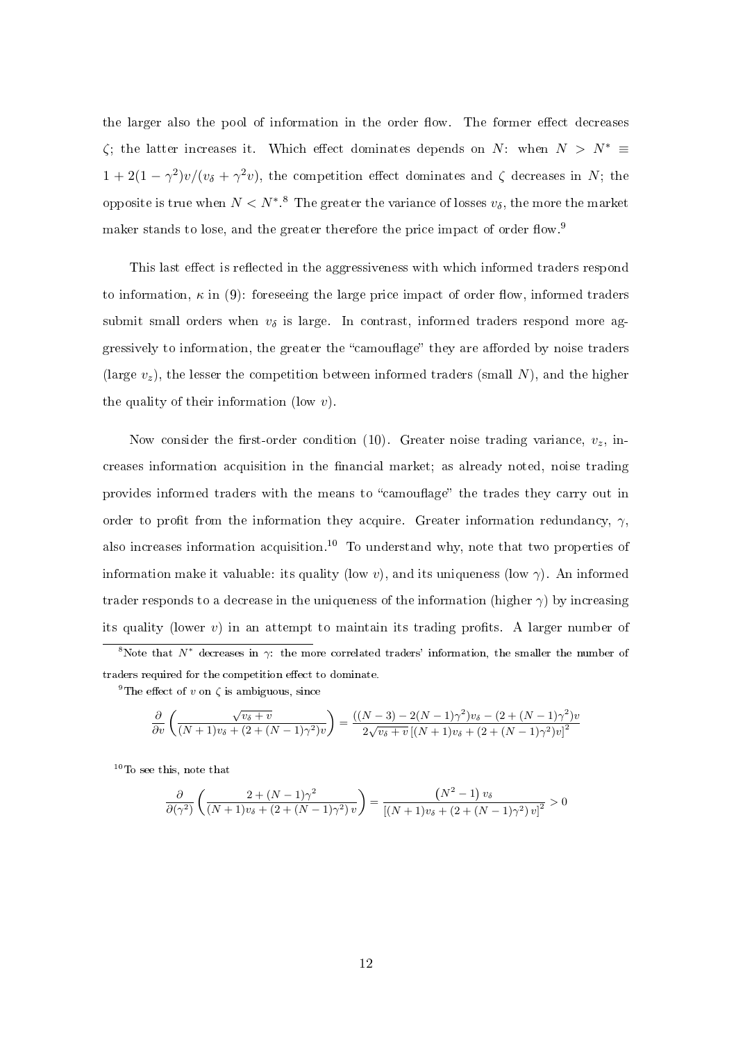the larger also the pool of information in the order flow. The former effect decreases $\zeta$; the latter increases it. Which effect dominates depends on $N$: when $N > N^* \equiv 1 + 2(1-\gamma^2)v/(v_\delta + \gamma^2 v)$, the competition effect dominates and $\zeta$ decreases in $N$; the opposite is true when $N < N^*$.[8] The greater the variance of losses $v_\delta$, the more the market maker stands to lose, and the greater therefore the price impact of order flow.[9]

This last effect is reflected in the aggressiveness with which informed traders respond to information, $\kappa$ in (9): foreseeing the large price impact of order flow, informed traders submit small orders when $v_\delta$ is large. In contrast, informed traders respond more aggressively to information, the greater the "camouflage" they are afforded by noise traders (large $v_z$), the lesser the competition between informed traders (small $N$), and the higher the quality of their information (low $v$).

Now consider the first-order condition (10). Greater noise trading variance, $v_z$, increases information acquisition in the financial market; as already noted, noise trading provides informed traders with the means to "camouflage" the trades they carry out in order to profit from the information they acquire. Greater information redundancy, $\gamma$, also increases information acquisition.[10] To understand why, note that two properties of information make it valuable: its quality (low $v$), and its uniqueness (low $\gamma$). An informed trader responds to a decrease in the uniqueness of the information (higher $\gamma$) by increasing its quality (lower $v$) in an attempt to maintain its trading profits. A larger number of

[8] Note that $N^*$ decreases in $\gamma$: the more correlated traders' information, the smaller the number of traders required for the competition effect to dominate.

[9] The effect of $v$ on $\zeta$ is ambiguous, since

$$\frac{\partial}{\partial v}\left(\frac{\sqrt{v_\delta + v}}{(N+1)v_\delta + (2+(N-1)\gamma^2)v}\right) = \frac{((N-3) - 2(N-1)\gamma^2)v_\delta - (2+(N-1)\gamma^2)v}{2\sqrt{v_\delta + v}\,[(N+1)v_\delta + (2+(N-1)\gamma^2)v]^2}$$

[10] To see this, note that

$$\frac{\partial}{\partial(\gamma^2)}\left(\frac{2+(N-1)\gamma^2}{(N+1)v_\delta + (2+(N-1)\gamma^2)\,v}\right) = \frac{\left(N^2-1\right)v_\delta}{[(N+1)v_\delta + (2+(N-1)\gamma^2)\,v]^2} > 0$$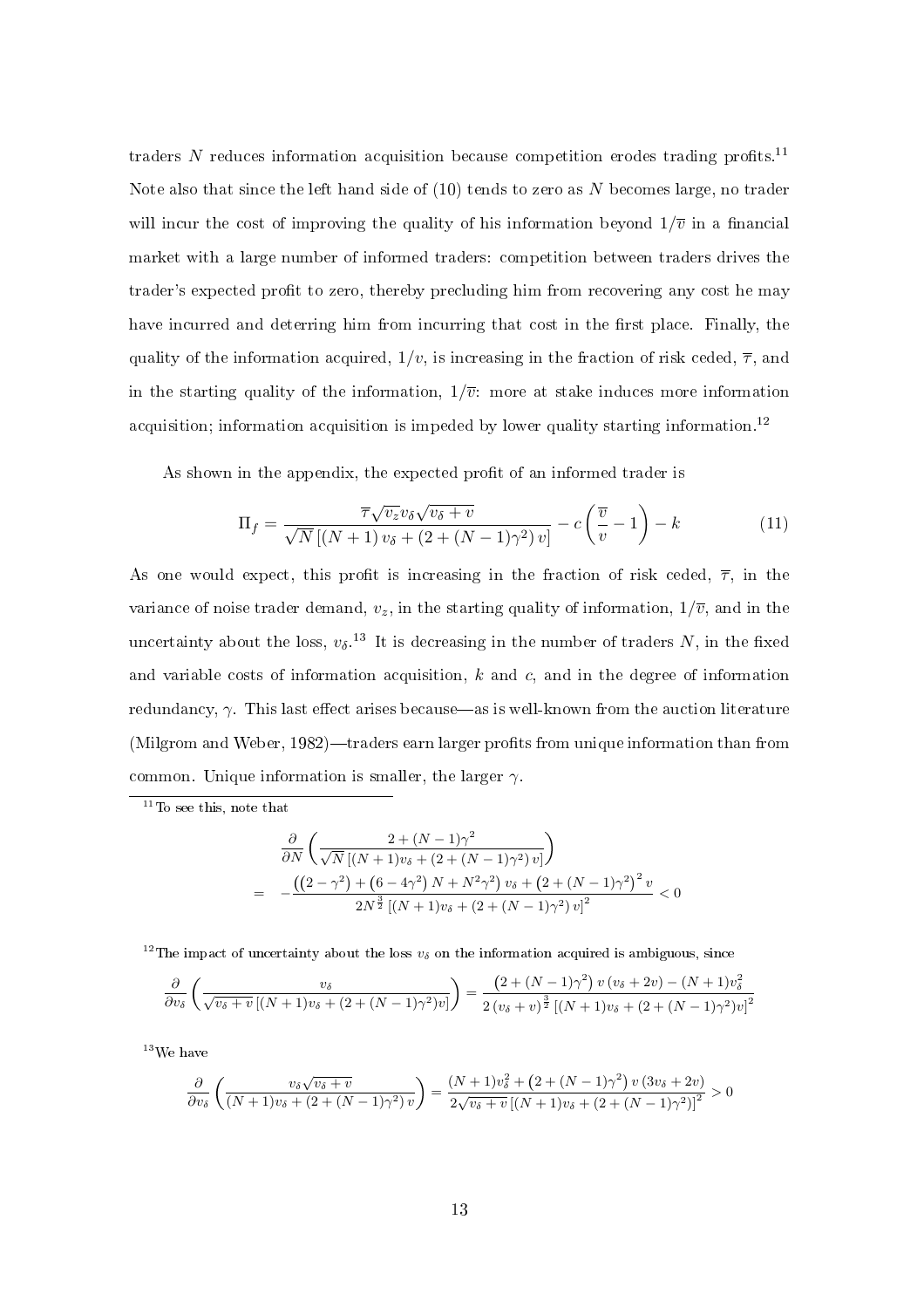traders $N$ reduces information acquisition because competition erodes trading profits.[11] Note also that since the left hand side of (10) tends to zero as $N$ becomes large, no trader will incur the cost of improving the quality of his information beyond $1/\overline{v}$ in a financial market with a large number of informed traders: competition between traders drives the trader's expected profit to zero, thereby precluding him from recovering any cost he may have incurred and deterring him from incurring that cost in the first place. Finally, the quality of the information acquired, $1/v$, is increasing in the fraction of risk ceded, $\overline{\tau}$, and in the starting quality of the information, $1/\overline{v}$: more at stake induces more information acquisition; information acquisition is impeded by lower quality starting information.[12]

As shown in the appendix, the expected profit of an informed trader is

$$\Pi_f = \frac{\overline{\tau}\sqrt{v_z} v_\delta \sqrt{v_\delta + v}}{\sqrt{N}\left[(N+1)\,v_\delta + \left(2 + (N-1)\gamma^2\right) v\right]} - c\left(\frac{\overline{v}}{v} - 1\right) - k \tag{11}$$

As one would expect, this profit is increasing in the fraction of risk ceded, $\overline{\tau}$, in the variance of noise trader demand, $v_z$, in the starting quality of information, $1/\overline{v}$, and in the uncertainty about the loss, $v_\delta$.[13] It is decreasing in the number of traders $N$, in the fixed and variable costs of information acquisition, $k$ and $c$, and in the degree of information redundancy, $\gamma$. This last effect arises because—as is well-known from the auction literature (Milgrom and Weber, 1982)—traders earn larger profits from unique information than from common. Unique information is smaller, the larger $\gamma$.

---

[11] To see this, note that

$$\begin{aligned}
&\frac{\partial}{\partial N}\left(\frac{2 + (N-1)\gamma^2}{\sqrt{N}\left[(N+1)v_\delta + \left(2 + (N-1)\gamma^2\right)v\right]}\right) \\
=\; &-\frac{\left(\left(2-\gamma^2\right) + \left(6 - 4\gamma^2\right)N + N^2\gamma^2\right)v_\delta + \left(2 + (N-1)\gamma^2\right)^2 v}{2N^{\frac{3}{2}}\left[(N+1)v_\delta + \left(2 + (N-1)\gamma^2\right)v\right]^2} < 0
\end{aligned}$$

[12] The impact of uncertainty about the loss $v_\delta$ on the information acquired is ambiguous, since

$$\frac{\partial}{\partial v_\delta}\left(\frac{v_\delta}{\sqrt{v_\delta + v}\left[(N+1)v_\delta + \left(2 + (N-1)\gamma^2\right)v\right]}\right) = \frac{\left(2 + (N-1)\gamma^2\right)v\left(v_\delta + 2v\right) - (N+1)v_\delta^2}{2\left(v_\delta + v\right)^{\frac{3}{2}}\left[(N+1)v_\delta + \left(2 + (N-1)\gamma^2\right)v\right]^2}$$

[13] We have

$$\frac{\partial}{\partial v_\delta}\left(\frac{v_\delta\sqrt{v_\delta + v}}{(N+1)v_\delta + \left(2 + (N-1)\gamma^2\right)v}\right) = \frac{(N+1)v_\delta^2 + \left(2 + (N-1)\gamma^2\right)v\left(3v_\delta + 2v\right)}{2\sqrt{v_\delta + v}\left[(N+1)v_\delta + \left(2 + (N-1)\gamma^2\right)\right]^2} > 0$$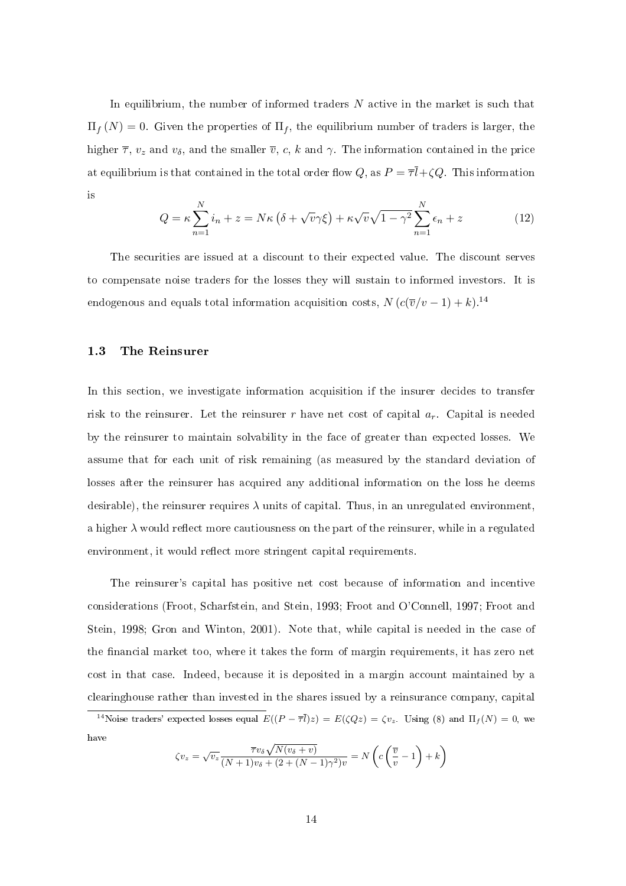In equilibrium, the number of informed traders $N$ active in the market is such that $\Pi_f(N) = 0$. Given the properties of $\Pi_f$, the equilibrium number of traders is larger, the higher $\overline{\tau}$, $v_z$ and $v_\delta$, and the smaller $\overline{v}$, $c$, $k$ and $\gamma$. The information contained in the price at equilibrium is that contained in the total order flow $Q$, as $P = \overline{\tau}\overline{l} + \zeta Q$. This information is

$$Q = \kappa \sum_{n=1}^{N} i_n + z = N\kappa \left(\delta + \sqrt{v}\gamma\xi\right) + \kappa\sqrt{v}\sqrt{1-\gamma^2}\sum_{n=1}^{N}\epsilon_n + z \tag{12}$$

The securities are issued at a discount to their expected value. The discount serves to compensate noise traders for the losses they will sustain to informed investors. It is endogenous and equals total information acquisition costs, $N\left(c(\overline{v}/v - 1) + k\right)$.[14]

### 1.3 The Reinsurer

In this section, we investigate information acquisition if the insurer decides to transfer risk to the reinsurer. Let the reinsurer $r$ have net cost of capital $a_r$. Capital is needed by the reinsurer to maintain solvability in the face of greater than expected losses. We assume that for each unit of risk remaining (as measured by the standard deviation of losses after the reinsurer has acquired any additional information on the loss he deems desirable), the reinsurer requires $\lambda$ units of capital. Thus, in an unregulated environment, a higher $\lambda$ would reflect more cautiousness on the part of the reinsurer, while in a regulated environment, it would reflect more stringent capital requirements.

The reinsurer's capital has positive net cost because of information and incentive considerations (Froot, Scharfstein, and Stein, 1993; Froot and O'Connell, 1997; Froot and Stein, 1998; Gron and Winton, 2001). Note that, while capital is needed in the case of the financial market too, where it takes the form of margin requirements, it has zero net cost in that case. Indeed, because it is deposited in a margin account maintained by a clearinghouse rather than invested in the shares issued by a reinsurance company, capital

---

[14] Noise traders' expected losses equal $E((P - \overline{\tau}\overline{l})z) = E(\zeta Q z) = \zeta v_z$. Using (8) and $\Pi_f(N) = 0$, we have

$$\zeta v_z = \sqrt{v_z}\frac{\overline{\tau} v_\delta \sqrt{N(v_\delta + v)}}{(N+1)v_\delta + (2 + (N-1)\gamma^2)v} = N\left(c\left(\frac{\overline{v}}{v} - 1\right) + k\right)$$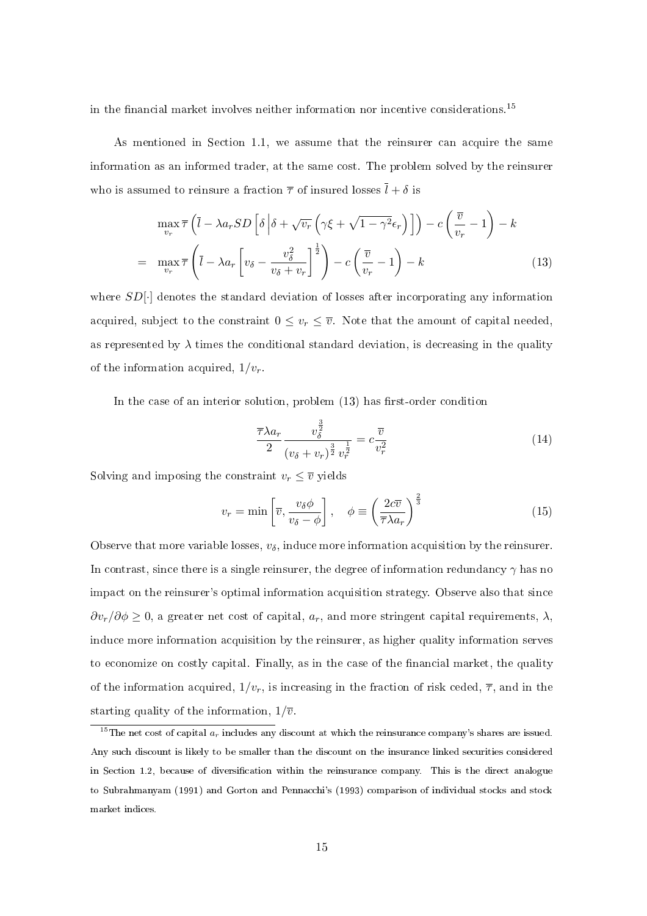in the financial market involves neither information nor incentive considerations.[15]

As mentioned in Section 1.1, we assume that the reinsurer can acquire the same information as an informed trader, at the same cost. The problem solved by the reinsurer who is assumed to reinsure a fraction $\overline{\tau}$ of insured losses $\overline{l} + \delta$ is

$$
\begin{aligned}
& \max_{v_r} \overline{\tau}\left(\overline{l} - \lambda a_r SD\left[\delta \left| \delta + \sqrt{v_r}\left(\gamma \xi + \sqrt{1-\gamma^2}\epsilon_r\right)\right.\right]\right) - c\left(\frac{\overline{v}}{v_r} - 1\right) - k \\
= \; & \max_{v_r} \overline{\tau}\left(\overline{l} - \lambda a_r\left[v_\delta - \frac{v_\delta^2}{v_\delta + v_r}\right]^{\frac{1}{2}}\right) - c\left(\frac{\overline{v}}{v_r} - 1\right) - k \qquad (13)
\end{aligned}
$$

where $SD[\cdot]$ denotes the standard deviation of losses after incorporating any information acquired, subject to the constraint $0 \leq v_r \leq \overline{v}$. Note that the amount of capital needed, as represented by $\lambda$ times the conditional standard deviation, is decreasing in the quality of the information acquired, $1/v_r$.

In the case of an interior solution, problem (13) has first-order condition

$$
\frac{\overline{\tau}\lambda a_r}{2} \frac{v_\delta^{\frac{3}{2}}}{(v_\delta + v_r)^{\frac{3}{2}}\, v_r^{\frac{1}{2}}} = c\frac{\overline{v}}{v_r^2} \qquad (14)
$$

Solving and imposing the constraint $v_r \leq \overline{v}$ yields

$$
v_r = \min\left[\overline{v}, \frac{v_\delta \phi}{v_\delta - \phi}\right], \quad \phi \equiv \left(\frac{2c\overline{v}}{\overline{\tau}\lambda a_r}\right)^{\frac{2}{3}} \qquad (15)
$$

Observe that more variable losses, $v_\delta$, induce more information acquisition by the reinsurer. In contrast, since there is a single reinsurer, the degree of information redundancy $\gamma$ has no impact on the reinsurer's optimal information acquisition strategy. Observe also that since $\partial v_r / \partial \phi \geq 0$, a greater net cost of capital, $a_r$, and more stringent capital requirements, $\lambda$, induce more information acquisition by the reinsurer, as higher quality information serves to economize on costly capital. Finally, as in the case of the financial market, the quality of the information acquired, $1/v_r$, is increasing in the fraction of risk ceded, $\overline{\tau}$, and in the starting quality of the information, $1/\overline{v}$.

[15] The net cost of capital $a_r$ includes any discount at which the reinsurance company's shares are issued. Any such discount is likely to be smaller than the discount on the insurance linked securities considered in Section 1.2, because of diversification within the reinsurance company. This is the direct analogue to Subrahmanyam (1991) and Gorton and Pennacchi's (1993) comparison of individual stocks and stock market indices.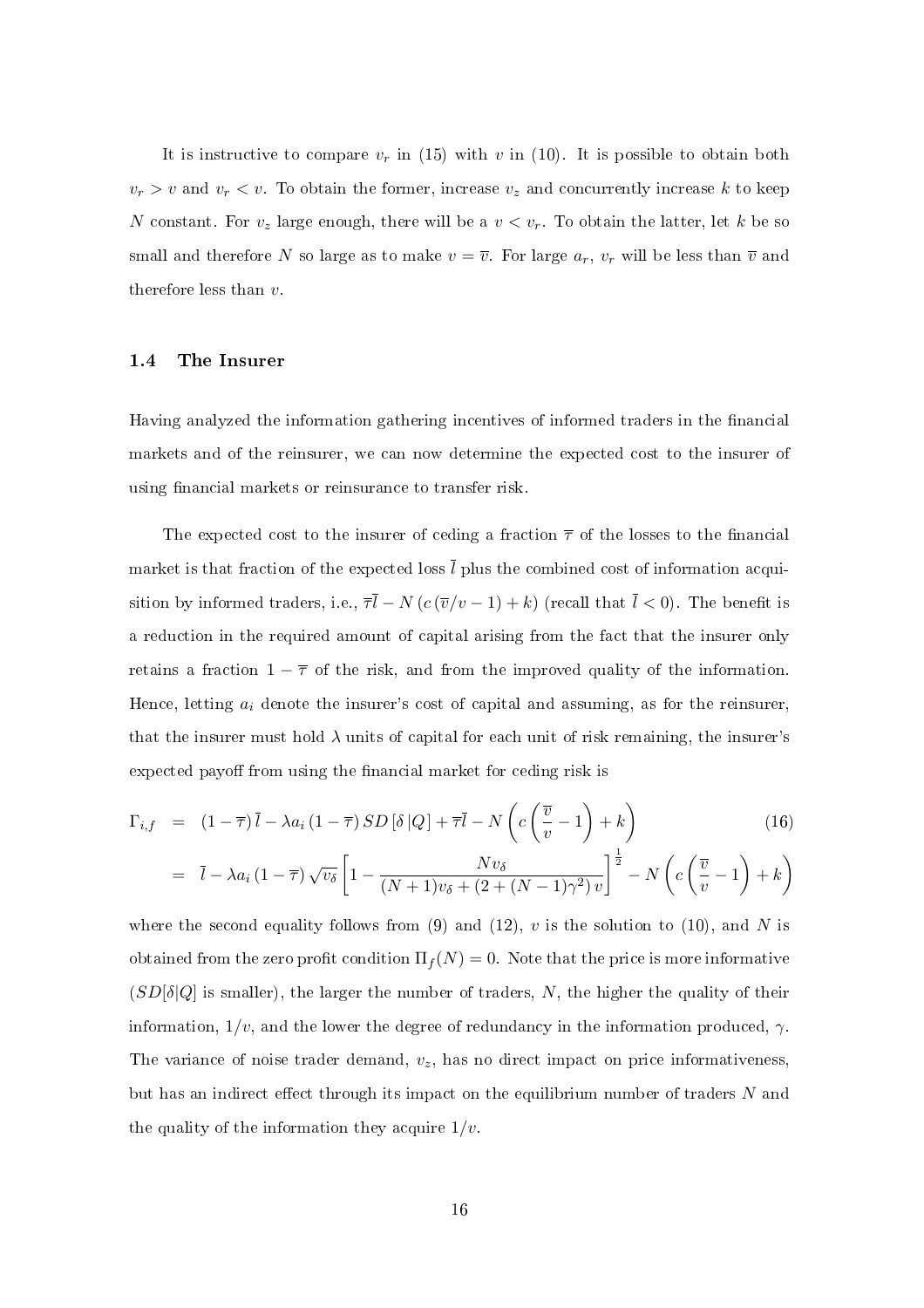It is instructive to compare $v_r$ in (15) with $v$ in (10). It is possible to obtain both $v_r > v$ and $v_r < v$. To obtain the former, increase $v_z$ and concurrently increase $k$ to keep $N$ constant. For $v_z$ large enough, there will be a $v < v_r$. To obtain the latter, let $k$ be so small and therefore $N$ so large as to make $v = \overline{v}$. For large $a_r$, $v_r$ will be less than $\overline{v}$ and therefore less than $v$.

### 1.4 The Insurer

Having analyzed the information gathering incentives of informed traders in the financial markets and of the reinsurer, we can now determine the expected cost to the insurer of using financial markets or reinsurance to transfer risk.

The expected cost to the insurer of ceding a fraction $\overline{\tau}$ of the losses to the financial market is that fraction of the expected loss $\overline{l}$ plus the combined cost of information acquisition by informed traders, i.e., $\overline{\tau}\overline{l} - N\left(c\left(\overline{v}/v - 1\right) + k\right)$ (recall that $\overline{l} < 0$). The benefit is a reduction in the required amount of capital arising from the fact that the insurer only retains a fraction $1 - \overline{\tau}$ of the risk, and from the improved quality of the information. Hence, letting $a_i$ denote the insurer's cost of capital and assuming, as for the reinsurer, that the insurer must hold $\lambda$ units of capital for each unit of risk remaining, the insurer's expected payoff from using the financial market for ceding risk is

$$
\begin{aligned}
\Gamma_{i,f} &= \left(1 - \overline{\tau}\right)\overline{l} - \lambda a_i \left(1 - \overline{\tau}\right) SD\left[\delta \left| Q\right.\right] + \overline{\tau}\overline{l} - N\left(c\left(\frac{\overline{v}}{v} - 1\right) + k\right) \qquad (16) \\
&= \overline{l} - \lambda a_i \left(1 - \overline{\tau}\right)\sqrt{v_\delta}\left[1 - \frac{N v_\delta}{(N+1)v_\delta + \left(2 + (N-1)\gamma^2\right)v}\right]^{\frac{1}{2}} - N\left(c\left(\frac{\overline{v}}{v} - 1\right) + k\right)
\end{aligned}
$$

where the second equality follows from (9) and (12), $v$ is the solution to (10), and $N$ is obtained from the zero profit condition $\Pi_f(N) = 0$. Note that the price is more informative ($SD[\delta|Q]$ is smaller), the larger the number of traders, $N$, the higher the quality of their information, $1/v$, and the lower the degree of redundancy in the information produced, $\gamma$. The variance of noise trader demand, $v_z$, has no direct impact on price informativeness, but has an indirect effect through its impact on the equilibrium number of traders $N$ and the quality of the information they acquire $1/v$.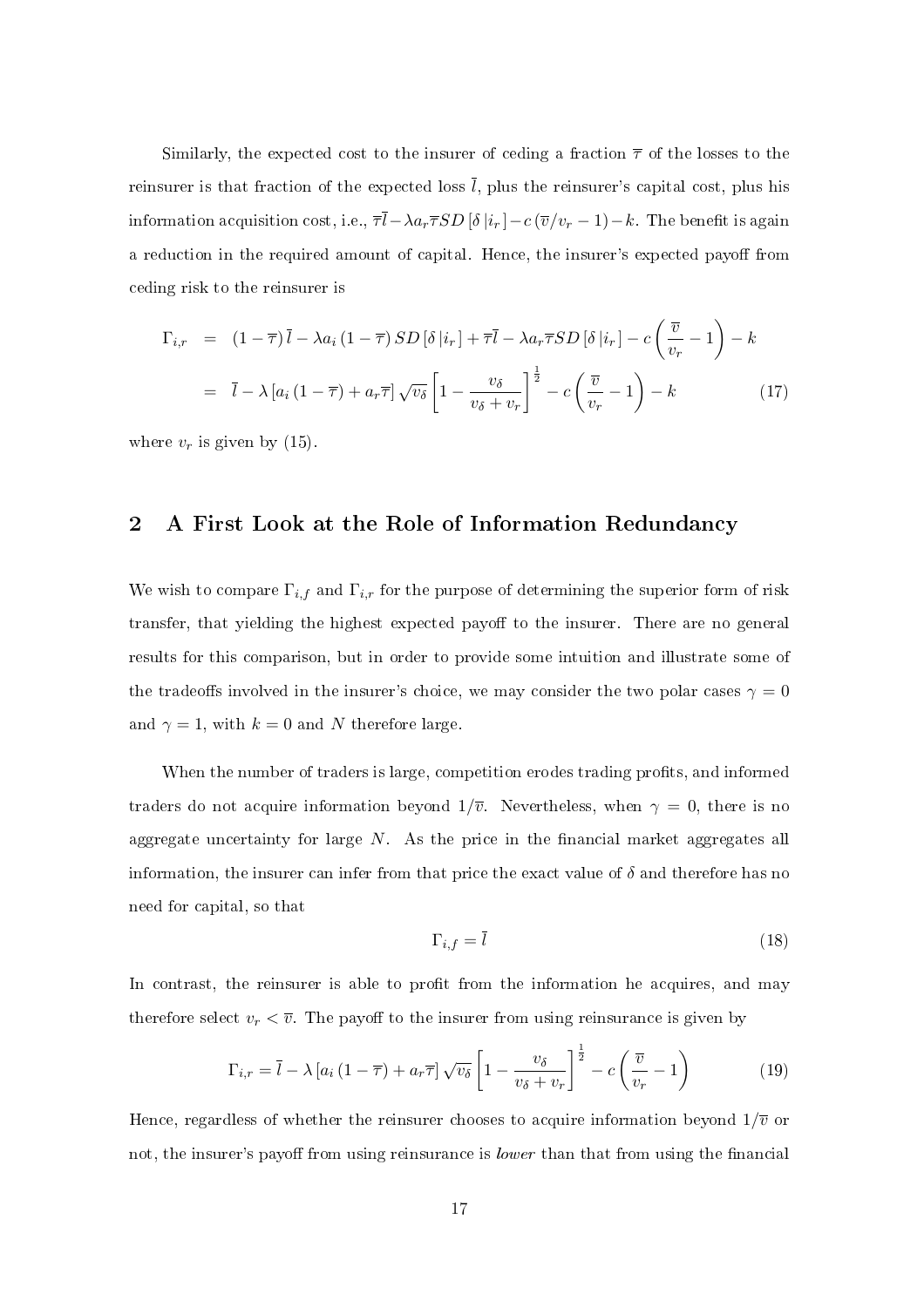Similarly, the expected cost to the insurer of ceding a fraction $\overline{\tau}$ of the losses to the reinsurer is that fraction of the expected loss $\overline{l}$, plus the reinsurer's capital cost, plus his information acquisition cost, i.e., $\overline{\tau}\overline{l} - \lambda a_r \overline{\tau} SD[\delta | i_r] - c(\overline{v}/v_r - 1) - k$. The benefit is again a reduction in the required amount of capital. Hence, the insurer's expected payoff from ceding risk to the reinsurer is

$$
\begin{aligned}
\Gamma_{i,r} &= (1-\overline{\tau})\overline{l} - \lambda a_i (1-\overline{\tau}) SD[\delta | i_r] + \overline{\tau}\overline{l} - \lambda a_r \overline{\tau} SD[\delta | i_r] - c\left(\frac{\overline{v}}{v_r} - 1\right) - k \\
&= \overline{l} - \lambda [a_i(1-\overline{\tau}) + a_r \overline{\tau}] \sqrt{v_\delta} \left[1 - \frac{v_\delta}{v_\delta + v_r}\right]^{\frac{1}{2}} - c\left(\frac{\overline{v}}{v_r} - 1\right) - k \qquad (17)
\end{aligned}
$$

where $v_r$ is given by (15).

## 2 A First Look at the Role of Information Redundancy

We wish to compare $\Gamma_{i,f}$ and $\Gamma_{i,r}$ for the purpose of determining the superior form of risk transfer, that yielding the highest expected payoff to the insurer. There are no general results for this comparison, but in order to provide some intuition and illustrate some of the tradeoffs involved in the insurer's choice, we may consider the two polar cases $\gamma = 0$ and $\gamma = 1$, with $k = 0$ and $N$ therefore large.

When the number of traders is large, competition erodes trading profits, and informed traders do not acquire information beyond $1/\overline{v}$. Nevertheless, when $\gamma = 0$, there is no aggregate uncertainty for large $N$. As the price in the financial market aggregates all information, the insurer can infer from that price the exact value of $\delta$ and therefore has no need for capital, so that

$$
\Gamma_{i,f} = \overline{l} \qquad (18)
$$

In contrast, the reinsurer is able to profit from the information he acquires, and may therefore select $v_r < \overline{v}$. The payoff to the insurer from using reinsurance is given by

$$
\Gamma_{i,r} = \overline{l} - \lambda [a_i(1-\overline{\tau}) + a_r \overline{\tau}] \sqrt{v_\delta} \left[1 - \frac{v_\delta}{v_\delta + v_r}\right]^{\frac{1}{2}} - c\left(\frac{\overline{v}}{v_r} - 1\right) \qquad (19)
$$

Hence, regardless of whether the reinsurer chooses to acquire information beyond $1/\overline{v}$ or not, the insurer's payoff from using reinsurance is *lower* than that from using the financial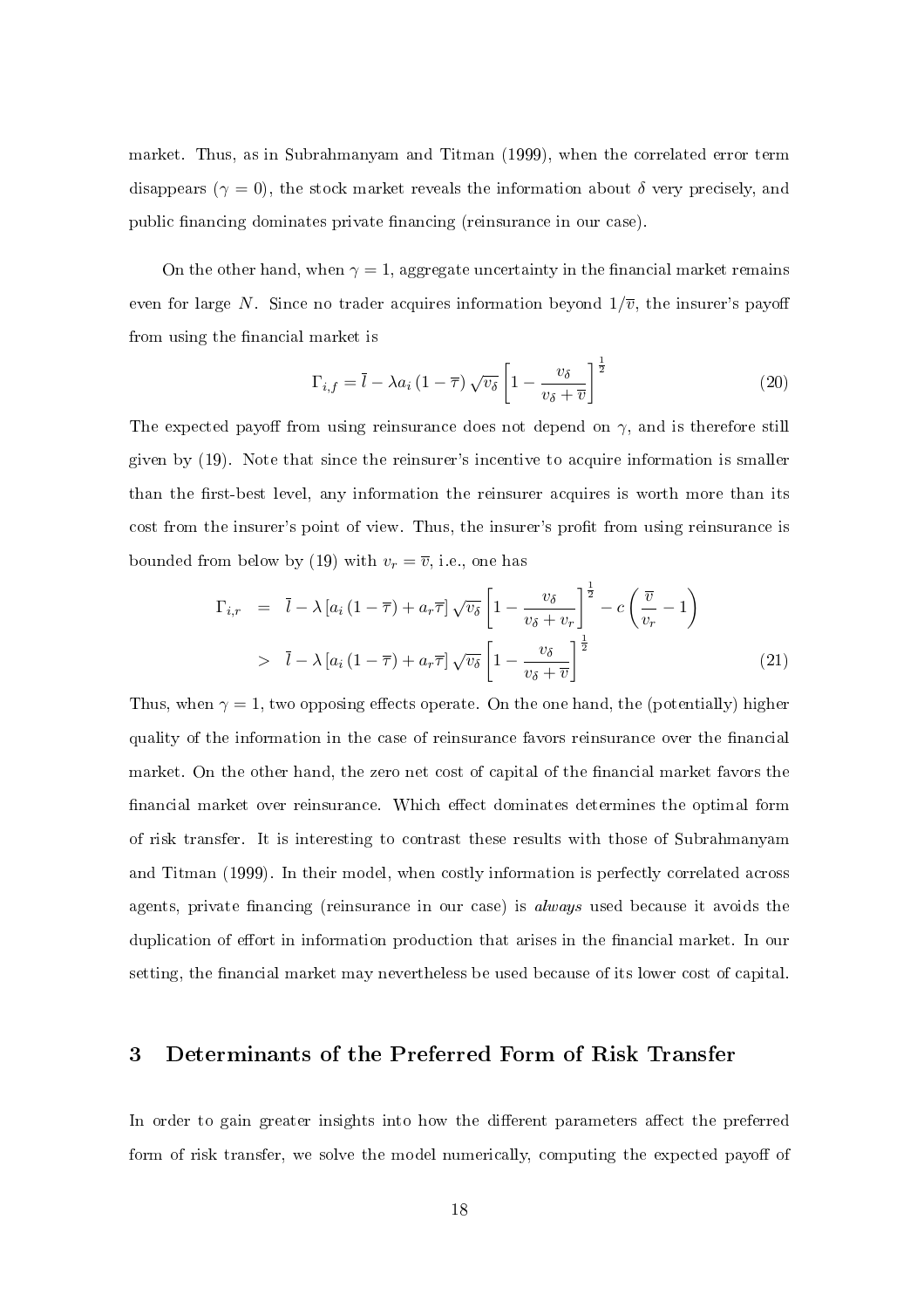market. Thus, as in Subrahmanyam and Titman (1999), when the correlated error term disappears ($\gamma = 0$), the stock market reveals the information about $\delta$ very precisely, and public financing dominates private financing (reinsurance in our case).

On the other hand, when $\gamma = 1$, aggregate uncertainty in the financial market remains even for large $N$. Since no trader acquires information beyond $1/\overline{v}$, the insurer's payoff from using the financial market is

$$\Gamma_{i,f} = \bar{l} - \lambda a_i (1 - \overline{\tau}) \sqrt{v_\delta} \left[ 1 - \frac{v_\delta}{v_\delta + \overline{v}} \right]^{\frac{1}{2}} \tag{20}$$

The expected payoff from using reinsurance does not depend on $\gamma$, and is therefore still given by (19). Note that since the reinsurer's incentive to acquire information is smaller than the first-best level, any information the reinsurer acquires is worth more than its cost from the insurer's point of view. Thus, the insurer's profit from using reinsurance is bounded from below by (19) with $v_r = \overline{v}$, i.e., one has

$$\begin{aligned} \Gamma_{i,r} &= \bar{l} - \lambda \left[ a_i (1 - \overline{\tau}) + a_r \overline{\tau} \right] \sqrt{v_\delta} \left[ 1 - \frac{v_\delta}{v_\delta + v_r} \right]^{\frac{1}{2}} - c \left( \frac{\overline{v}}{v_r} - 1 \right) \\ &> \bar{l} - \lambda \left[ a_i (1 - \overline{\tau}) + a_r \overline{\tau} \right] \sqrt{v_\delta} \left[ 1 - \frac{v_\delta}{v_\delta + \overline{v}} \right]^{\frac{1}{2}} \end{aligned} \tag{21}$$

Thus, when $\gamma = 1$, two opposing effects operate. On the one hand, the (potentially) higher quality of the information in the case of reinsurance favors reinsurance over the financial market. On the other hand, the zero net cost of capital of the financial market favors the financial market over reinsurance. Which effect dominates determines the optimal form of risk transfer. It is interesting to contrast these results with those of Subrahmanyam and Titman (1999). In their model, when costly information is perfectly correlated across agents, private financing (reinsurance in our case) is *always* used because it avoids the duplication of effort in information production that arises in the financial market. In our setting, the financial market may nevertheless be used because of its lower cost of capital.

## 3 Determinants of the Preferred Form of Risk Transfer

In order to gain greater insights into how the different parameters affect the preferred form of risk transfer, we solve the model numerically, computing the expected payoff of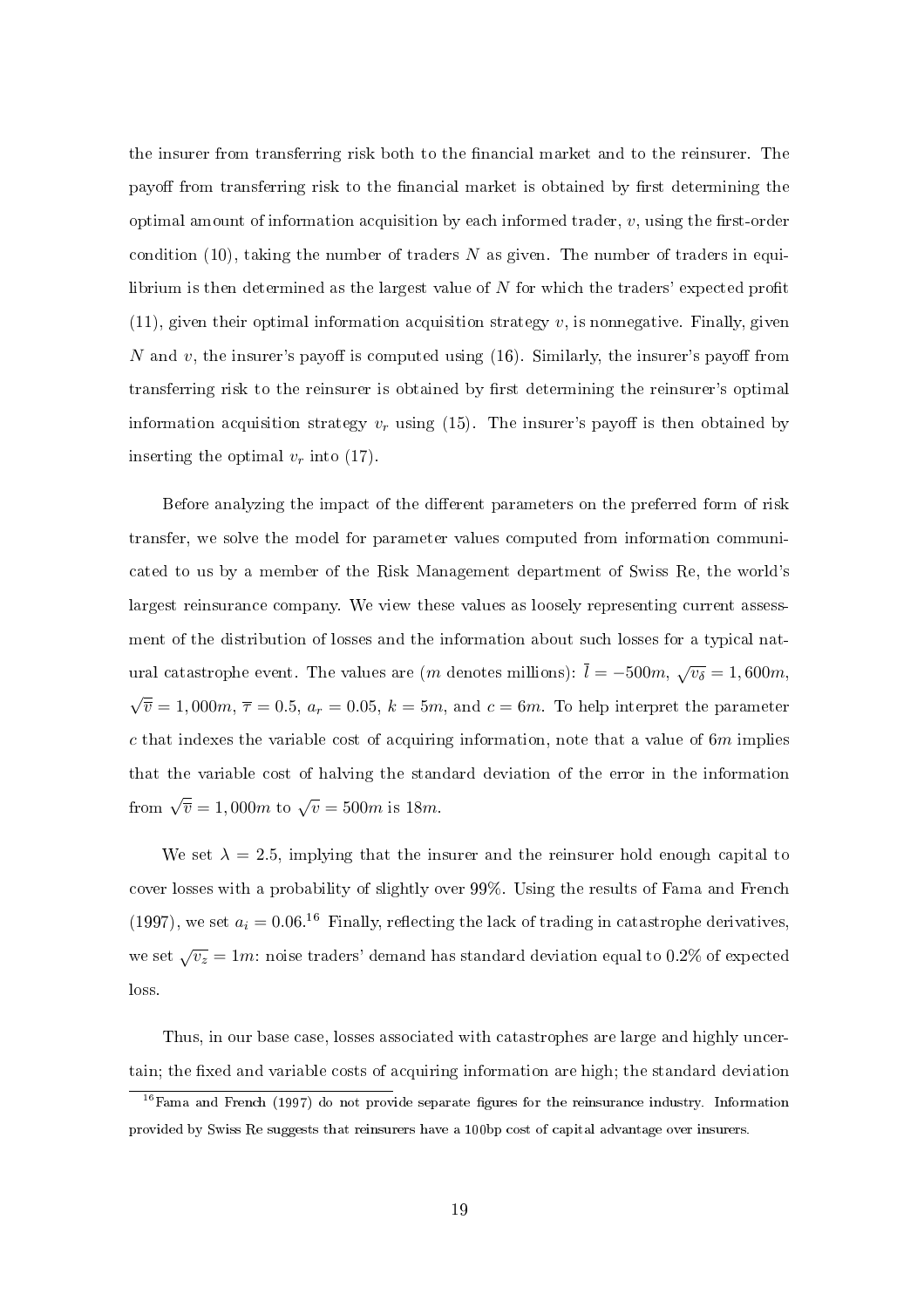the insurer from transferring risk both to the financial market and to the reinsurer. The payoff from transferring risk to the financial market is obtained by first determining the optimal amount of information acquisition by each informed trader, $v$, using the first-order condition (10), taking the number of traders $N$ as given. The number of traders in equilibrium is then determined as the largest value of $N$ for which the traders' expected profit (11), given their optimal information acquisition strategy $v$, is nonnegative. Finally, given $N$ and $v$, the insurer's payoff is computed using (16). Similarly, the insurer's payoff from transferring risk to the reinsurer is obtained by first determining the reinsurer's optimal information acquisition strategy $v_r$ using (15). The insurer's payoff is then obtained by inserting the optimal $v_r$ into (17).

Before analyzing the impact of the different parameters on the preferred form of risk transfer, we solve the model for parameter values computed from information communicated to us by a member of the Risk Management department of Swiss Re, the world's largest reinsurance company. We view these values as loosely representing current assessment of the distribution of losses and the information about such losses for a typical natural catastrophe event. The values are ($m$ denotes millions): $\bar{l} = -500m$, $\sqrt{v_\delta} = 1,600m$, $\sqrt{\overline{v}} = 1,000m$, $\overline{\tau} = 0.5$, $a_r = 0.05$, $k = 5m$, and $c = 6m$. To help interpret the parameter $c$ that indexes the variable cost of acquiring information, note that a value of $6m$ implies that the variable cost of halving the standard deviation of the error in the information from $\sqrt{\overline{v}} = 1,000m$ to $\sqrt{v} = 500m$ is $18m$.

We set $\lambda = 2.5$, implying that the insurer and the reinsurer hold enough capital to cover losses with a probability of slightly over 99%. Using the results of Fama and French (1997), we set $a_i = 0.06$.[16] Finally, reflecting the lack of trading in catastrophe derivatives, we set $\sqrt{v_z} = 1m$: noise traders' demand has standard deviation equal to 0.2% of expected loss.

Thus, in our base case, losses associated with catastrophes are large and highly uncertain; the fixed and variable costs of acquiring information are high; the standard deviation

[16] Fama and French (1997) do not provide separate figures for the reinsurance industry. Information provided by Swiss Re suggests that reinsurers have a 100bp cost of capital advantage over insurers.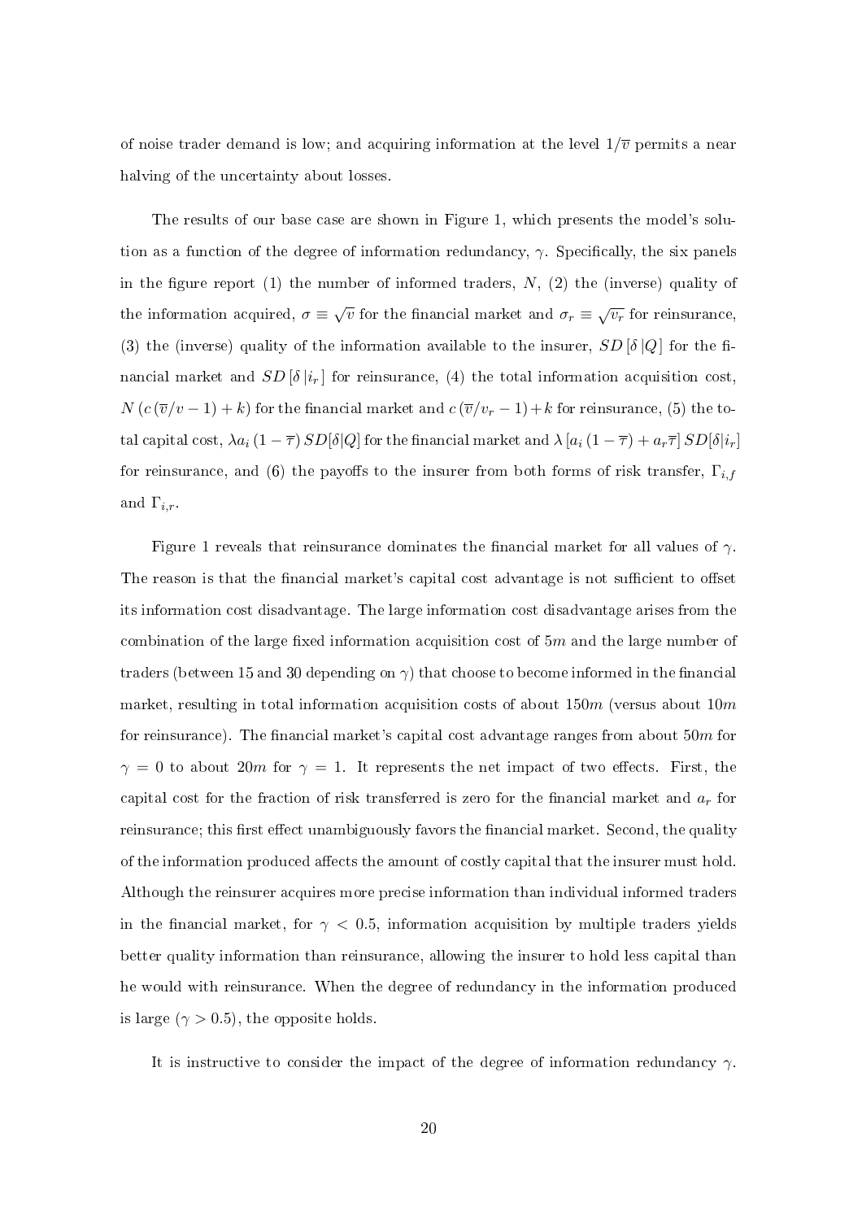of noise trader demand is low; and acquiring information at the level $1/\overline{v}$ permits a near halving of the uncertainty about losses.

The results of our base case are shown in Figure 1, which presents the model's solution as a function of the degree of information redundancy, $\gamma$. Specifically, the six panels in the figure report (1) the number of informed traders, $N$, (2) the (inverse) quality of the information acquired, $\sigma \equiv \sqrt{v}$ for the financial market and $\sigma_r \equiv \sqrt{v_r}$ for reinsurance, (3) the (inverse) quality of the information available to the insurer, $SD\left[\delta\left|Q\right.\right]$ for the financial market and $SD\left[\delta\left|i_r\right.\right]$ for reinsurance, (4) the total information acquisition cost, $N\left(c\left(\overline{v}/v-1\right)+k\right)$ for the financial market and $c\left(\overline{v}/v_r-1\right)+k$ for reinsurance, (5) the total capital cost, $\lambda a_i\left(1-\overline{\tau}\right)SD[\delta|Q]$ for the financial market and $\lambda\left[a_i\left(1-\overline{\tau}\right)+a_r\overline{\tau}\right]SD[\delta|i_r]$ for reinsurance, and (6) the payoffs to the insurer from both forms of risk transfer, $\Gamma_{i,f}$ and $\Gamma_{i,r}$.

Figure 1 reveals that reinsurance dominates the financial market for all values of $\gamma$. The reason is that the financial market's capital cost advantage is not sufficient to offset its information cost disadvantage. The large information cost disadvantage arises from the combination of the large fixed information acquisition cost of $5m$ and the large number of traders (between 15 and 30 depending on $\gamma$) that choose to become informed in the financial market, resulting in total information acquisition costs of about $150m$ (versus about $10m$ for reinsurance). The financial market's capital cost advantage ranges from about $50m$ for $\gamma = 0$ to about $20m$ for $\gamma = 1$. It represents the net impact of two effects. First, the capital cost for the fraction of risk transferred is zero for the financial market and $a_r$ for reinsurance; this first effect unambiguously favors the financial market. Second, the quality of the information produced affects the amount of costly capital that the insurer must hold. Although the reinsurer acquires more precise information than individual informed traders in the financial market, for $\gamma < 0.5$, information acquisition by multiple traders yields better quality information than reinsurance, allowing the insurer to hold less capital than he would with reinsurance. When the degree of redundancy in the information produced is large ($\gamma > 0.5$), the opposite holds.

It is instructive to consider the impact of the degree of information redundancy $\gamma$.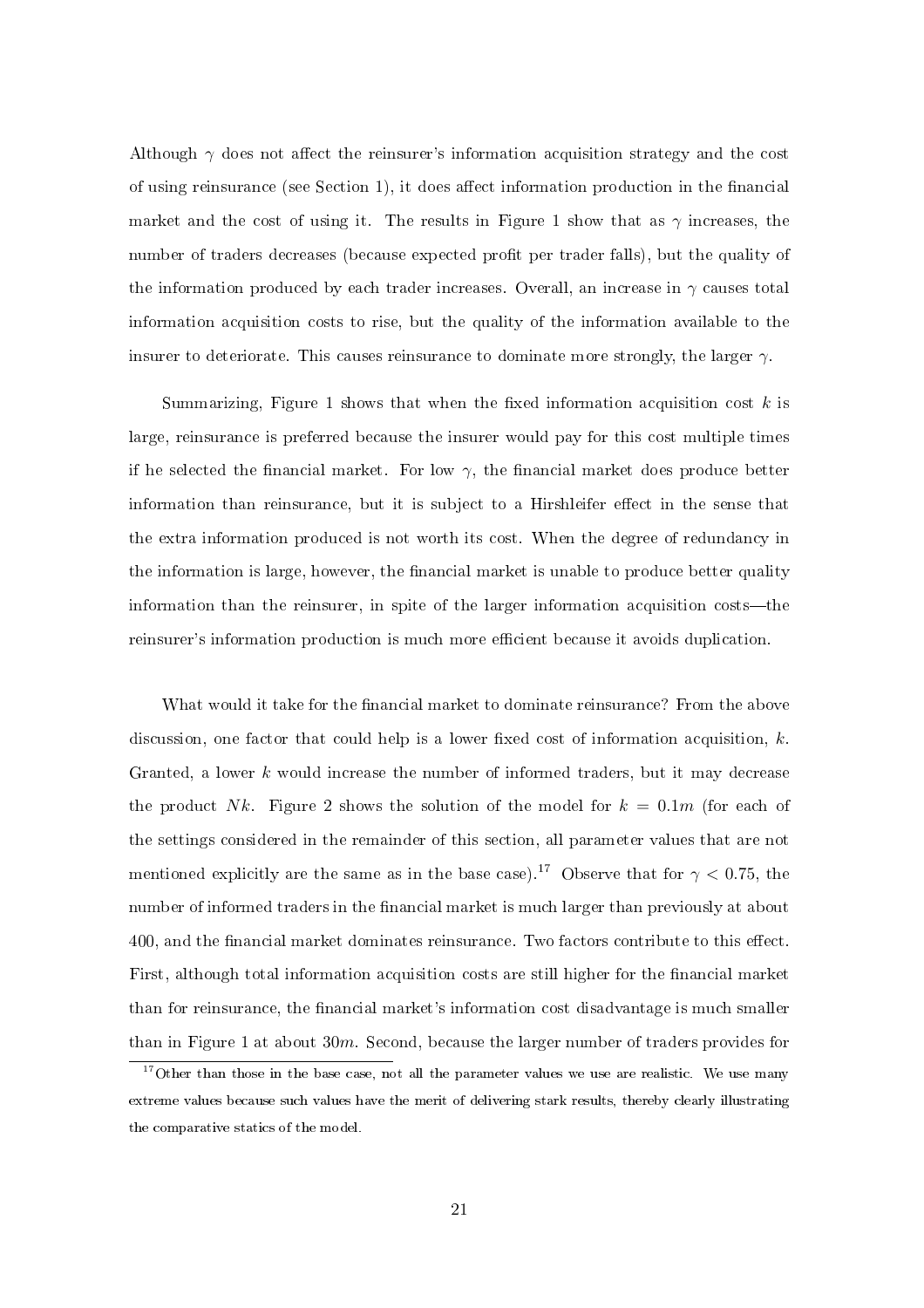Although $\gamma$ does not affect the reinsurer's information acquisition strategy and the cost of using reinsurance (see Section 1), it does affect information production in the financial market and the cost of using it. The results in Figure 1 show that as $\gamma$ increases, the number of traders decreases (because expected profit per trader falls), but the quality of the information produced by each trader increases. Overall, an increase in $\gamma$ causes total information acquisition costs to rise, but the quality of the information available to the insurer to deteriorate. This causes reinsurance to dominate more strongly, the larger $\gamma$.

Summarizing, Figure 1 shows that when the fixed information acquisition cost $k$ is large, reinsurance is preferred because the insurer would pay for this cost multiple times if he selected the financial market. For low $\gamma$, the financial market does produce better information than reinsurance, but it is subject to a Hirshleifer effect in the sense that the extra information produced is not worth its cost. When the degree of redundancy in the information is large, however, the financial market is unable to produce better quality information than the reinsurer, in spite of the larger information acquisition costs—the reinsurer's information production is much more efficient because it avoids duplication.

What would it take for the financial market to dominate reinsurance? From the above discussion, one factor that could help is a lower fixed cost of information acquisition, $k$. Granted, a lower $k$ would increase the number of informed traders, but it may decrease the product $Nk$. Figure 2 shows the solution of the model for $k = 0.1m$ (for each of the settings considered in the remainder of this section, all parameter values that are not mentioned explicitly are the same as in the base case).[17] Observe that for $\gamma < 0.75$, the number of informed traders in the financial market is much larger than previously at about 400, and the financial market dominates reinsurance. Two factors contribute to this effect. First, although total information acquisition costs are still higher for the financial market than for reinsurance, the financial market's information cost disadvantage is much smaller than in Figure 1 at about $30m$. Second, because the larger number of traders provides for

[17] Other than those in the base case, not all the parameter values we use are realistic. We use many extreme values because such values have the merit of delivering stark results, thereby clearly illustrating the comparative statics of the model.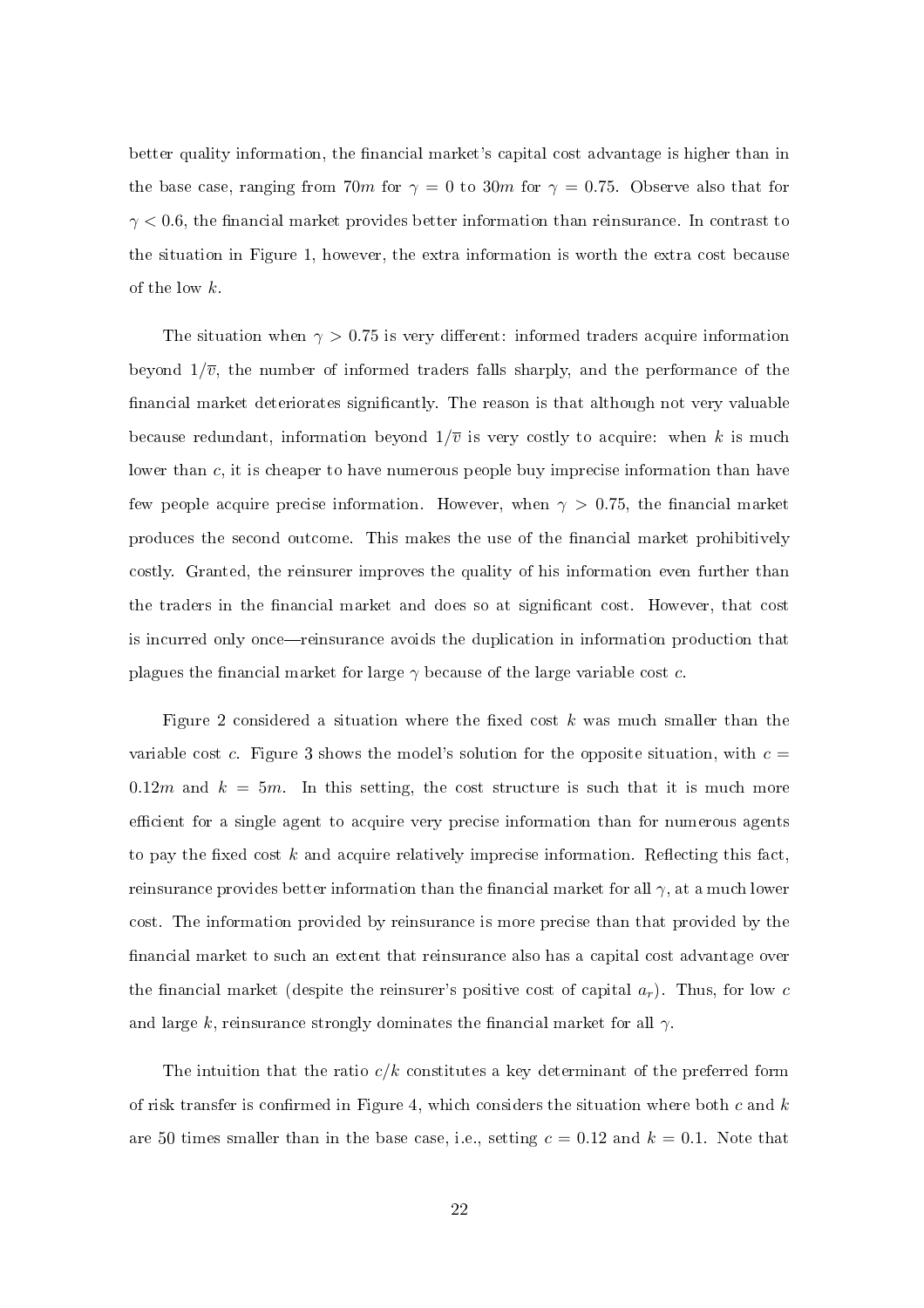better quality information, the financial market's capital cost advantage is higher than in the base case, ranging from $70m$ for $\gamma = 0$ to $30m$ for $\gamma = 0.75$. Observe also that for $\gamma < 0.6$, the financial market provides better information than reinsurance. In contrast to the situation in Figure 1, however, the extra information is worth the extra cost because of the low $k$.

The situation when $\gamma > 0.75$ is very different: informed traders acquire information beyond $1/\overline{v}$, the number of informed traders falls sharply, and the performance of the financial market deteriorates significantly. The reason is that although not very valuable because redundant, information beyond $1/\overline{v}$ is very costly to acquire: when $k$ is much lower than $c$, it is cheaper to have numerous people buy imprecise information than have few people acquire precise information. However, when $\gamma > 0.75$, the financial market produces the second outcome. This makes the use of the financial market prohibitively costly. Granted, the reinsurer improves the quality of his information even further than the traders in the financial market and does so at significant cost. However, that cost is incurred only once—reinsurance avoids the duplication in information production that plagues the financial market for large $\gamma$ because of the large variable cost $c$.

Figure 2 considered a situation where the fixed cost $k$ was much smaller than the variable cost $c$. Figure 3 shows the model's solution for the opposite situation, with $c = 0.12m$ and $k = 5m$. In this setting, the cost structure is such that it is much more efficient for a single agent to acquire very precise information than for numerous agents to pay the fixed cost $k$ and acquire relatively imprecise information. Reflecting this fact, reinsurance provides better information than the financial market for all $\gamma$, at a much lower cost. The information provided by reinsurance is more precise than that provided by the financial market to such an extent that reinsurance also has a capital cost advantage over the financial market (despite the reinsurer's positive cost of capital $a_r$). Thus, for low $c$ and large $k$, reinsurance strongly dominates the financial market for all $\gamma$.

The intuition that the ratio $c/k$ constitutes a key determinant of the preferred form of risk transfer is confirmed in Figure 4, which considers the situation where both $c$ and $k$ are 50 times smaller than in the base case, i.e., setting $c = 0.12$ and $k = 0.1$. Note that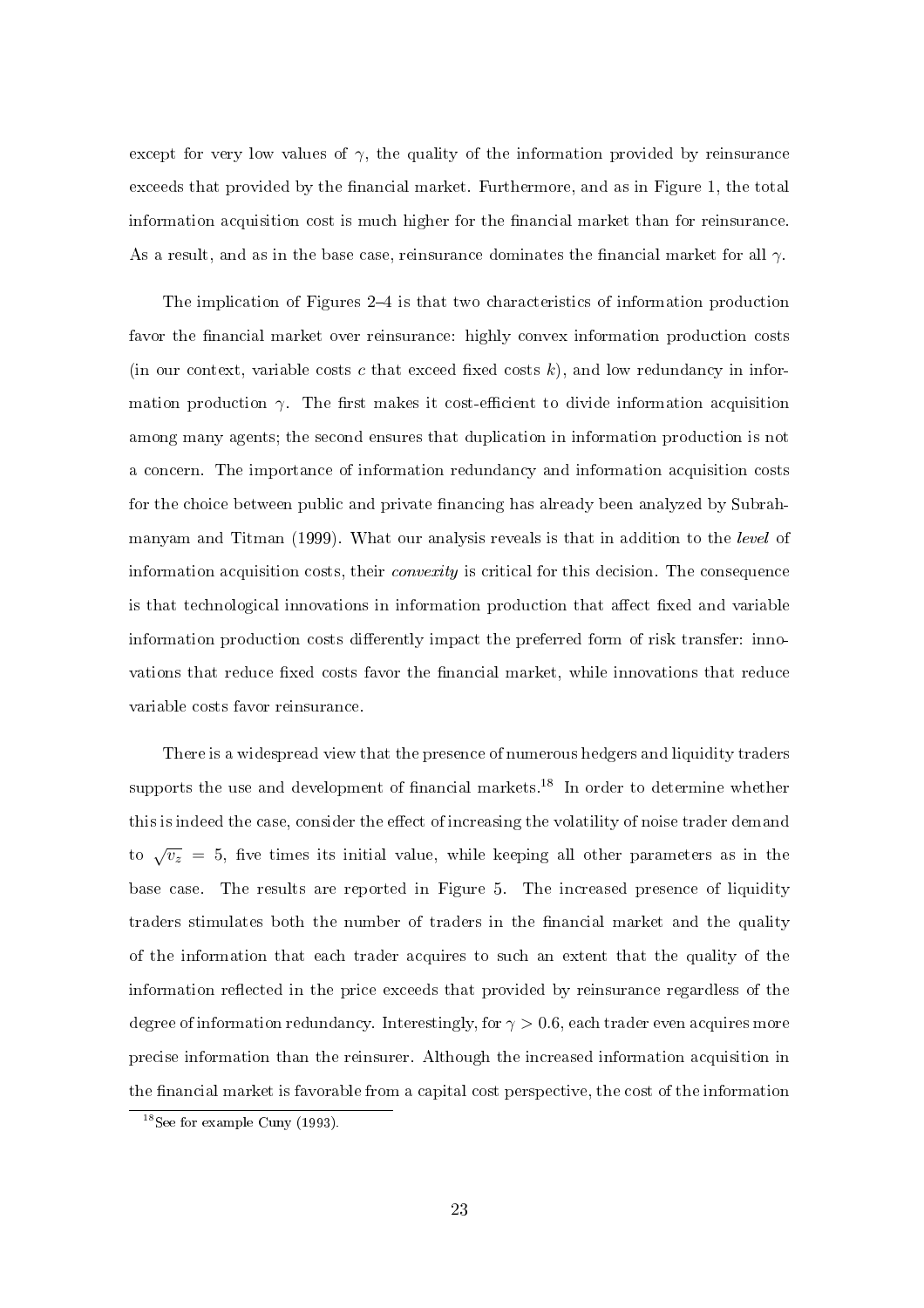except for very low values of $\gamma$, the quality of the information provided by reinsurance exceeds that provided by the financial market. Furthermore, and as in Figure 1, the total information acquisition cost is much higher for the financial market than for reinsurance. As a result, and as in the base case, reinsurance dominates the financial market for all $\gamma$.

The implication of Figures 2–4 is that two characteristics of information production favor the financial market over reinsurance: highly convex information production costs (in our context, variable costs $c$ that exceed fixed costs $k$), and low redundancy in information production $\gamma$. The first makes it cost-efficient to divide information acquisition among many agents; the second ensures that duplication in information production is not a concern. The importance of information redundancy and information acquisition costs for the choice between public and private financing has already been analyzed by Subrahmanyam and Titman (1999). What our analysis reveals is that in addition to the *level* of information acquisition costs, their *convexity* is critical for this decision. The consequence is that technological innovations in information production that affect fixed and variable information production costs differently impact the preferred form of risk transfer: innovations that reduce fixed costs favor the financial market, while innovations that reduce variable costs favor reinsurance.

There is a widespread view that the presence of numerous hedgers and liquidity traders supports the use and development of financial markets.[18] In order to determine whether this is indeed the case, consider the effect of increasing the volatility of noise trader demand to $\sqrt{v_z} = 5$, five times its initial value, while keeping all other parameters as in the base case. The results are reported in Figure 5. The increased presence of liquidity traders stimulates both the number of traders in the financial market and the quality of the information that each trader acquires to such an extent that the quality of the information reflected in the price exceeds that provided by reinsurance regardless of the degree of information redundancy. Interestingly, for $\gamma > 0.6$, each trader even acquires more precise information than the reinsurer. Although the increased information acquisition in the financial market is favorable from a capital cost perspective, the cost of the information

[18] See for example Cuny (1993).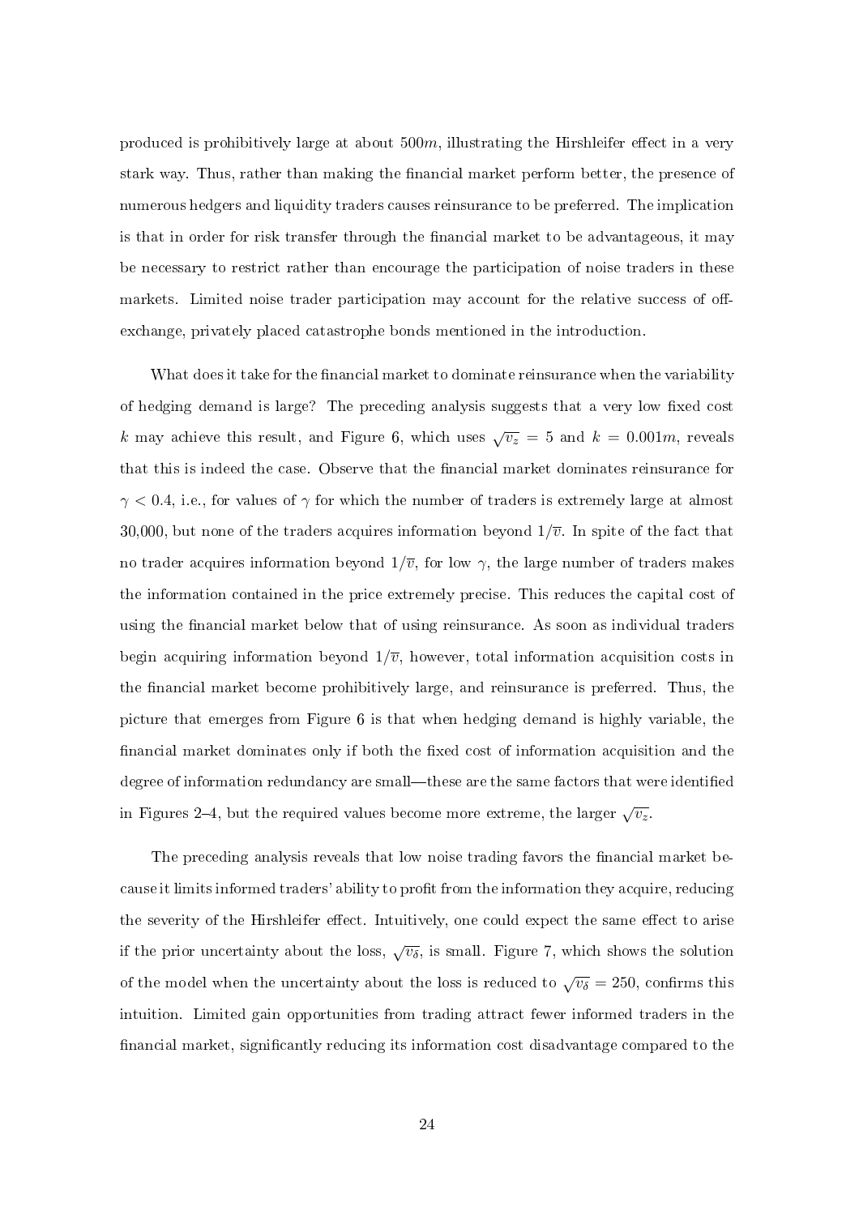produced is prohibitively large at about $500m$, illustrating the Hirshleifer effect in a very stark way. Thus, rather than making the financial market perform better, the presence of numerous hedgers and liquidity traders causes reinsurance to be preferred. The implication is that in order for risk transfer through the financial market to be advantageous, it may be necessary to restrict rather than encourage the participation of noise traders in these markets. Limited noise trader participation may account for the relative success of off-exchange, privately placed catastrophe bonds mentioned in the introduction.

What does it take for the financial market to dominate reinsurance when the variability of hedging demand is large? The preceding analysis suggests that a very low fixed cost $k$ may achieve this result, and Figure 6, which uses $\sqrt{v_z} = 5$ and $k = 0.001m$, reveals that this is indeed the case. Observe that the financial market dominates reinsurance for $\gamma < 0.4$, i.e., for values of $\gamma$ for which the number of traders is extremely large at almost 30,000, but none of the traders acquires information beyond $1/\overline{v}$. In spite of the fact that no trader acquires information beyond $1/\overline{v}$, for low $\gamma$, the large number of traders makes the information contained in the price extremely precise. This reduces the capital cost of using the financial market below that of using reinsurance. As soon as individual traders begin acquiring information beyond $1/\overline{v}$, however, total information acquisition costs in the financial market become prohibitively large, and reinsurance is preferred. Thus, the picture that emerges from Figure 6 is that when hedging demand is highly variable, the financial market dominates only if both the fixed cost of information acquisition and the degree of information redundancy are small—these are the same factors that were identified in Figures 2–4, but the required values become more extreme, the larger $\sqrt{v_z}$.

The preceding analysis reveals that low noise trading favors the financial market because it limits informed traders' ability to profit from the information they acquire, reducing the severity of the Hirshleifer effect. Intuitively, one could expect the same effect to arise if the prior uncertainty about the loss, $\sqrt{v_\delta}$, is small. Figure 7, which shows the solution of the model when the uncertainty about the loss is reduced to $\sqrt{v_\delta} = 250$, confirms this intuition. Limited gain opportunities from trading attract fewer informed traders in the financial market, significantly reducing its information cost disadvantage compared to the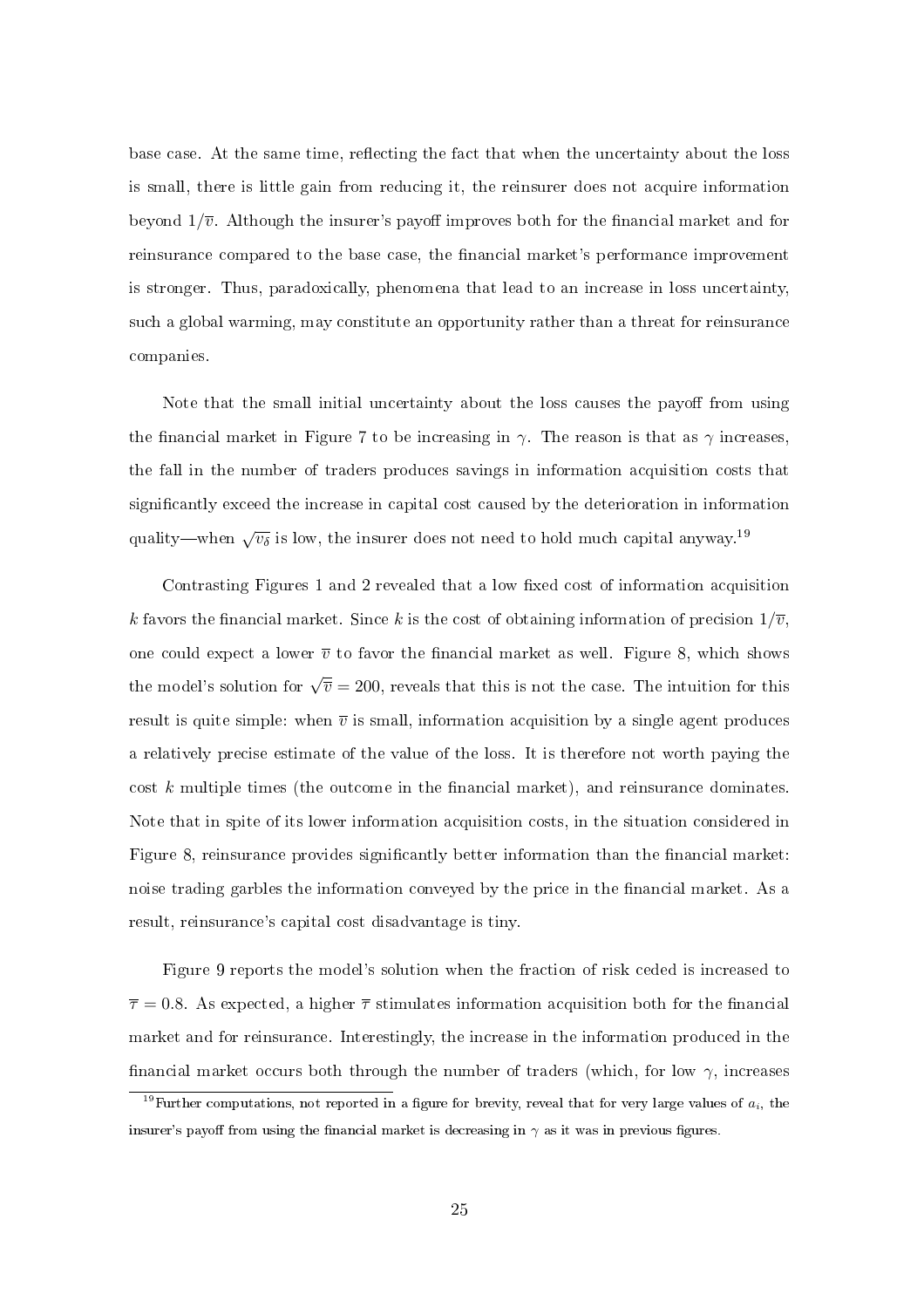base case. At the same time, reflecting the fact that when the uncertainty about the loss is small, there is little gain from reducing it, the reinsurer does not acquire information beyond $1/\overline{v}$. Although the insurer's payoff improves both for the financial market and for reinsurance compared to the base case, the financial market's performance improvement is stronger. Thus, paradoxically, phenomena that lead to an increase in loss uncertainty, such a global warming, may constitute an opportunity rather than a threat for reinsurance companies.

Note that the small initial uncertainty about the loss causes the payoff from using the financial market in Figure 7 to be increasing in $\gamma$. The reason is that as $\gamma$ increases, the fall in the number of traders produces savings in information acquisition costs that significantly exceed the increase in capital cost caused by the deterioration in information quality—when $\sqrt{v_\delta}$ is low, the insurer does not need to hold much capital anyway.[19]

Contrasting Figures 1 and 2 revealed that a low fixed cost of information acquisition $k$ favors the financial market. Since $k$ is the cost of obtaining information of precision $1/\overline{v}$, one could expect a lower $\overline{v}$ to favor the financial market as well. Figure 8, which shows the model's solution for $\sqrt{\overline{v}} = 200$, reveals that this is not the case. The intuition for this result is quite simple: when $\overline{v}$ is small, information acquisition by a single agent produces a relatively precise estimate of the value of the loss. It is therefore not worth paying the cost $k$ multiple times (the outcome in the financial market), and reinsurance dominates. Note that in spite of its lower information acquisition costs, in the situation considered in Figure 8, reinsurance provides significantly better information than the financial market: noise trading garbles the information conveyed by the price in the financial market. As a result, reinsurance's capital cost disadvantage is tiny.

Figure 9 reports the model's solution when the fraction of risk ceded is increased to $\overline{\tau} = 0.8$. As expected, a higher $\overline{\tau}$ stimulates information acquisition both for the financial market and for reinsurance. Interestingly, the increase in the information produced in the financial market occurs both through the number of traders (which, for low $\gamma$, increases

[19] Further computations, not reported in a figure for brevity, reveal that for very large values of $a_i$, the insurer's payoff from using the financial market is decreasing in $\gamma$ as it was in previous figures.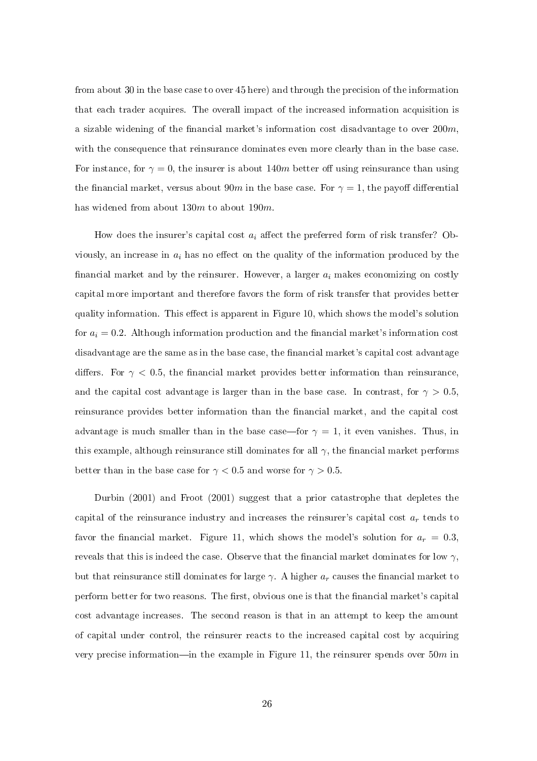from about 30 in the base case to over 45 here) and through the precision of the information that each trader acquires. The overall impact of the increased information acquisition is a sizable widening of the financial market's information cost disadvantage to over $200m$, with the consequence that reinsurance dominates even more clearly than in the base case. For instance, for $\gamma = 0$, the insurer is about $140m$ better off using reinsurance than using the financial market, versus about $90m$ in the base case. For $\gamma = 1$, the payoff differential has widened from about $130m$ to about $190m$.

How does the insurer's capital cost $a_i$ affect the preferred form of risk transfer? Obviously, an increase in $a_i$ has no effect on the quality of the information produced by the financial market and by the reinsurer. However, a larger $a_i$ makes economizing on costly capital more important and therefore favors the form of risk transfer that provides better quality information. This effect is apparent in Figure 10, which shows the model's solution for $a_i = 0.2$. Although information production and the financial market's information cost disadvantage are the same as in the base case, the financial market's capital cost advantage differs. For $\gamma < 0.5$, the financial market provides better information than reinsurance, and the capital cost advantage is larger than in the base case. In contrast, for $\gamma > 0.5$, reinsurance provides better information than the financial market, and the capital cost advantage is much smaller than in the base case—for $\gamma = 1$, it even vanishes. Thus, in this example, although reinsurance still dominates for all $\gamma$, the financial market performs better than in the base case for $\gamma < 0.5$ and worse for $\gamma > 0.5$.

Durbin (2001) and Froot (2001) suggest that a prior catastrophe that depletes the capital of the reinsurance industry and increases the reinsurer's capital cost $a_r$ tends to favor the financial market. Figure 11, which shows the model's solution for $a_r = 0.3$, reveals that this is indeed the case. Observe that the financial market dominates for low $\gamma$, but that reinsurance still dominates for large $\gamma$. A higher $a_r$ causes the financial market to perform better for two reasons. The first, obvious one is that the financial market's capital cost advantage increases. The second reason is that in an attempt to keep the amount of capital under control, the reinsurer reacts to the increased capital cost by acquiring very precise information—in the example in Figure 11, the reinsurer spends over $50m$ in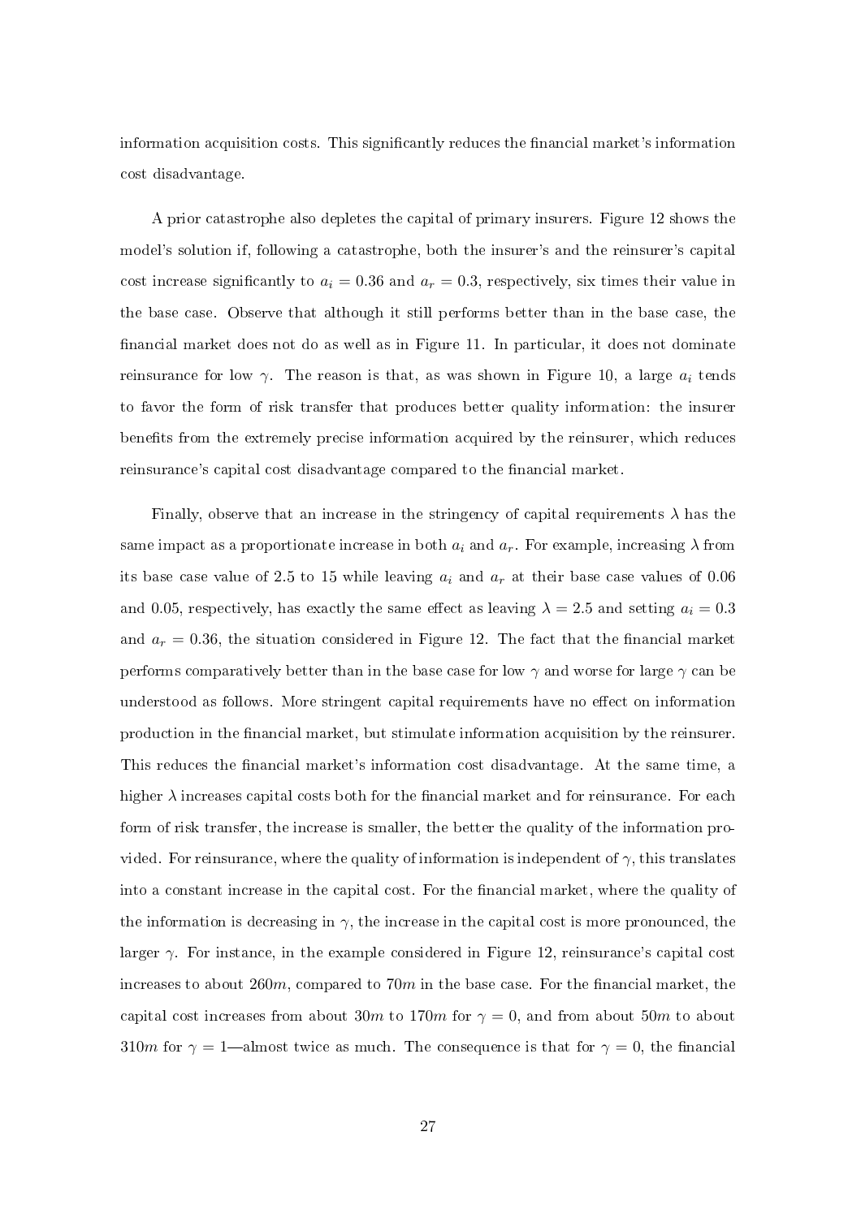information acquisition costs. This significantly reduces the financial market's information cost disadvantage.

A prior catastrophe also depletes the capital of primary insurers. Figure 12 shows the model's solution if, following a catastrophe, both the insurer's and the reinsurer's capital cost increase significantly to $a_i = 0.36$ and $a_r = 0.3$, respectively, six times their value in the base case. Observe that although it still performs better than in the base case, the financial market does not do as well as in Figure 11. In particular, it does not dominate reinsurance for low $\gamma$. The reason is that, as was shown in Figure 10, a large $a_i$ tends to favor the form of risk transfer that produces better quality information: the insurer benefits from the extremely precise information acquired by the reinsurer, which reduces reinsurance's capital cost disadvantage compared to the financial market.

Finally, observe that an increase in the stringency of capital requirements $\lambda$ has the same impact as a proportionate increase in both $a_i$ and $a_r$. For example, increasing $\lambda$ from its base case value of 2.5 to 15 while leaving $a_i$ and $a_r$ at their base case values of 0.06 and 0.05, respectively, has exactly the same effect as leaving $\lambda = 2.5$ and setting $a_i = 0.3$ and $a_r = 0.36$, the situation considered in Figure 12. The fact that the financial market performs comparatively better than in the base case for low $\gamma$ and worse for large $\gamma$ can be understood as follows. More stringent capital requirements have no effect on information production in the financial market, but stimulate information acquisition by the reinsurer. This reduces the financial market's information cost disadvantage. At the same time, a higher $\lambda$ increases capital costs both for the financial market and for reinsurance. For each form of risk transfer, the increase is smaller, the better the quality of the information provided. For reinsurance, where the quality of information is independent of $\gamma$, this translates into a constant increase in the capital cost. For the financial market, where the quality of the information is decreasing in $\gamma$, the increase in the capital cost is more pronounced, the larger $\gamma$. For instance, in the example considered in Figure 12, reinsurance's capital cost increases to about $260m$, compared to $70m$ in the base case. For the financial market, the capital cost increases from about $30m$ to $170m$ for $\gamma = 0$, and from about $50m$ to about $310m$ for $\gamma = 1$—almost twice as much. The consequence is that for $\gamma = 0$, the financial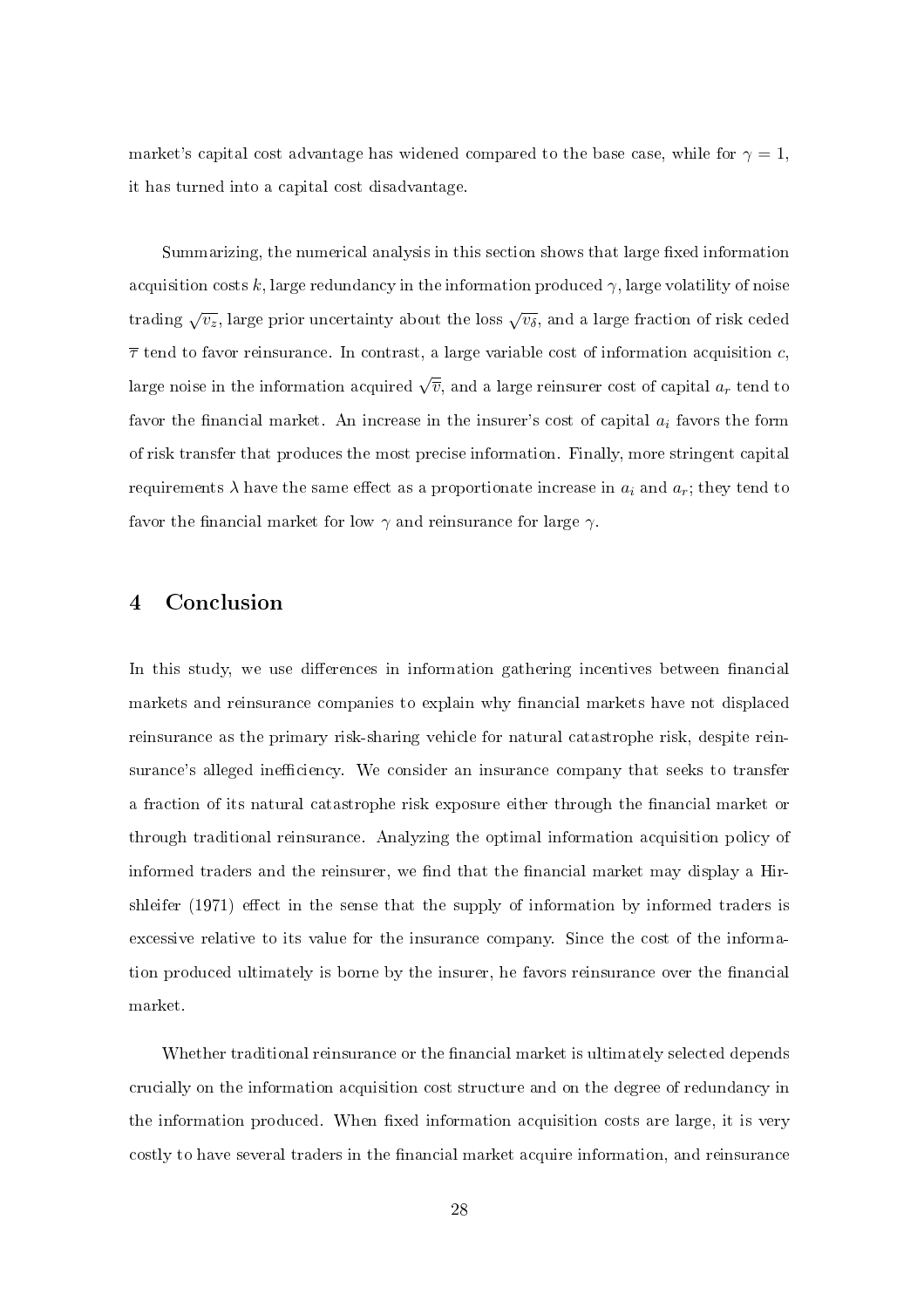market's capital cost advantage has widened compared to the base case, while for $\gamma = 1$, it has turned into a capital cost disadvantage.

Summarizing, the numerical analysis in this section shows that large fixed information acquisition costs $k$, large redundancy in the information produced $\gamma$, large volatility of noise trading $\sqrt{v_z}$, large prior uncertainty about the loss $\sqrt{v_\delta}$, and a large fraction of risk ceded $\overline{\tau}$ tend to favor reinsurance. In contrast, a large variable cost of information acquisition $c$, large noise in the information acquired $\sqrt{\overline{v}}$, and a large reinsurer cost of capital $a_r$ tend to favor the financial market. An increase in the insurer's cost of capital $a_i$ favors the form of risk transfer that produces the most precise information. Finally, more stringent capital requirements $\lambda$ have the same effect as a proportionate increase in $a_i$ and $a_r$; they tend to favor the financial market for low $\gamma$ and reinsurance for large $\gamma$.

# 4 Conclusion

In this study, we use differences in information gathering incentives between financial markets and reinsurance companies to explain why financial markets have not displaced reinsurance as the primary risk-sharing vehicle for natural catastrophe risk, despite reinsurance's alleged inefficiency. We consider an insurance company that seeks to transfer a fraction of its natural catastrophe risk exposure either through the financial market or through traditional reinsurance. Analyzing the optimal information acquisition policy of informed traders and the reinsurer, we find that the financial market may display a Hirshleifer (1971) effect in the sense that the supply of information by informed traders is excessive relative to its value for the insurance company. Since the cost of the information produced ultimately is borne by the insurer, he favors reinsurance over the financial market.

Whether traditional reinsurance or the financial market is ultimately selected depends crucially on the information acquisition cost structure and on the degree of redundancy in the information produced. When fixed information acquisition costs are large, it is very costly to have several traders in the financial market acquire information, and reinsurance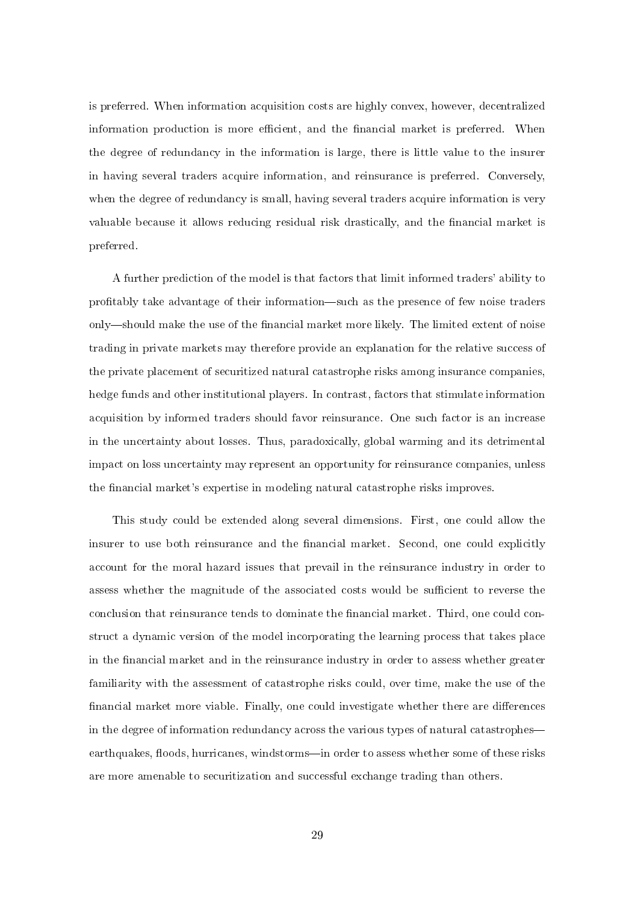is preferred. When information acquisition costs are highly convex, however, decentralized information production is more efficient, and the financial market is preferred. When the degree of redundancy in the information is large, there is little value to the insurer in having several traders acquire information, and reinsurance is preferred. Conversely, when the degree of redundancy is small, having several traders acquire information is very valuable because it allows reducing residual risk drastically, and the financial market is preferred.

A further prediction of the model is that factors that limit informed traders' ability to profitably take advantage of their information—such as the presence of few noise traders only—should make the use of the financial market more likely. The limited extent of noise trading in private markets may therefore provide an explanation for the relative success of the private placement of securitized natural catastrophe risks among insurance companies, hedge funds and other institutional players. In contrast, factors that stimulate information acquisition by informed traders should favor reinsurance. One such factor is an increase in the uncertainty about losses. Thus, paradoxically, global warming and its detrimental impact on loss uncertainty may represent an opportunity for reinsurance companies, unless the financial market's expertise in modeling natural catastrophe risks improves.

This study could be extended along several dimensions. First, one could allow the insurer to use both reinsurance and the financial market. Second, one could explicitly account for the moral hazard issues that prevail in the reinsurance industry in order to assess whether the magnitude of the associated costs would be sufficient to reverse the conclusion that reinsurance tends to dominate the financial market. Third, one could construct a dynamic version of the model incorporating the learning process that takes place in the financial market and in the reinsurance industry in order to assess whether greater familiarity with the assessment of catastrophe risks could, over time, make the use of the financial market more viable. Finally, one could investigate whether there are differences in the degree of information redundancy across the various types of natural catastrophes—earthquakes, floods, hurricanes, windstorms—in order to assess whether some of these risks are more amenable to securitization and successful exchange trading than others.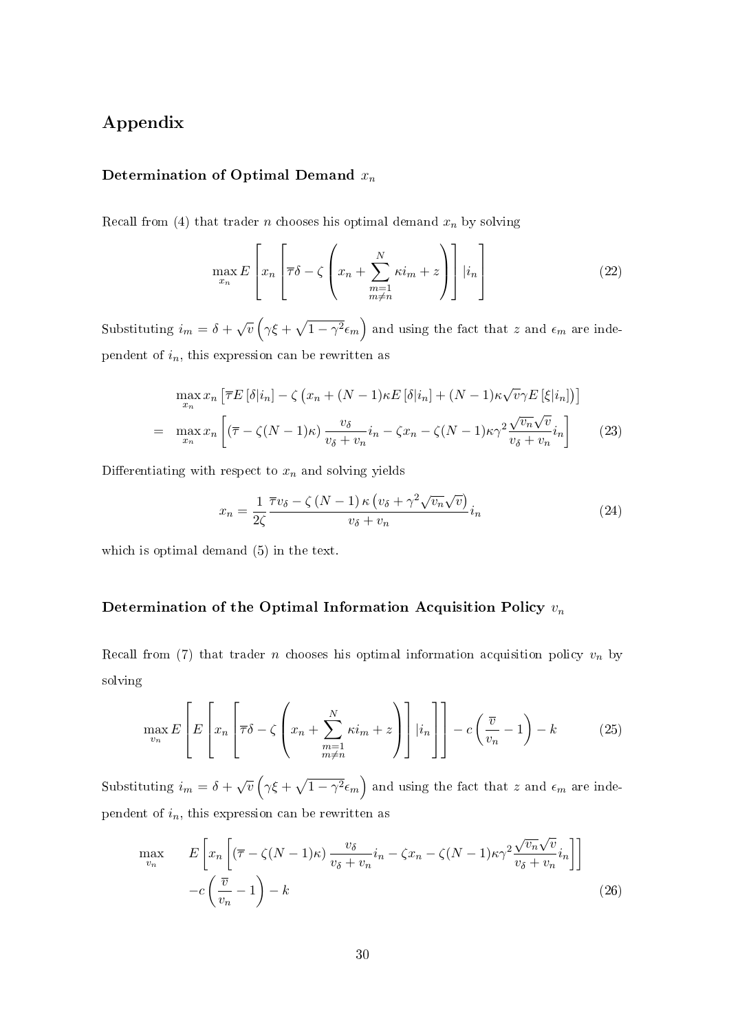# Appendix

### Determination of Optimal Demand $x_n$

Recall from (4) that trader $n$ chooses his optimal demand $x_n$ by solving

$$\max_{x_n} E\left[x_n\left[\overline{\tau}\delta - \zeta\left(x_n + \sum_{\substack{m=1\\m\neq n}}^{N}\kappa i_m + z\right)\right]|i_n\right] \tag{22}$$

Substituting $i_m = \delta + \sqrt{v}\left(\gamma\xi + \sqrt{1-\gamma^2}\epsilon_m\right)$ and using the fact that $z$ and $\epsilon_m$ are independent of $i_n$, this expression can be rewritten as

$$\begin{aligned}
&\max_{x_n} x_n\left[\overline{\tau}E\left[\delta|i_n\right] - \zeta\left(x_n + (N-1)\kappa E\left[\delta|i_n\right] + (N-1)\kappa\sqrt{v}\gamma E\left[\xi|i_n\right]\right)\right] \\
=\;& \max_{x_n} x_n\left[\left(\overline{\tau} - \zeta(N-1)\kappa\right)\frac{v_\delta}{v_\delta + v_n}i_n - \zeta x_n - \zeta(N-1)\kappa\gamma^2\frac{\sqrt{v_n}\sqrt{v}}{v_\delta + v_n}i_n\right]
\end{aligned} \tag{23}$$

Differentiating with respect to $x_n$ and solving yields

$$x_n = \frac{1}{2\zeta}\frac{\overline{\tau}v_\delta - \zeta\left(N-1\right)\kappa\left(v_\delta + \gamma^2\sqrt{v_n}\sqrt{v}\right)}{v_\delta + v_n}i_n \tag{24}$$

which is optimal demand (5) in the text.

### Determination of the Optimal Information Acquisition Policy $v_n$

Recall from (7) that trader $n$ chooses his optimal information acquisition policy $v_n$ by solving

$$\max_{v_n} E\left[E\left[x_n\left[\overline{\tau}\delta - \zeta\left(x_n + \sum_{\substack{m=1\\m\neq n}}^{N}\kappa i_m + z\right)\right]|i_n\right]\right] - c\left(\frac{\overline{v}}{v_n} - 1\right) - k \tag{25}$$

Substituting $i_m = \delta + \sqrt{v}\left(\gamma\xi + \sqrt{1-\gamma^2}\epsilon_m\right)$ and using the fact that $z$ and $\epsilon_m$ are independent of $i_n$, this expression can be rewritten as

$$\begin{aligned}
\max_{v_n}\quad & E\left[x_n\left[\left(\overline{\tau} - \zeta(N-1)\kappa\right)\frac{v_\delta}{v_\delta + v_n}i_n - \zeta x_n - \zeta(N-1)\kappa\gamma^2\frac{\sqrt{v_n}\sqrt{v}}{v_\delta + v_n}i_n\right]\right] \\
& -c\left(\frac{\overline{v}}{v_n} - 1\right) - k
\end{aligned} \tag{26}$$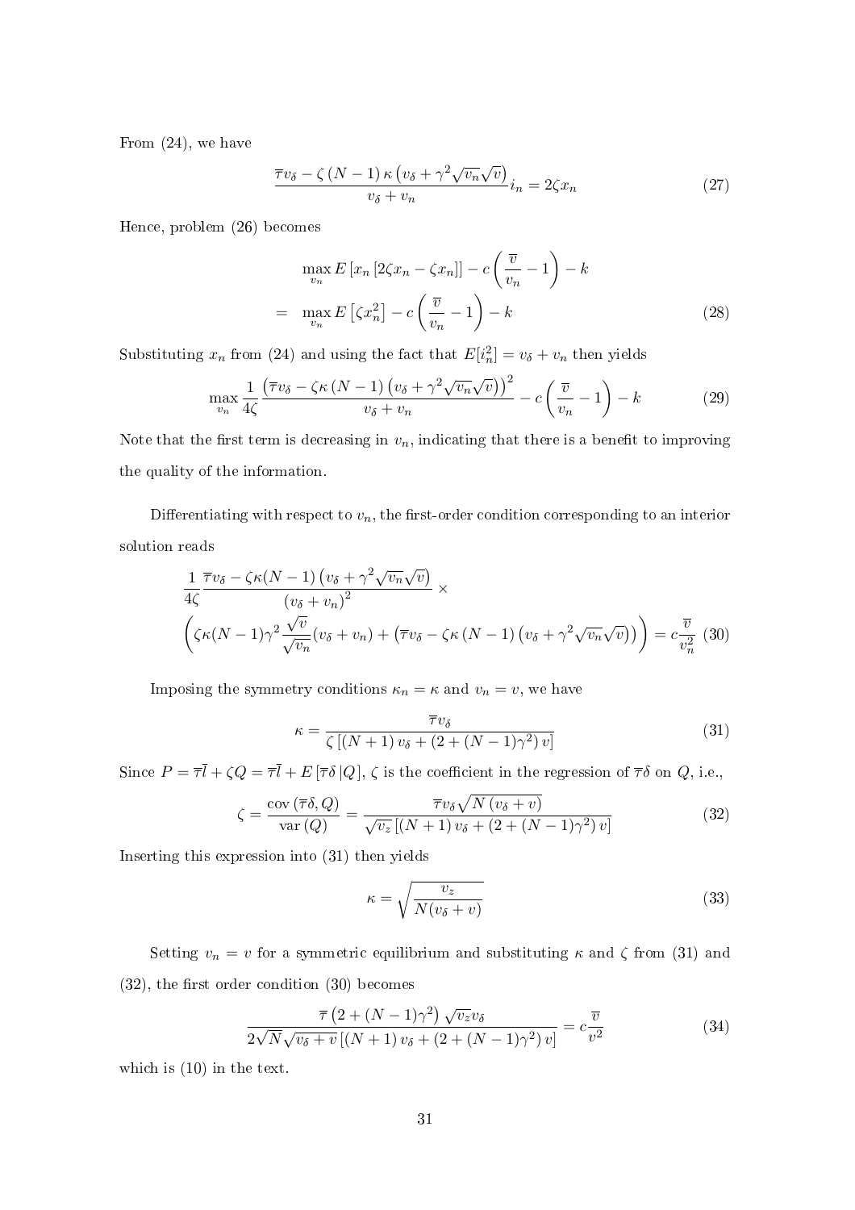From (24), we have

$$\frac{\overline{\tau}v_\delta - \zeta\,(N-1)\,\kappa\,\left(v_\delta + \gamma^2\sqrt{v_n}\sqrt{v}\right)}{v_\delta + v_n} i_n = 2\zeta x_n \tag{27}$$

Hence, problem (26) becomes

$$\begin{aligned} & \max_{v_n} E\left[x_n\left[2\zeta x_n - \zeta x_n\right]\right] - c\left(\frac{\overline{v}}{v_n} - 1\right) - k \\ = \;& \max_{v_n} E\left[\zeta x_n^2\right] - c\left(\frac{\overline{v}}{v_n} - 1\right) - k \end{aligned} \tag{28}$$

Substituting $x_n$ from (24) and using the fact that $E[i_n^2] = v_\delta + v_n$ then yields

$$\max_{v_n} \frac{1}{4\zeta}\frac{\left(\overline{\tau}v_\delta - \zeta\kappa\,(N-1)\left(v_\delta + \gamma^2\sqrt{v_n}\sqrt{v}\right)\right)^2}{v_\delta + v_n} - c\left(\frac{\overline{v}}{v_n} - 1\right) - k \tag{29}$$

Note that the first term is decreasing in $v_n$, indicating that there is a benefit to improving the quality of the information.

Differentiating with respect to $v_n$, the first-order condition corresponding to an interior solution reads

$$\begin{aligned} & \frac{1}{4\zeta}\frac{\overline{\tau}v_\delta - \zeta\kappa(N-1)\left(v_\delta + \gamma^2\sqrt{v_n}\sqrt{v}\right)}{\left(v_\delta + v_n\right)^2} \times \\ & \left(\zeta\kappa(N-1)\gamma^2\frac{\sqrt{v}}{\sqrt{v_n}}(v_\delta + v_n) + \left(\overline{\tau}v_\delta - \zeta\kappa\,(N-1)\left(v_\delta + \gamma^2\sqrt{v_n}\sqrt{v}\right)\right)\right) = c\frac{\overline{v}}{v_n^2} \end{aligned} \tag{30}$$

Imposing the symmetry conditions $\kappa_n = \kappa$ and $v_n = v$, we have

$$\kappa = \frac{\overline{\tau}v_\delta}{\zeta\left[(N+1)\,v_\delta + (2 + (N-1)\gamma^2)\,v\right]} \tag{31}$$

Since $P = \overline{\tau}\overline{l} + \zeta Q = \overline{\tau}\overline{l} + E\left[\overline{\tau}\delta\,|Q\right]$, $\zeta$ is the coefficient in the regression of $\overline{\tau}\delta$ on $Q$, i.e.,

$$\zeta = \frac{\operatorname{cov}\left(\overline{\tau}\delta, Q\right)}{\operatorname{var}\left(Q\right)} = \frac{\overline{\tau}v_\delta\sqrt{N\,(v_\delta + v)}}{\sqrt{v_z}\left[(N+1)\,v_\delta + (2 + (N-1)\gamma^2)\,v\right]} \tag{32}$$

Inserting this expression into (31) then yields

$$\kappa = \sqrt{\frac{v_z}{N(v_\delta + v)}} \tag{33}$$

Setting $v_n = v$ for a symmetric equilibrium and substituting $\kappa$ and $\zeta$ from (31) and (32), the first order condition (30) becomes

$$\frac{\overline{\tau}\left(2 + (N-1)\gamma^2\right)\sqrt{v_z}v_\delta}{2\sqrt{N}\sqrt{v_\delta + v}\left[(N+1)\,v_\delta + (2 + (N-1)\gamma^2)\,v\right]} = c\frac{\overline{v}}{v^2} \tag{34}$$

which is (10) in the text.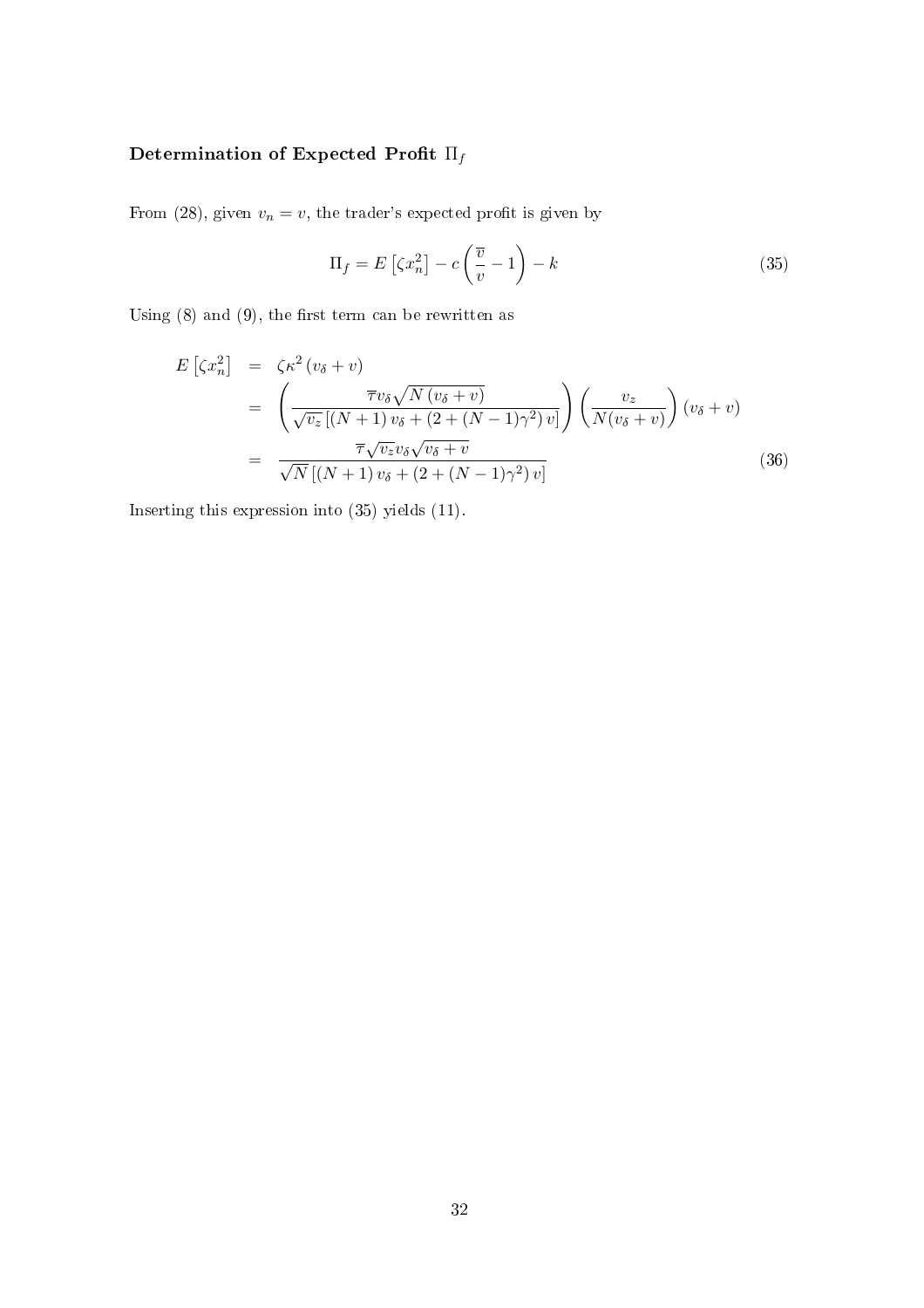### Determination of Expected Profit $\Pi_f$

From (28), given $v_n = v$, the trader's expected profit is given by

$$\Pi_f = E\left[\zeta x_n^2\right] - c\left(\frac{\overline{v}}{v} - 1\right) - k \tag{35}$$

Using (8) and (9), the first term can be rewritten as

$$\begin{aligned}
E\left[\zeta x_n^2\right] &= \zeta \kappa^2 \left(v_\delta + v\right) \\
&= \left(\frac{\overline{\tau} v_\delta \sqrt{N\left(v_\delta + v\right)}}{\sqrt{v_z}\left[\left(N+1\right) v_\delta + \left(2 + (N-1)\gamma^2\right) v\right]}\right)\left(\frac{v_z}{N(v_\delta + v)}\right)\left(v_\delta + v\right) \\
&= \frac{\overline{\tau}\sqrt{v_z} v_\delta \sqrt{v_\delta + v}}{\sqrt{N}\left[\left(N+1\right) v_\delta + \left(2 + (N-1)\gamma^2\right) v\right]}
\end{aligned} \tag{36}$$

Inserting this expression into (35) yields (11).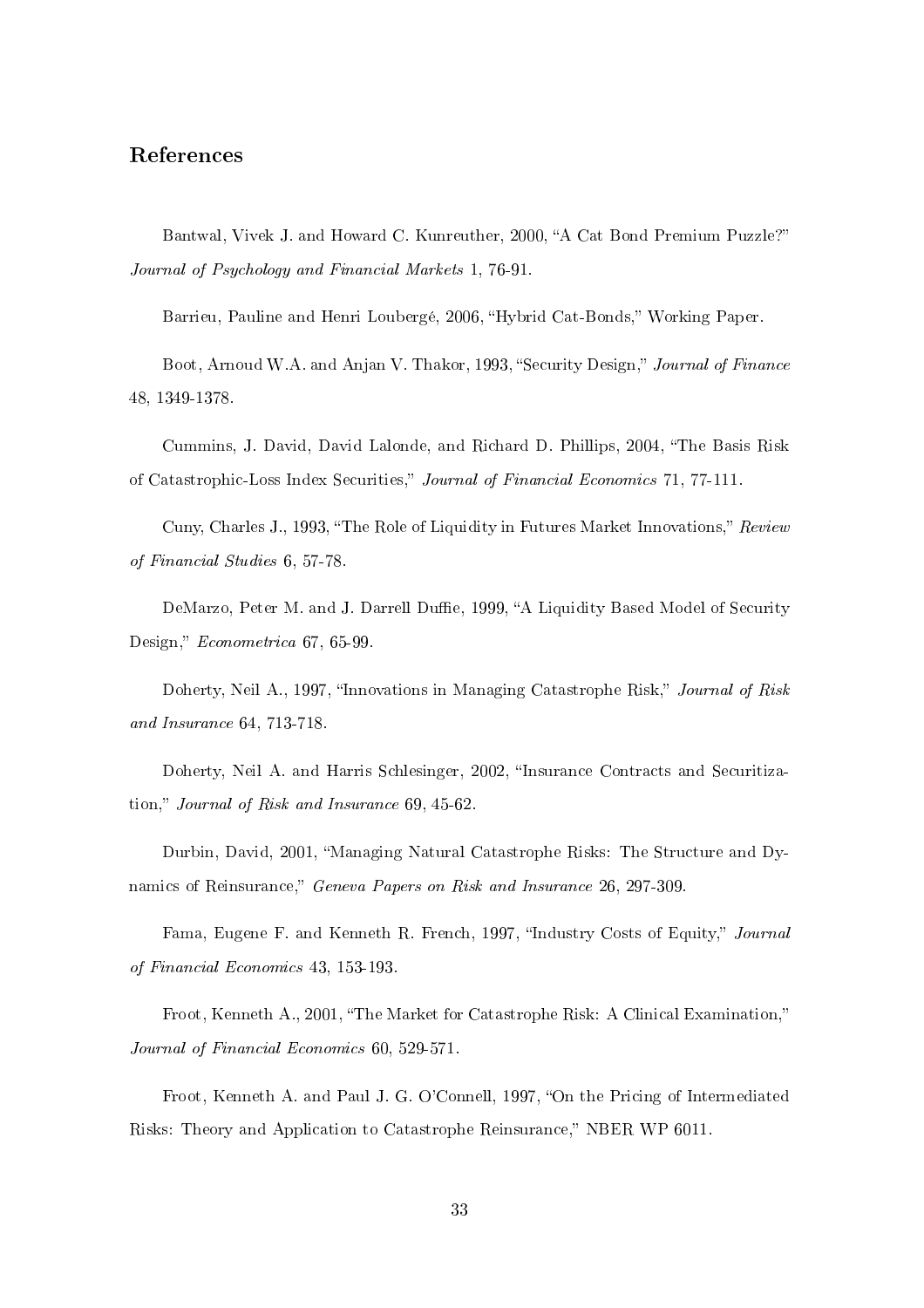## References

Bantwal, Vivek J. and Howard C. Kunreuther, 2000, "A Cat Bond Premium Puzzle?" *Journal of Psychology and Financial Markets* 1, 76-91.

Barrieu, Pauline and Henri Loubergé, 2006, "Hybrid Cat-Bonds," Working Paper.

Boot, Arnoud W.A. and Anjan V. Thakor, 1993, "Security Design," *Journal of Finance* 48, 1349-1378.

Cummins, J. David, David Lalonde, and Richard D. Phillips, 2004, "The Basis Risk of Catastrophic-Loss Index Securities," *Journal of Financial Economics* 71, 77-111.

Cuny, Charles J., 1993, "The Role of Liquidity in Futures Market Innovations," *Review of Financial Studies* 6, 57-78.

DeMarzo, Peter M. and J. Darrell Duffie, 1999, "A Liquidity Based Model of Security Design," *Econometrica* 67, 65-99.

Doherty, Neil A., 1997, "Innovations in Managing Catastrophe Risk," *Journal of Risk and Insurance* 64, 713-718.

Doherty, Neil A. and Harris Schlesinger, 2002, "Insurance Contracts and Securitization," *Journal of Risk and Insurance* 69, 45-62.

Durbin, David, 2001, "Managing Natural Catastrophe Risks: The Structure and Dynamics of Reinsurance," *Geneva Papers on Risk and Insurance* 26, 297-309.

Fama, Eugene F. and Kenneth R. French, 1997, "Industry Costs of Equity," *Journal of Financial Economics* 43, 153-193.

Froot, Kenneth A., 2001, "The Market for Catastrophe Risk: A Clinical Examination," *Journal of Financial Economics* 60, 529-571.

Froot, Kenneth A. and Paul J. G. O'Connell, 1997, "On the Pricing of Intermediated Risks: Theory and Application to Catastrophe Reinsurance," NBER WP 6011.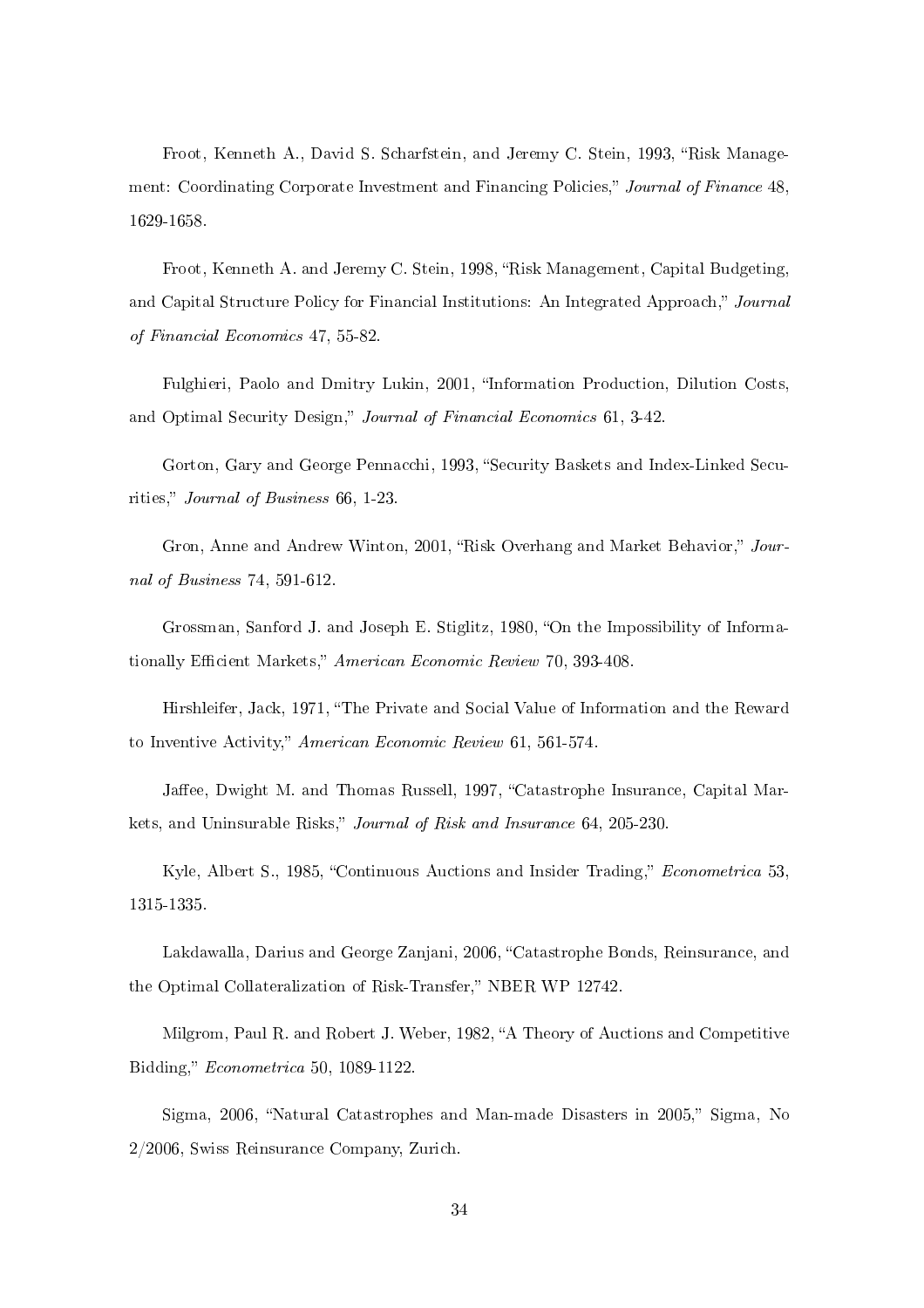Froot, Kenneth A., David S. Scharfstein, and Jeremy C. Stein, 1993, "Risk Management: Coordinating Corporate Investment and Financing Policies," *Journal of Finance* 48, 1629-1658.

Froot, Kenneth A. and Jeremy C. Stein, 1998, "Risk Management, Capital Budgeting, and Capital Structure Policy for Financial Institutions: An Integrated Approach," *Journal of Financial Economics* 47, 55-82.

Fulghieri, Paolo and Dmitry Lukin, 2001, "Information Production, Dilution Costs, and Optimal Security Design," *Journal of Financial Economics* 61, 3-42.

Gorton, Gary and George Pennacchi, 1993, "Security Baskets and Index-Linked Securities," *Journal of Business* 66, 1-23.

Gron, Anne and Andrew Winton, 2001, "Risk Overhang and Market Behavior," *Journal of Business* 74, 591-612.

Grossman, Sanford J. and Joseph E. Stiglitz, 1980, "On the Impossibility of Informationally Efficient Markets," *American Economic Review* 70, 393-408.

Hirshleifer, Jack, 1971, "The Private and Social Value of Information and the Reward to Inventive Activity," *American Economic Review* 61, 561-574.

Jaffee, Dwight M. and Thomas Russell, 1997, "Catastrophe Insurance, Capital Markets, and Uninsurable Risks," *Journal of Risk and Insurance* 64, 205-230.

Kyle, Albert S., 1985, "Continuous Auctions and Insider Trading," *Econometrica* 53, 1315-1335.

Lakdawalla, Darius and George Zanjani, 2006, "Catastrophe Bonds, Reinsurance, and the Optimal Collateralization of Risk-Transfer," NBER WP 12742.

Milgrom, Paul R. and Robert J. Weber, 1982, "A Theory of Auctions and Competitive Bidding," *Econometrica* 50, 1089-1122.

Sigma, 2006, "Natural Catastrophes and Man-made Disasters in 2005," Sigma, No 2/2006, Swiss Reinsurance Company, Zurich.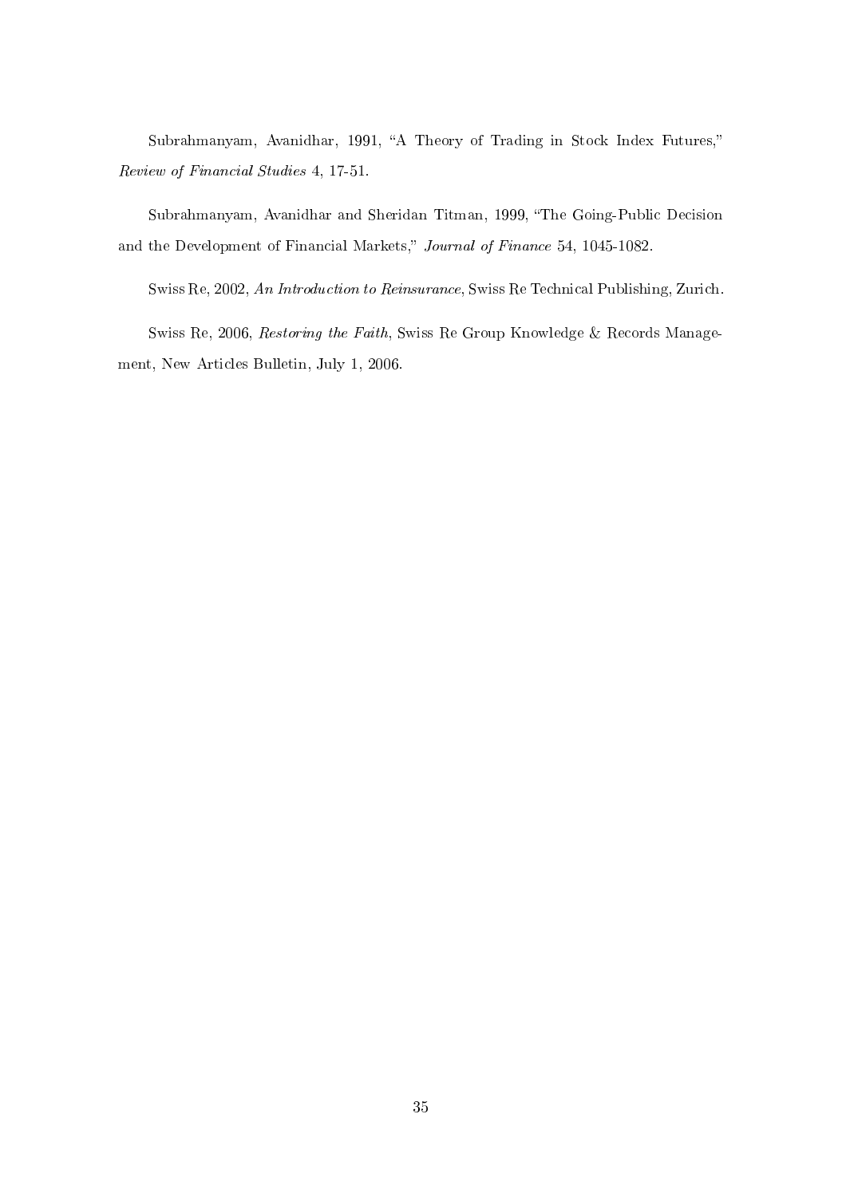Subrahmanyam, Avanidhar, 1991, "A Theory of Trading in Stock Index Futures," *Review of Financial Studies* 4, 17-51.

Subrahmanyam, Avanidhar and Sheridan Titman, 1999, "The Going-Public Decision and the Development of Financial Markets," *Journal of Finance* 54, 1045-1082.

Swiss Re, 2002, *An Introduction to Reinsurance*, Swiss Re Technical Publishing, Zurich.

Swiss Re, 2006, *Restoring the Faith*, Swiss Re Group Knowledge & Records Management, New Articles Bulletin, July 1, 2006.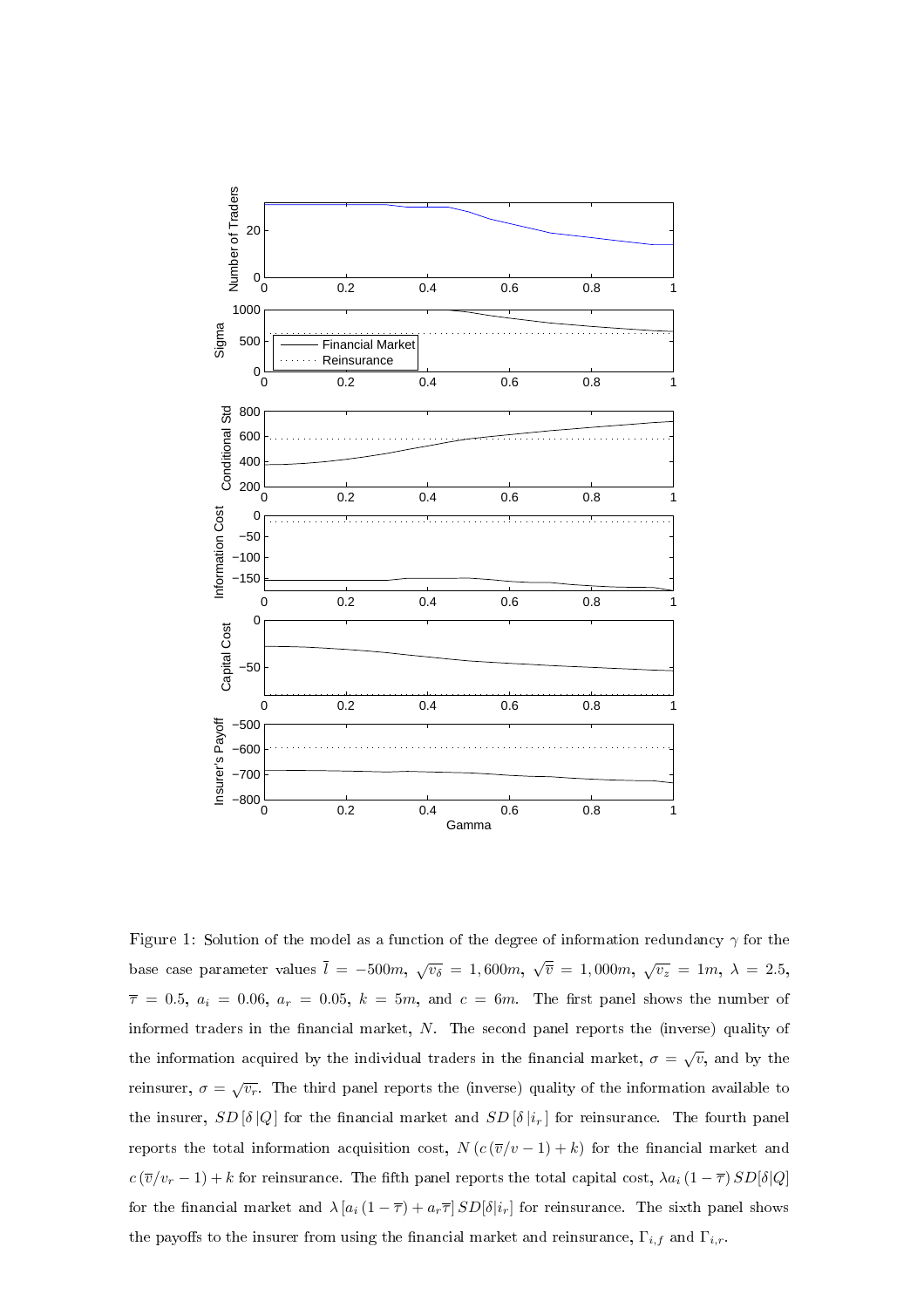Figure 1: Solution of the model as a function of the degree of information redundancy $\gamma$ for the base case parameter values $\bar{l} = -500m$, $\sqrt{v_\delta} = 1,600m$, $\sqrt{\overline{v}} = 1,000m$, $\sqrt{v_z} = 1m$, $\lambda = 2.5$, $\overline{\tau} = 0.5$, $a_i = 0.06$, $a_r = 0.05$, $k = 5m$, and $c = 6m$. The first panel shows the number of informed traders in the financial market, $N$. The second panel reports the (inverse) quality of the information acquired by the individual traders in the financial market, $\sigma = \sqrt{v}$, and by the reinsurer, $\sigma = \sqrt{v_r}$. The third panel reports the (inverse) quality of the information available to the insurer, $SD[\delta|Q]$ for the financial market and $SD[\delta|i_r]$ for reinsurance. The fourth panel reports the total information acquisition cost, $N(c(\overline{v}/v - 1) + k)$ for the financial market and $c(\overline{v}/v_r - 1) + k$ for reinsurance. The fifth panel reports the total capital cost, $\lambda a_i(1 - \overline{\tau}) SD[\delta|Q]$ for the financial market and $\lambda[a_i(1 - \overline{\tau}) + a_r\overline{\tau}] SD[\delta|i_r]$ for reinsurance. The sixth panel shows the payoffs to the insurer from using the financial market and reinsurance, $\Gamma_{i,f}$ and $\Gamma_{i,r}$.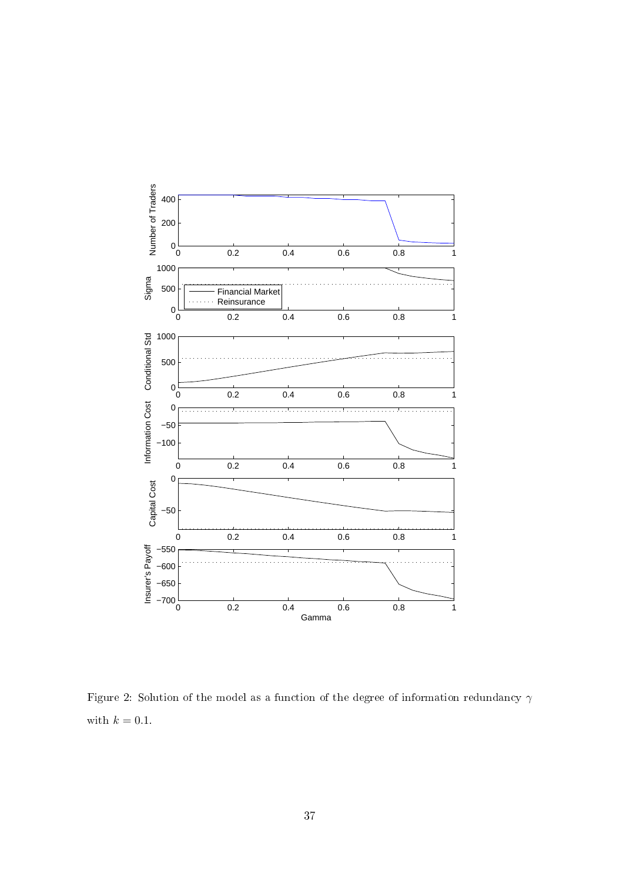Figure 2: Solution of the model as a function of the degree of information redundancy $\gamma$ with $k = 0.1$.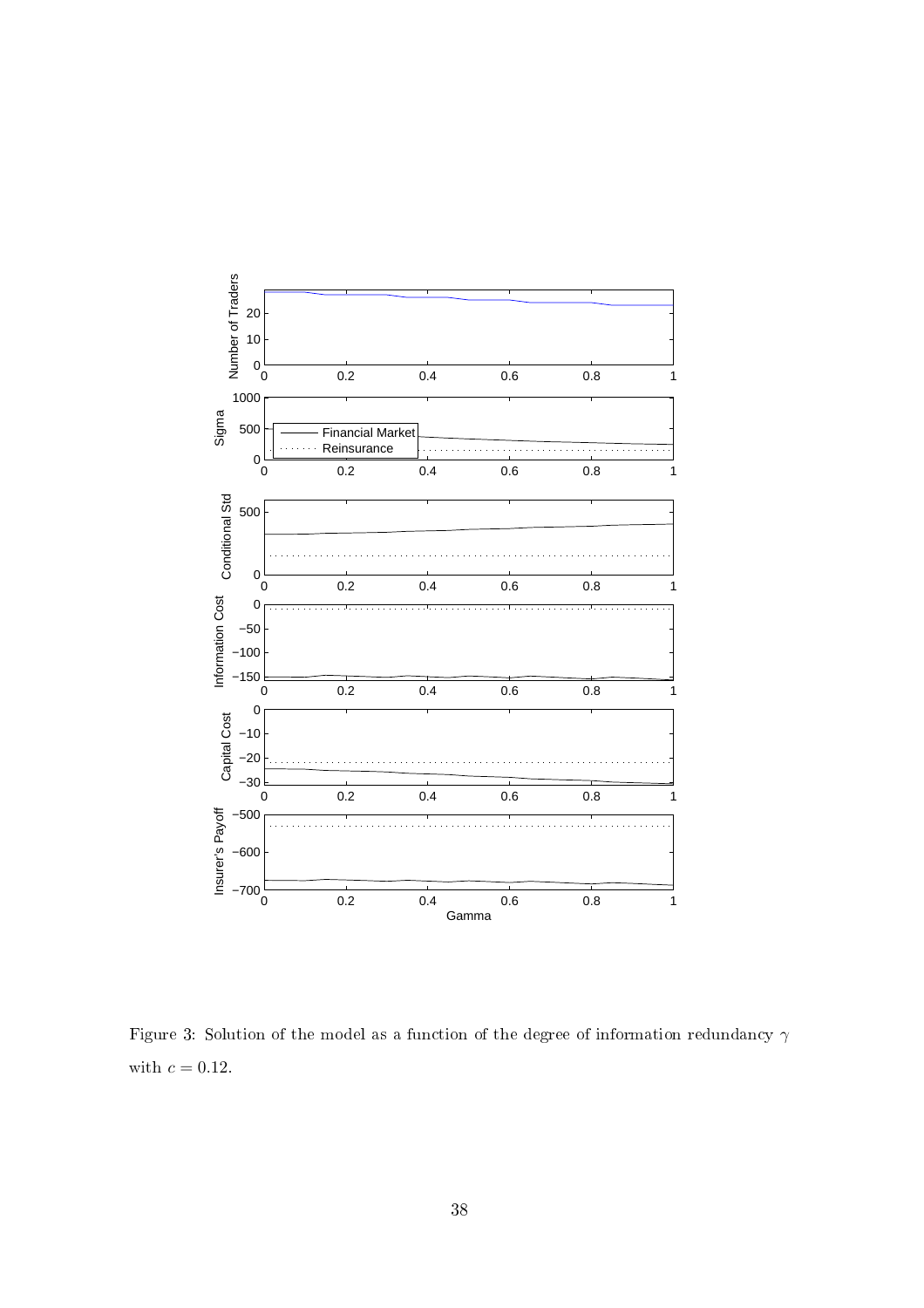Figure 3: Solution of the model as a function of the degree of information redundancy $\gamma$ with $c = 0.12$.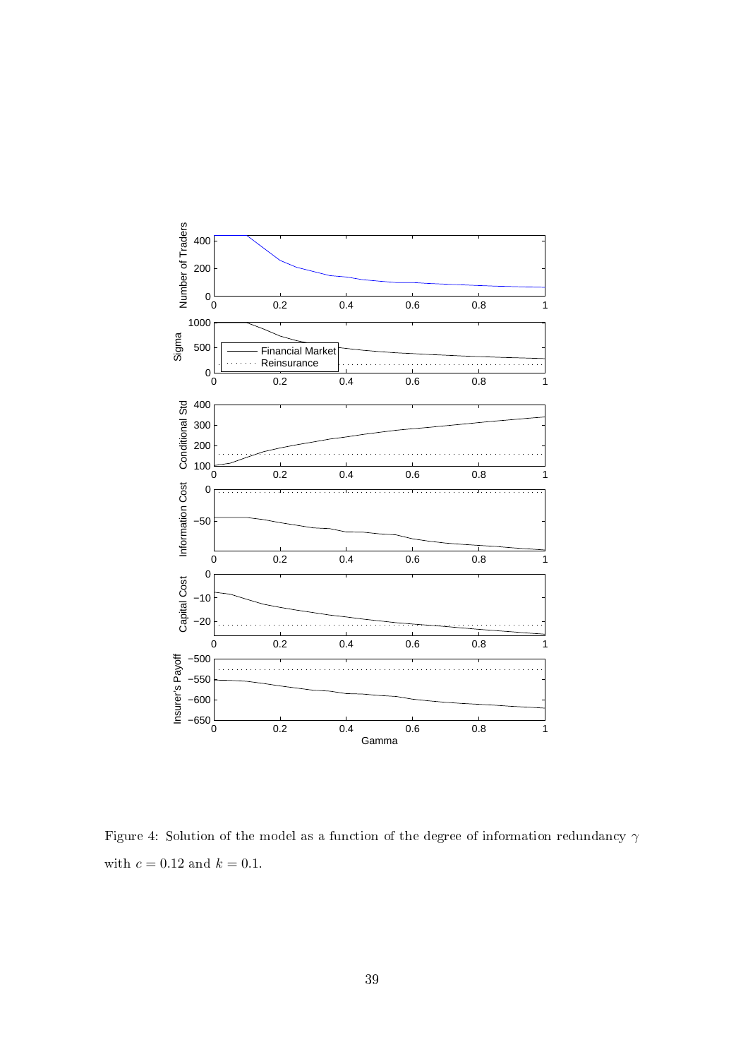Figure 4: Solution of the model as a function of the degree of information redundancy $\gamma$ with $c = 0.12$ and $k = 0.1$.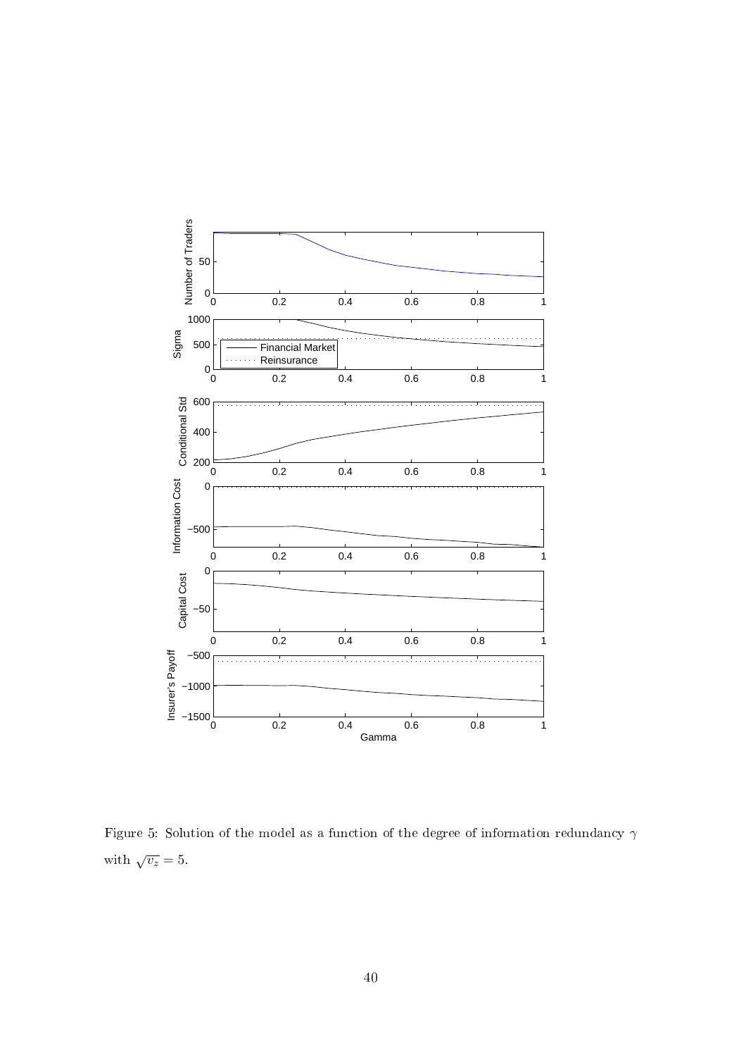Figure 5: Solution of the model as a function of the degree of information redundancy $\gamma$ with $\sqrt{v_z} = 5$.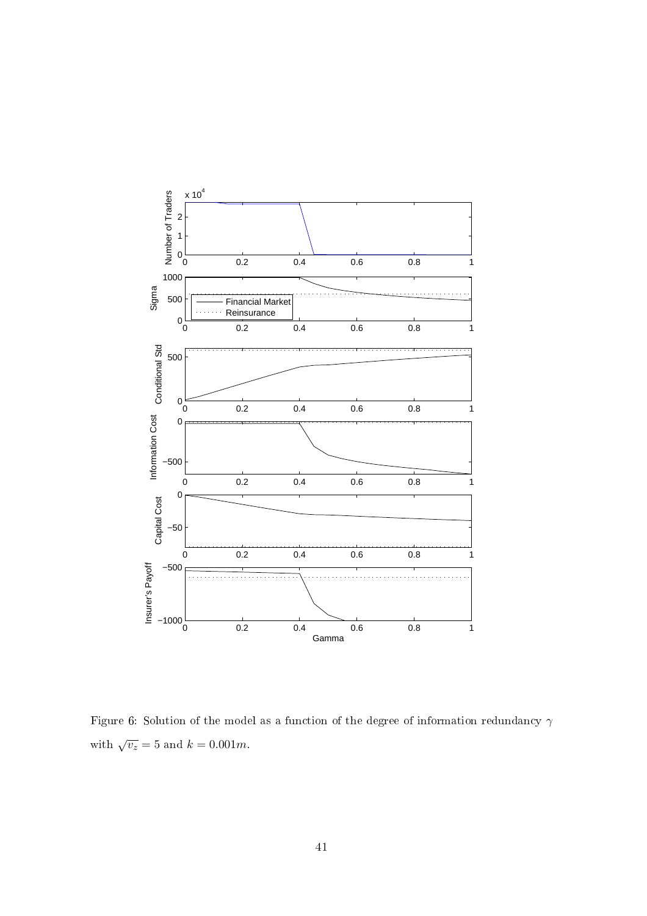Figure 6: Solution of the model as a function of the degree of information redundancy $\gamma$ with $\sqrt{v_z} = 5$ and $k = 0.001m$.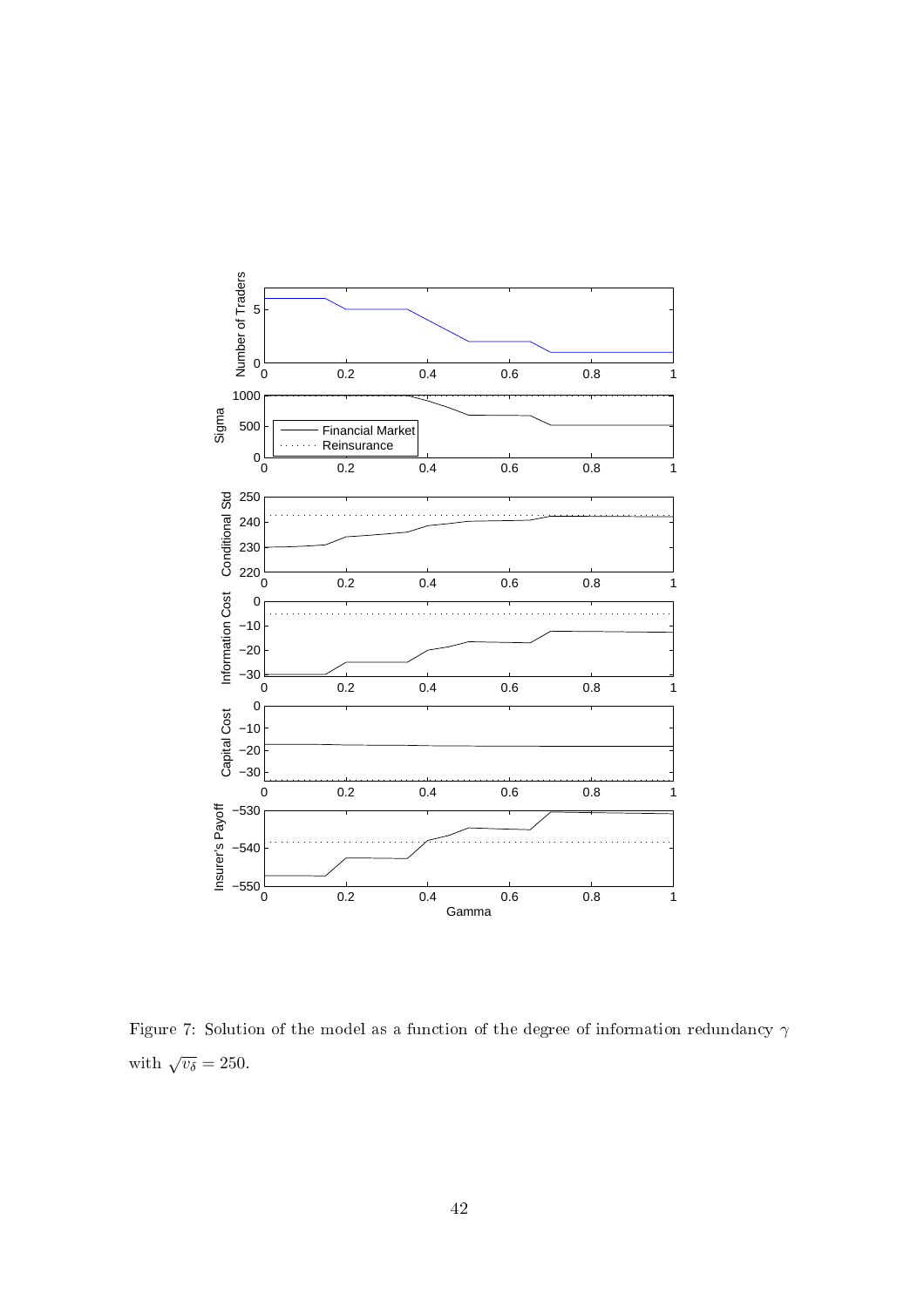Figure 7: Solution of the model as a function of the degree of information redundancy $\gamma$ with $\sqrt{v_\delta} = 250$.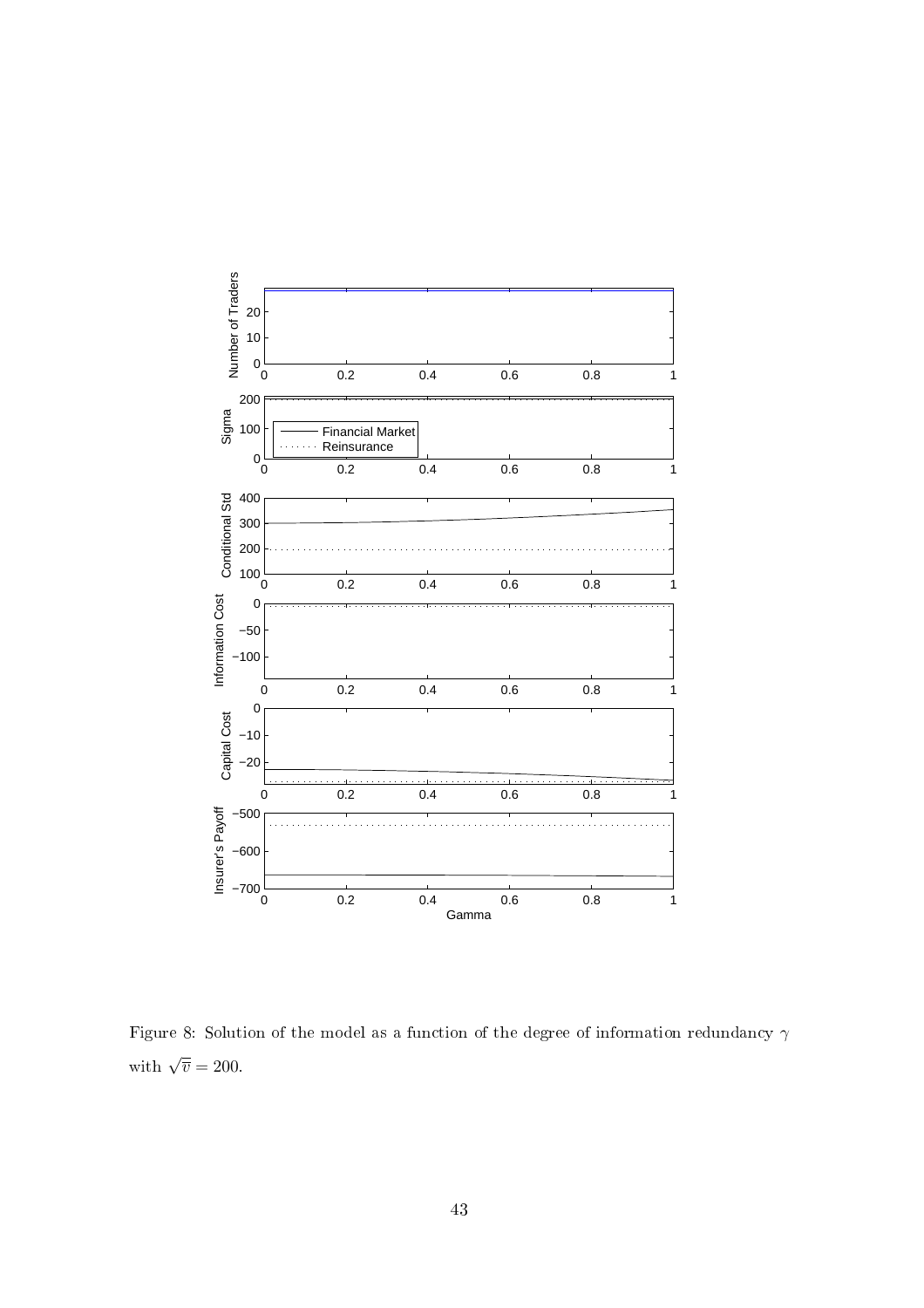Figure 8: Solution of the model as a function of the degree of information redundancy $\gamma$ with $\sqrt{\bar{v}} = 200$.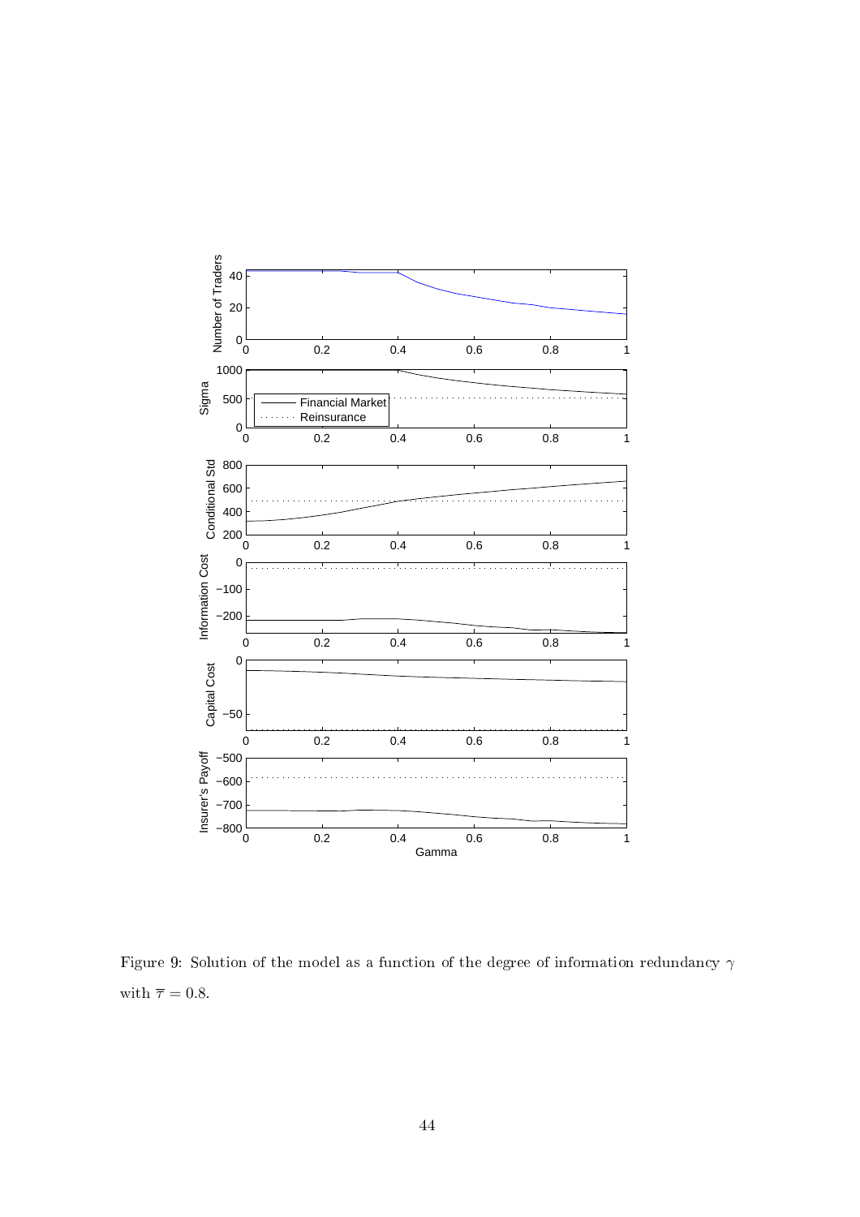Figure 9: Solution of the model as a function of the degree of information redundancy $\gamma$ with $\overline{\tau} = 0.8$.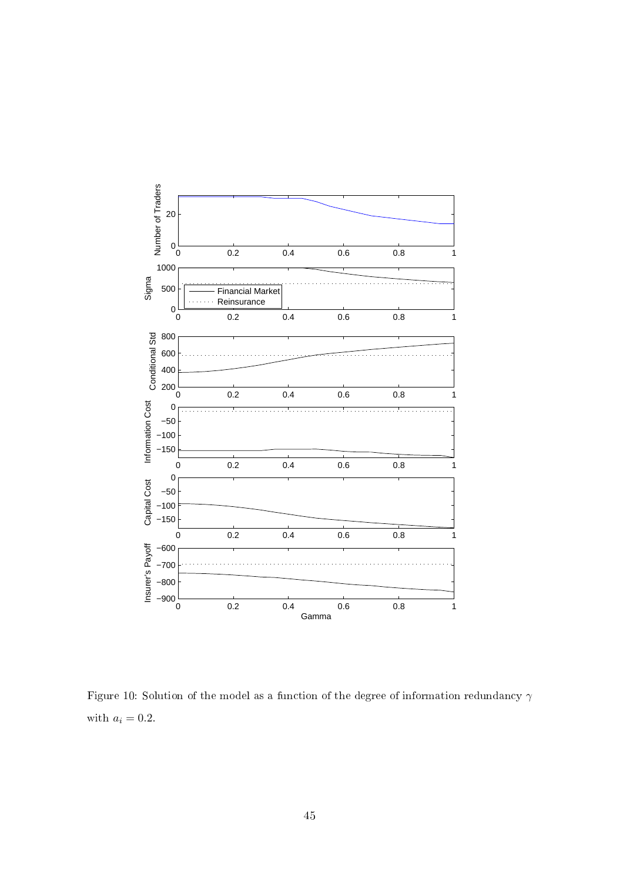Figure 10: Solution of the model as a function of the degree of information redundancy $\gamma$ with $a_i = 0.2$.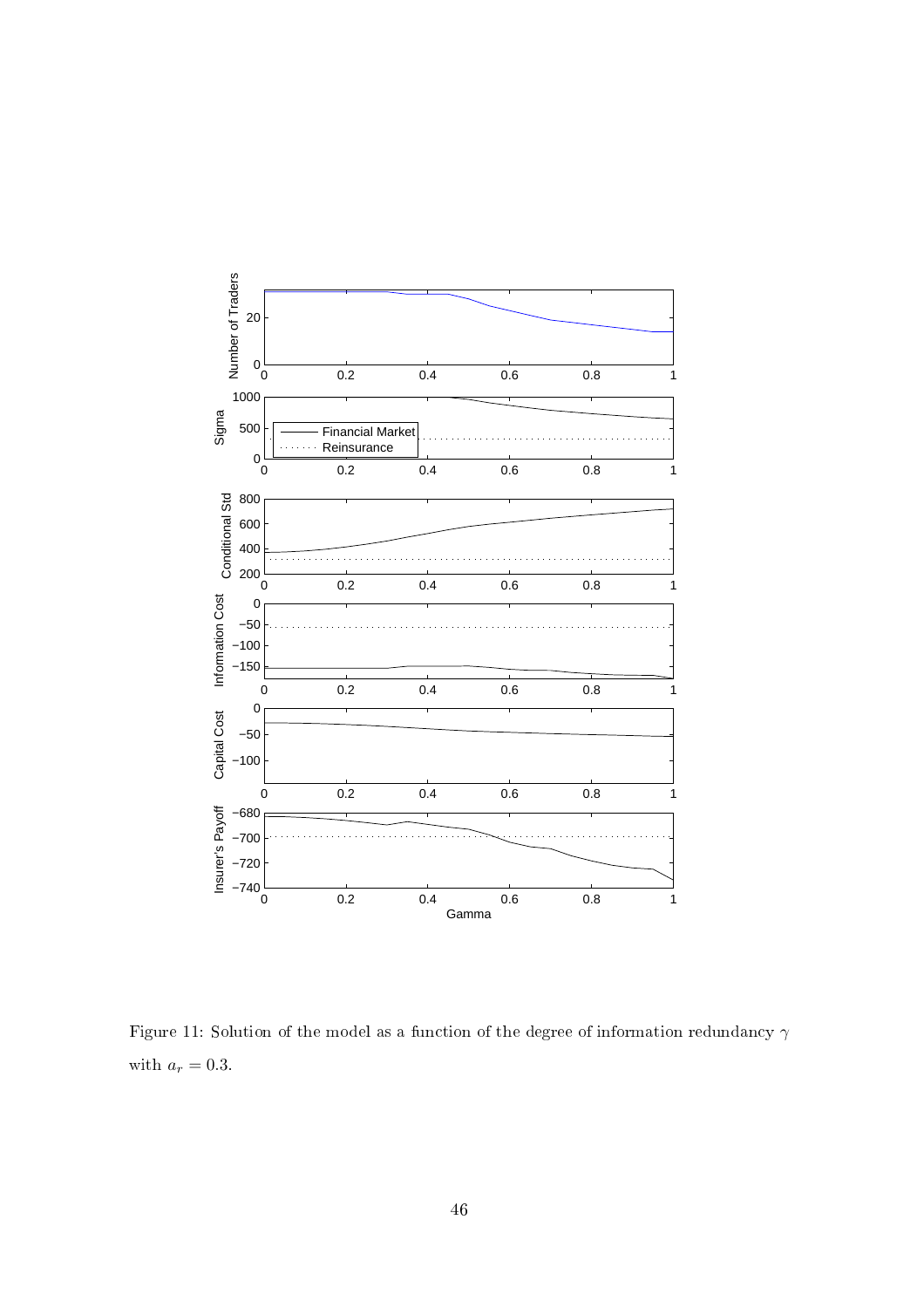Figure 11: Solution of the model as a function of the degree of information redundancy $\gamma$ with $a_r = 0.3$.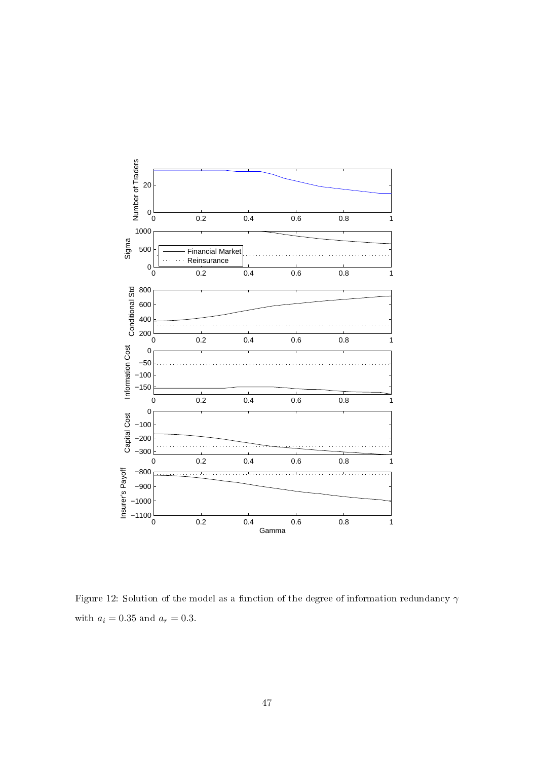Number of Traders
20
0
0
0.2
0.4
0.6
0.8
1

Sigma
1000
500
0
0
0.2
0.4
0.6
0.8
1
Financial Market
Reinsurance

Conditional Std
800
600
400
200
0
0.2
0.4
0.6
0.8
1

Information Cost
0
−50
−100
−150
0
0.2
0.4
0.6
0.8
1

Capital Cost
0
−100
−200
−300
0
0.2
0.4
0.6
0.8
1

Insurer's Payoff
−800
−900
−1000
−1100
0
0.2
0.4
0.6
0.8
1
Gamma

Figure 12: Solution of the model as a function of the degree of information redundancy $\gamma$ with $a_i = 0.35$ and $a_r = 0.3$.